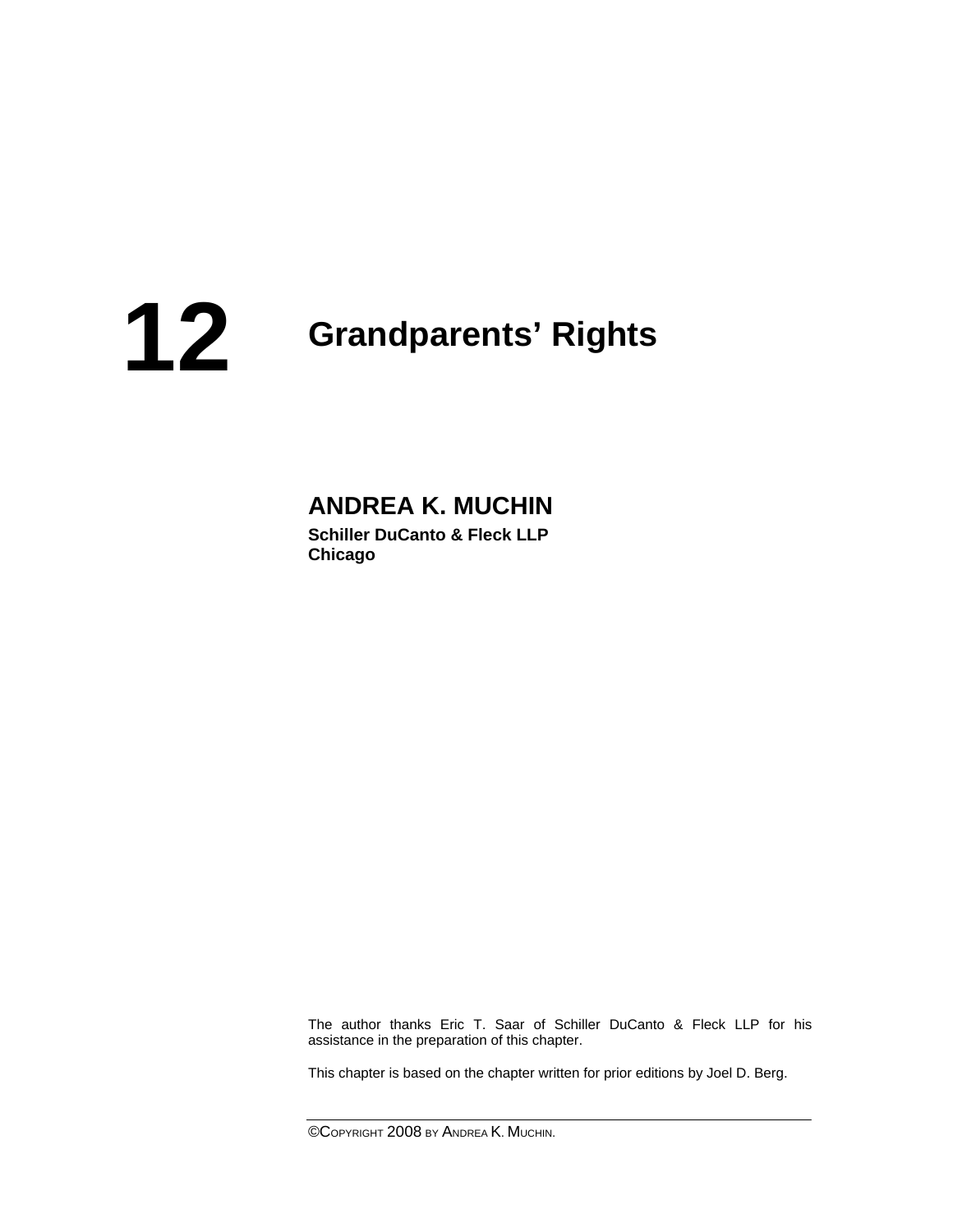# 12 Grandparents' Rights

**ANDREA K. MUCHIN**

**Schiller DuCanto & Fleck LLP**
**Chicago**

The author thanks Eric T. Saar of Schiller DuCanto & Fleck LLP for his assistance in the preparation of this chapter.

This chapter is based on the chapter written for prior editions by Joel D. Berg.

©COPYRIGHT 2008 BY ANDREA K. MUCHIN.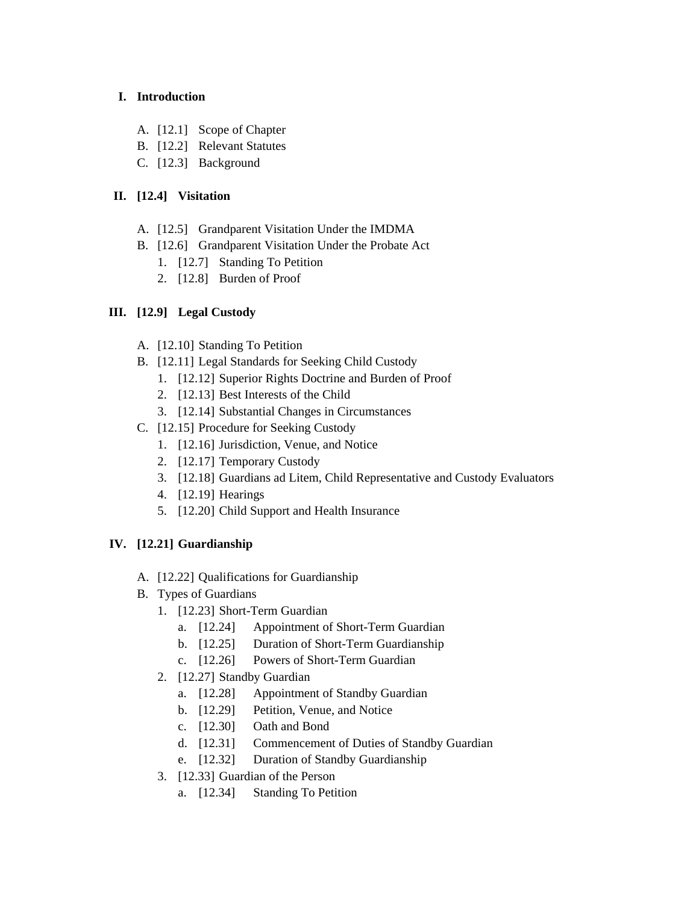**I. Introduction**

- A. [12.1] Scope of Chapter
- B. [12.2] Relevant Statutes
- C. [12.3] Background

**II. [12.4] Visitation**

- A. [12.5] Grandparent Visitation Under the IMDMA
- B. [12.6] Grandparent Visitation Under the Probate Act
  1. [12.7] Standing To Petition
  2. [12.8] Burden of Proof

**III. [12.9] Legal Custody**

- A. [12.10] Standing To Petition
- B. [12.11] Legal Standards for Seeking Child Custody
  1. [12.12] Superior Rights Doctrine and Burden of Proof
  2. [12.13] Best Interests of the Child
  3. [12.14] Substantial Changes in Circumstances
- C. [12.15] Procedure for Seeking Custody
  1. [12.16] Jurisdiction, Venue, and Notice
  2. [12.17] Temporary Custody
  3. [12.18] Guardians ad Litem, Child Representative and Custody Evaluators
  4. [12.19] Hearings
  5. [12.20] Child Support and Health Insurance

**IV. [12.21] Guardianship**

- A. [12.22] Qualifications for Guardianship
- B. Types of Guardians
  1. [12.23] Short-Term Guardian
     - a. [12.24] Appointment of Short-Term Guardian
     - b. [12.25] Duration of Short-Term Guardianship
     - c. [12.26] Powers of Short-Term Guardian
  2. [12.27] Standby Guardian
     - a. [12.28] Appointment of Standby Guardian
     - b. [12.29] Petition, Venue, and Notice
     - c. [12.30] Oath and Bond
     - d. [12.31] Commencement of Duties of Standby Guardian
     - e. [12.32] Duration of Standby Guardianship
  3. [12.33] Guardian of the Person
     - a. [12.34] Standing To Petition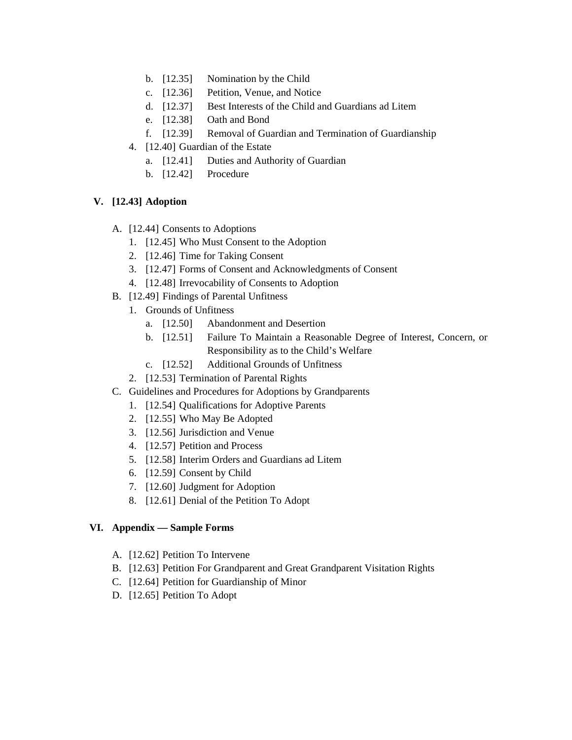- b. [12.35] Nomination by the Child
      - c. [12.36] Petition, Venue, and Notice
      - d. [12.37] Best Interests of the Child and Guardians ad Litem
      - e. [12.38] Oath and Bond
      - f. [12.39] Removal of Guardian and Termination of Guardianship
   4. [12.40] Guardian of the Estate
      - a. [12.41] Duties and Authority of Guardian
      - b. [12.42] Procedure

**V. [12.43] Adoption**

- A. [12.44] Consents to Adoptions
   1. [12.45] Who Must Consent to the Adoption
   2. [12.46] Time for Taking Consent
   3. [12.47] Forms of Consent and Acknowledgments of Consent
   4. [12.48] Irrevocability of Consents to Adoption
- B. [12.49] Findings of Parental Unfitness
   1. Grounds of Unfitness
      - a. [12.50] Abandonment and Desertion
      - b. [12.51] Failure To Maintain a Reasonable Degree of Interest, Concern, or Responsibility as to the Child's Welfare
      - c. [12.52] Additional Grounds of Unfitness
   2. [12.53] Termination of Parental Rights
- C. Guidelines and Procedures for Adoptions by Grandparents
   1. [12.54] Qualifications for Adoptive Parents
   2. [12.55] Who May Be Adopted
   3. [12.56] Jurisdiction and Venue
   4. [12.57] Petition and Process
   5. [12.58] Interim Orders and Guardians ad Litem
   6. [12.59] Consent by Child
   7. [12.60] Judgment for Adoption
   8. [12.61] Denial of the Petition To Adopt

**VI. Appendix — Sample Forms**

- A. [12.62] Petition To Intervene
- B. [12.63] Petition For Grandparent and Great Grandparent Visitation Rights
- C. [12.64] Petition for Guardianship of Minor
- D. [12.65] Petition To Adopt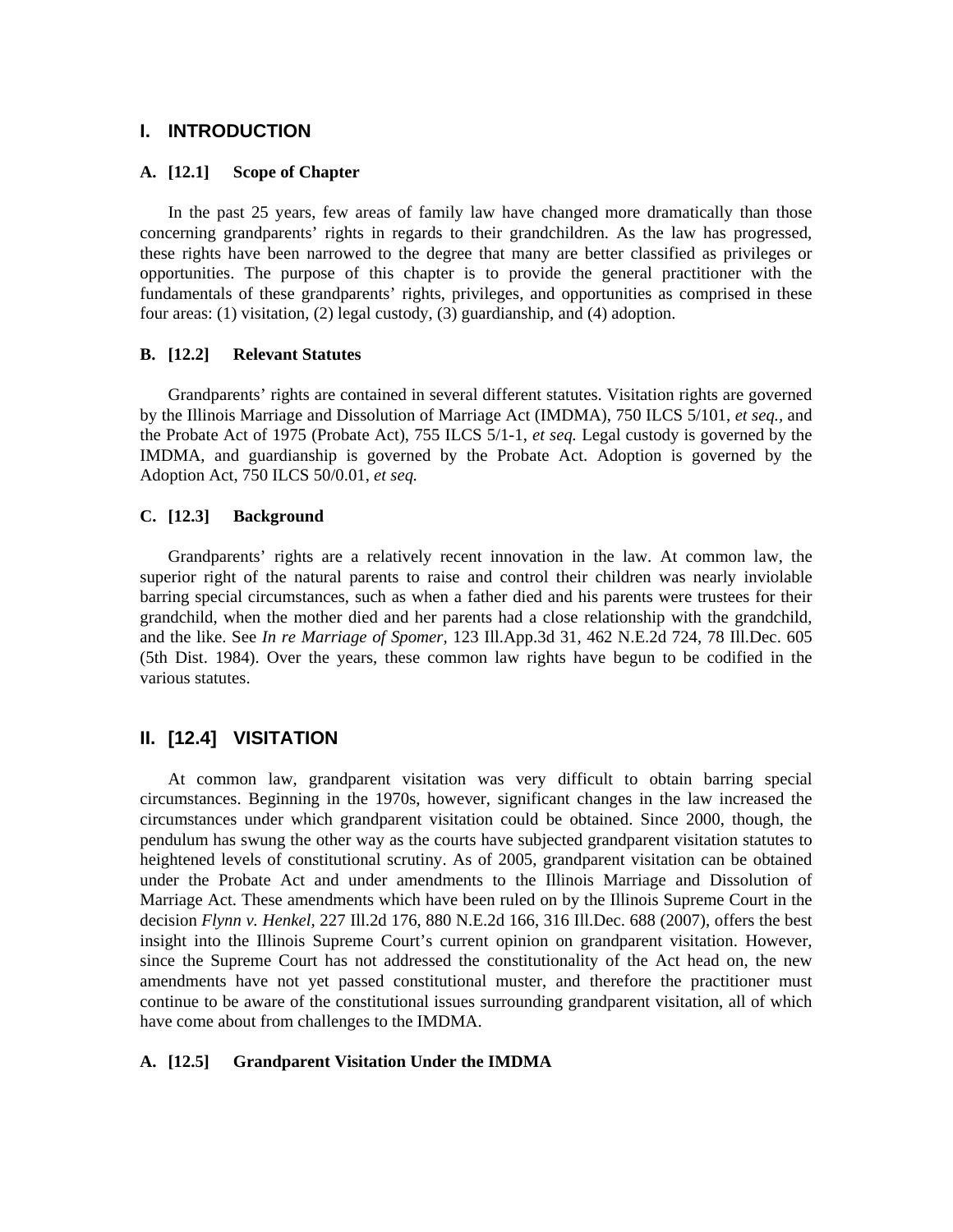# I. INTRODUCTION

### A. [12.1] Scope of Chapter

In the past 25 years, few areas of family law have changed more dramatically than those concerning grandparents' rights in regards to their grandchildren. As the law has progressed, these rights have been narrowed to the degree that many are better classified as privileges or opportunities. The purpose of this chapter is to provide the general practitioner with the fundamentals of these grandparents' rights, privileges, and opportunities as comprised in these four areas: (1) visitation, (2) legal custody, (3) guardianship, and (4) adoption.

### B. [12.2] Relevant Statutes

Grandparents' rights are contained in several different statutes. Visitation rights are governed by the Illinois Marriage and Dissolution of Marriage Act (IMDMA), 750 ILCS 5/101, *et seq.*, and the Probate Act of 1975 (Probate Act), 755 ILCS 5/1-1, *et seq.* Legal custody is governed by the IMDMA, and guardianship is governed by the Probate Act. Adoption is governed by the Adoption Act, 750 ILCS 50/0.01, *et seq.*

### C. [12.3] Background

Grandparents' rights are a relatively recent innovation in the law. At common law, the superior right of the natural parents to raise and control their children was nearly inviolable barring special circumstances, such as when a father died and his parents were trustees for their grandchild, when the mother died and her parents had a close relationship with the grandchild, and the like. See *In re Marriage of Spomer,* 123 Ill.App.3d 31, 462 N.E.2d 724, 78 Ill.Dec. 605 (5th Dist. 1984). Over the years, these common law rights have begun to be codified in the various statutes.

# II. [12.4] VISITATION

At common law, grandparent visitation was very difficult to obtain barring special circumstances. Beginning in the 1970s, however, significant changes in the law increased the circumstances under which grandparent visitation could be obtained. Since 2000, though, the pendulum has swung the other way as the courts have subjected grandparent visitation statutes to heightened levels of constitutional scrutiny. As of 2005, grandparent visitation can be obtained under the Probate Act and under amendments to the Illinois Marriage and Dissolution of Marriage Act. These amendments which have been ruled on by the Illinois Supreme Court in the decision *Flynn v. Henkel,* 227 Ill.2d 176, 880 N.E.2d 166, 316 Ill.Dec. 688 (2007), offers the best insight into the Illinois Supreme Court's current opinion on grandparent visitation. However, since the Supreme Court has not addressed the constitutionality of the Act head on, the new amendments have not yet passed constitutional muster, and therefore the practitioner must continue to be aware of the constitutional issues surrounding grandparent visitation, all of which have come about from challenges to the IMDMA.

### A. [12.5] Grandparent Visitation Under the IMDMA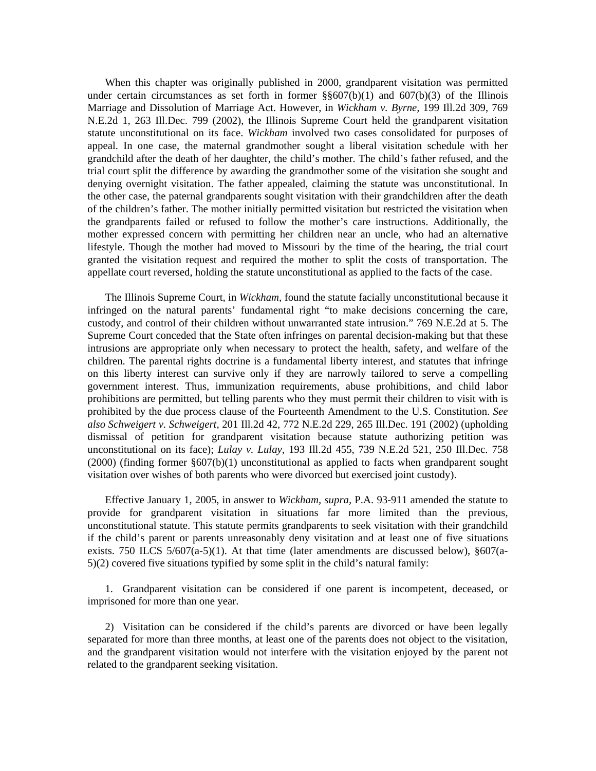When this chapter was originally published in 2000, grandparent visitation was permitted under certain circumstances as set forth in former §§607(b)(1) and 607(b)(3) of the Illinois Marriage and Dissolution of Marriage Act. However, in *Wickham v. Byrne,* 199 Ill.2d 309, 769 N.E.2d 1, 263 Ill.Dec. 799 (2002), the Illinois Supreme Court held the grandparent visitation statute unconstitutional on its face. *Wickham* involved two cases consolidated for purposes of appeal. In one case, the maternal grandmother sought a liberal visitation schedule with her grandchild after the death of her daughter, the child's mother. The child's father refused, and the trial court split the difference by awarding the grandmother some of the visitation she sought and denying overnight visitation. The father appealed, claiming the statute was unconstitutional. In the other case, the paternal grandparents sought visitation with their grandchildren after the death of the children's father. The mother initially permitted visitation but restricted the visitation when the grandparents failed or refused to follow the mother's care instructions. Additionally, the mother expressed concern with permitting her children near an uncle, who had an alternative lifestyle. Though the mother had moved to Missouri by the time of the hearing, the trial court granted the visitation request and required the mother to split the costs of transportation. The appellate court reversed, holding the statute unconstitutional as applied to the facts of the case.

The Illinois Supreme Court, in *Wickham,* found the statute facially unconstitutional because it infringed on the natural parents' fundamental right "to make decisions concerning the care, custody, and control of their children without unwarranted state intrusion." 769 N.E.2d at 5. The Supreme Court conceded that the State often infringes on parental decision-making but that these intrusions are appropriate only when necessary to protect the health, safety, and welfare of the children. The parental rights doctrine is a fundamental liberty interest, and statutes that infringe on this liberty interest can survive only if they are narrowly tailored to serve a compelling government interest. Thus, immunization requirements, abuse prohibitions, and child labor prohibitions are permitted, but telling parents who they must permit their children to visit with is prohibited by the due process clause of the Fourteenth Amendment to the U.S. Constitution. *See also Schweigert v. Schweigert,* 201 Ill.2d 42, 772 N.E.2d 229, 265 Ill.Dec. 191 (2002) (upholding dismissal of petition for grandparent visitation because statute authorizing petition was unconstitutional on its face); *Lulay v. Lulay,* 193 Ill.2d 455, 739 N.E.2d 521, 250 Ill.Dec. 758 (2000) (finding former §607(b)(1) unconstitutional as applied to facts when grandparent sought visitation over wishes of both parents who were divorced but exercised joint custody).

Effective January 1, 2005, in answer to *Wickham, supra,* P.A. 93-911 amended the statute to provide for grandparent visitation in situations far more limited than the previous, unconstitutional statute. This statute permits grandparents to seek visitation with their grandchild if the child's parent or parents unreasonably deny visitation and at least one of five situations exists. 750 ILCS 5/607(a-5)(1). At that time (later amendments are discussed below), §607(a-5)(2) covered five situations typified by some split in the child's natural family:

1. Grandparent visitation can be considered if one parent is incompetent, deceased, or imprisoned for more than one year.

2) Visitation can be considered if the child's parents are divorced or have been legally separated for more than three months, at least one of the parents does not object to the visitation, and the grandparent visitation would not interfere with the visitation enjoyed by the parent not related to the grandparent seeking visitation.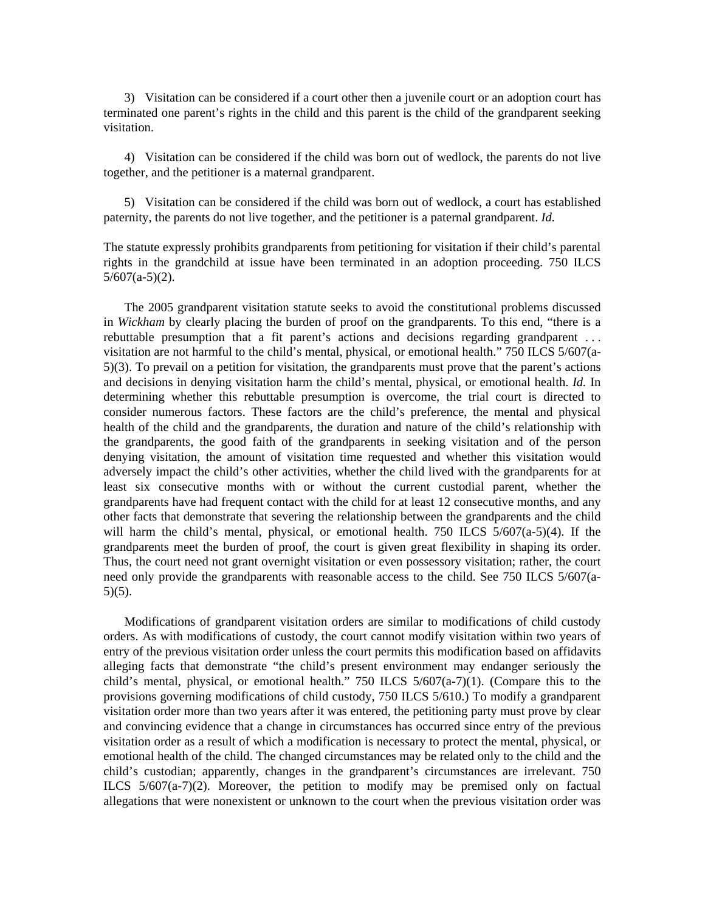3) Visitation can be considered if a court other then a juvenile court or an adoption court has terminated one parent's rights in the child and this parent is the child of the grandparent seeking visitation.

4) Visitation can be considered if the child was born out of wedlock, the parents do not live together, and the petitioner is a maternal grandparent.

5) Visitation can be considered if the child was born out of wedlock, a court has established paternity, the parents do not live together, and the petitioner is a paternal grandparent. *Id.*

The statute expressly prohibits grandparents from petitioning for visitation if their child's parental rights in the grandchild at issue have been terminated in an adoption proceeding. 750 ILCS 5/607(a-5)(2).

The 2005 grandparent visitation statute seeks to avoid the constitutional problems discussed in *Wickham* by clearly placing the burden of proof on the grandparents. To this end, "there is a rebuttable presumption that a fit parent's actions and decisions regarding grandparent . . . visitation are not harmful to the child's mental, physical, or emotional health." 750 ILCS 5/607(a-5)(3). To prevail on a petition for visitation, the grandparents must prove that the parent's actions and decisions in denying visitation harm the child's mental, physical, or emotional health. *Id.* In determining whether this rebuttable presumption is overcome, the trial court is directed to consider numerous factors. These factors are the child's preference, the mental and physical health of the child and the grandparents, the duration and nature of the child's relationship with the grandparents, the good faith of the grandparents in seeking visitation and of the person denying visitation, the amount of visitation time requested and whether this visitation would adversely impact the child's other activities, whether the child lived with the grandparents for at least six consecutive months with or without the current custodial parent, whether the grandparents have had frequent contact with the child for at least 12 consecutive months, and any other facts that demonstrate that severing the relationship between the grandparents and the child will harm the child's mental, physical, or emotional health. 750 ILCS 5/607(a-5)(4). If the grandparents meet the burden of proof, the court is given great flexibility in shaping its order. Thus, the court need not grant overnight visitation or even possessory visitation; rather, the court need only provide the grandparents with reasonable access to the child. See 750 ILCS 5/607(a-5)(5).

Modifications of grandparent visitation orders are similar to modifications of child custody orders. As with modifications of custody, the court cannot modify visitation within two years of entry of the previous visitation order unless the court permits this modification based on affidavits alleging facts that demonstrate "the child's present environment may endanger seriously the child's mental, physical, or emotional health." 750 ILCS 5/607(a-7)(1). (Compare this to the provisions governing modifications of child custody, 750 ILCS 5/610.) To modify a grandparent visitation order more than two years after it was entered, the petitioning party must prove by clear and convincing evidence that a change in circumstances has occurred since entry of the previous visitation order as a result of which a modification is necessary to protect the mental, physical, or emotional health of the child. The changed circumstances may be related only to the child and the child's custodian; apparently, changes in the grandparent's circumstances are irrelevant. 750 ILCS 5/607(a-7)(2). Moreover, the petition to modify may be premised only on factual allegations that were nonexistent or unknown to the court when the previous visitation order was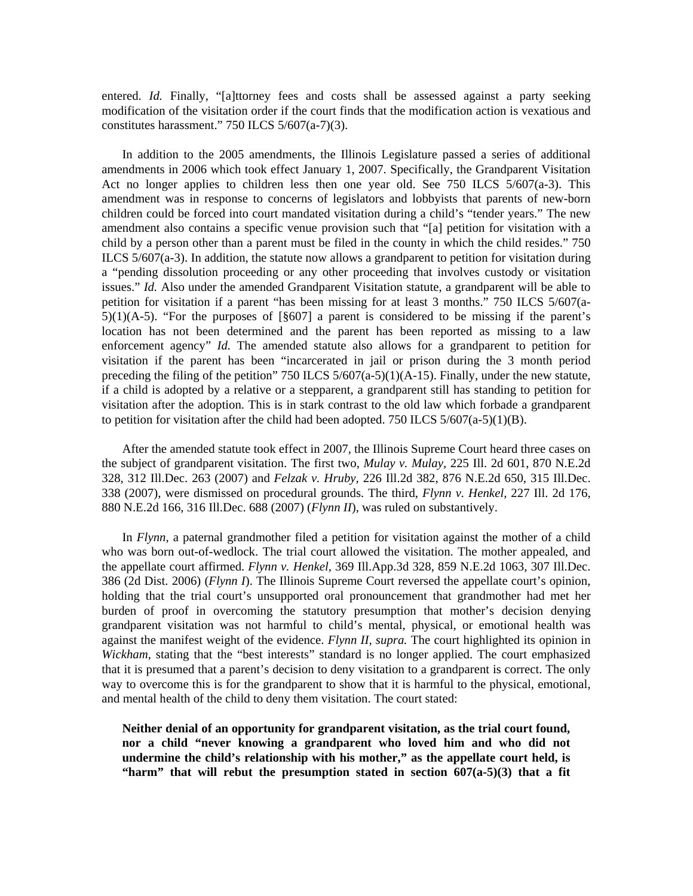entered. *Id.* Finally, "[a]ttorney fees and costs shall be assessed against a party seeking modification of the visitation order if the court finds that the modification action is vexatious and constitutes harassment." 750 ILCS 5/607(a-7)(3).

In addition to the 2005 amendments, the Illinois Legislature passed a series of additional amendments in 2006 which took effect January 1, 2007. Specifically, the Grandparent Visitation Act no longer applies to children less then one year old. See 750 ILCS 5/607(a-3). This amendment was in response to concerns of legislators and lobbyists that parents of new-born children could be forced into court mandated visitation during a child's "tender years." The new amendment also contains a specific venue provision such that "[a] petition for visitation with a child by a person other than a parent must be filed in the county in which the child resides." 750 ILCS 5/607(a-3). In addition, the statute now allows a grandparent to petition for visitation during a "pending dissolution proceeding or any other proceeding that involves custody or visitation issues." *Id.* Also under the amended Grandparent Visitation statute, a grandparent will be able to petition for visitation if a parent "has been missing for at least 3 months." 750 ILCS 5/607(a-5)(1)(A-5). "For the purposes of [§607] a parent is considered to be missing if the parent's location has not been determined and the parent has been reported as missing to a law enforcement agency" *Id.* The amended statute also allows for a grandparent to petition for visitation if the parent has been "incarcerated in jail or prison during the 3 month period preceding the filing of the petition" 750 ILCS 5/607(a-5)(1)(A-15). Finally, under the new statute, if a child is adopted by a relative or a stepparent, a grandparent still has standing to petition for visitation after the adoption. This is in stark contrast to the old law which forbade a grandparent to petition for visitation after the child had been adopted. 750 ILCS 5/607(a-5)(1)(B).

After the amended statute took effect in 2007, the Illinois Supreme Court heard three cases on the subject of grandparent visitation. The first two, *Mulay v. Mulay,* 225 Ill. 2d 601, 870 N.E.2d 328, 312 Ill.Dec. 263 (2007) and *Felzak v. Hruby,* 226 Ill.2d 382, 876 N.E.2d 650, 315 Ill.Dec. 338 (2007), were dismissed on procedural grounds. The third, *Flynn v. Henkel,* 227 Ill. 2d 176, 880 N.E.2d 166, 316 Ill.Dec. 688 (2007) (*Flynn II*), was ruled on substantively.

In *Flynn,* a paternal grandmother filed a petition for visitation against the mother of a child who was born out-of-wedlock. The trial court allowed the visitation. The mother appealed, and the appellate court affirmed. *Flynn v. Henkel,* 369 Ill.App.3d 328, 859 N.E.2d 1063, 307 Ill.Dec. 386 (2d Dist. 2006) (*Flynn I*). The Illinois Supreme Court reversed the appellate court's opinion, holding that the trial court's unsupported oral pronouncement that grandmother had met her burden of proof in overcoming the statutory presumption that mother's decision denying grandparent visitation was not harmful to child's mental, physical, or emotional health was against the manifest weight of the evidence. *Flynn II, supra.* The court highlighted its opinion in *Wickham*, stating that the "best interests" standard is no longer applied. The court emphasized that it is presumed that a parent's decision to deny visitation to a grandparent is correct. The only way to overcome this is for the grandparent to show that it is harmful to the physical, emotional, and mental health of the child to deny them visitation. The court stated:

> **Neither denial of an opportunity for grandparent visitation, as the trial court found, nor a child "never knowing a grandparent who loved him and who did not undermine the child's relationship with his mother," as the appellate court held, is "harm" that will rebut the presumption stated in section 607(a-5)(3) that a fit**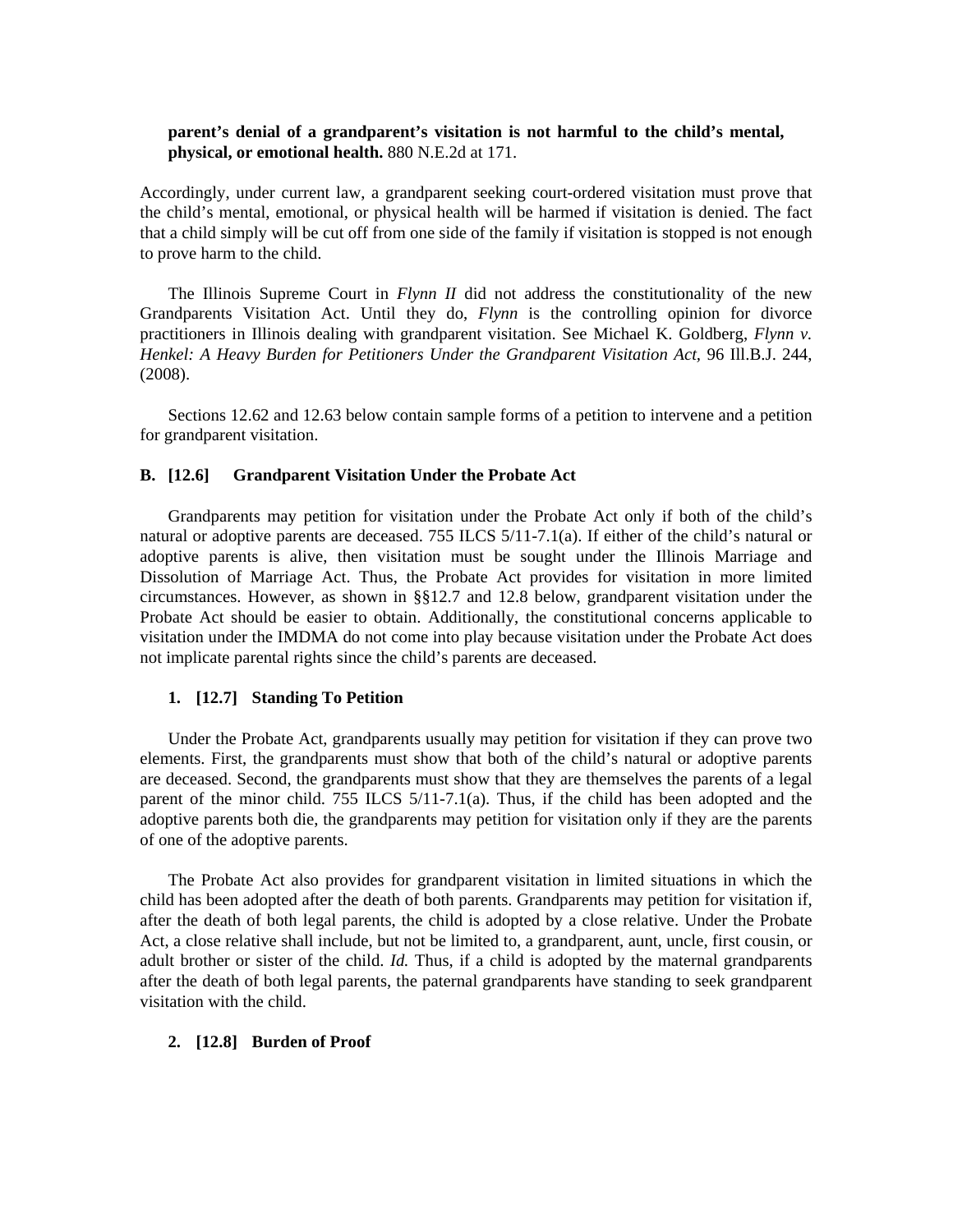**parent's denial of a grandparent's visitation is not harmful to the child's mental, physical, or emotional health.** 880 N.E.2d at 171.

Accordingly, under current law, a grandparent seeking court-ordered visitation must prove that the child's mental, emotional, or physical health will be harmed if visitation is denied. The fact that a child simply will be cut off from one side of the family if visitation is stopped is not enough to prove harm to the child.

The Illinois Supreme Court in *Flynn II* did not address the constitutionality of the new Grandparents Visitation Act. Until they do, *Flynn* is the controlling opinion for divorce practitioners in Illinois dealing with grandparent visitation. See Michael K. Goldberg, *Flynn v. Henkel: A Heavy Burden for Petitioners Under the Grandparent Visitation Act,* 96 Ill.B.J. 244, (2008).

Sections 12.62 and 12.63 below contain sample forms of a petition to intervene and a petition for grandparent visitation.

## B. [12.6] Grandparent Visitation Under the Probate Act

Grandparents may petition for visitation under the Probate Act only if both of the child's natural or adoptive parents are deceased. 755 ILCS 5/11-7.1(a). If either of the child's natural or adoptive parents is alive, then visitation must be sought under the Illinois Marriage and Dissolution of Marriage Act. Thus, the Probate Act provides for visitation in more limited circumstances. However, as shown in §§12.7 and 12.8 below, grandparent visitation under the Probate Act should be easier to obtain. Additionally, the constitutional concerns applicable to visitation under the IMDMA do not come into play because visitation under the Probate Act does not implicate parental rights since the child's parents are deceased.

### 1. [12.7] Standing To Petition

Under the Probate Act, grandparents usually may petition for visitation if they can prove two elements. First, the grandparents must show that both of the child's natural or adoptive parents are deceased. Second, the grandparents must show that they are themselves the parents of a legal parent of the minor child. 755 ILCS 5/11-7.1(a). Thus, if the child has been adopted and the adoptive parents both die, the grandparents may petition for visitation only if they are the parents of one of the adoptive parents.

The Probate Act also provides for grandparent visitation in limited situations in which the child has been adopted after the death of both parents. Grandparents may petition for visitation if, after the death of both legal parents, the child is adopted by a close relative. Under the Probate Act, a close relative shall include, but not be limited to, a grandparent, aunt, uncle, first cousin, or adult brother or sister of the child. *Id.* Thus, if a child is adopted by the maternal grandparents after the death of both legal parents, the paternal grandparents have standing to seek grandparent visitation with the child.

### 2. [12.8] Burden of Proof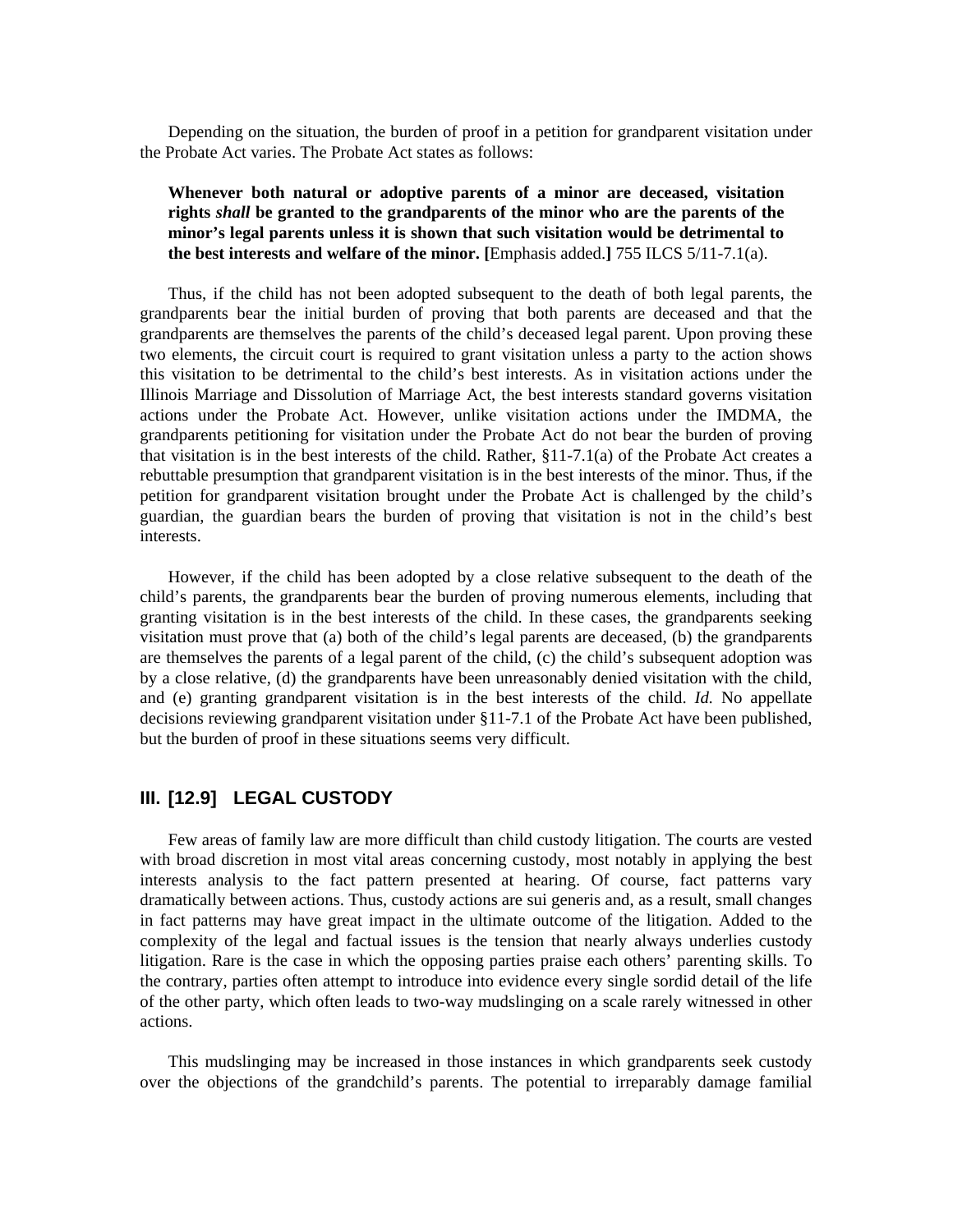Depending on the situation, the burden of proof in a petition for grandparent visitation under the Probate Act varies. The Probate Act states as follows:

> **Whenever both natural or adoptive parents of a minor are deceased, visitation rights *shall* be granted to the grandparents of the minor who are the parents of the minor's legal parents unless it is shown that such visitation would be detrimental to the best interests and welfare of the minor. [**Emphasis added.**]** 755 ILCS 5/11-7.1(a).

Thus, if the child has not been adopted subsequent to the death of both legal parents, the grandparents bear the initial burden of proving that both parents are deceased and that the grandparents are themselves the parents of the child's deceased legal parent. Upon proving these two elements, the circuit court is required to grant visitation unless a party to the action shows this visitation to be detrimental to the child's best interests. As in visitation actions under the Illinois Marriage and Dissolution of Marriage Act, the best interests standard governs visitation actions under the Probate Act. However, unlike visitation actions under the IMDMA, the grandparents petitioning for visitation under the Probate Act do not bear the burden of proving that visitation is in the best interests of the child. Rather, §11-7.1(a) of the Probate Act creates a rebuttable presumption that grandparent visitation is in the best interests of the minor. Thus, if the petition for grandparent visitation brought under the Probate Act is challenged by the child's guardian, the guardian bears the burden of proving that visitation is not in the child's best interests.

However, if the child has been adopted by a close relative subsequent to the death of the child's parents, the grandparents bear the burden of proving numerous elements, including that granting visitation is in the best interests of the child. In these cases, the grandparents seeking visitation must prove that (a) both of the child's legal parents are deceased, (b) the grandparents are themselves the parents of a legal parent of the child, (c) the child's subsequent adoption was by a close relative, (d) the grandparents have been unreasonably denied visitation with the child, and (e) granting grandparent visitation is in the best interests of the child. *Id.* No appellate decisions reviewing grandparent visitation under §11-7.1 of the Probate Act have been published, but the burden of proof in these situations seems very difficult.

## III. [12.9] LEGAL CUSTODY

Few areas of family law are more difficult than child custody litigation. The courts are vested with broad discretion in most vital areas concerning custody, most notably in applying the best interests analysis to the fact pattern presented at hearing. Of course, fact patterns vary dramatically between actions. Thus, custody actions are sui generis and, as a result, small changes in fact patterns may have great impact in the ultimate outcome of the litigation. Added to the complexity of the legal and factual issues is the tension that nearly always underlies custody litigation. Rare is the case in which the opposing parties praise each others' parenting skills. To the contrary, parties often attempt to introduce into evidence every single sordid detail of the life of the other party, which often leads to two-way mudslinging on a scale rarely witnessed in other actions.

This mudslinging may be increased in those instances in which grandparents seek custody over the objections of the grandchild's parents. The potential to irreparably damage familial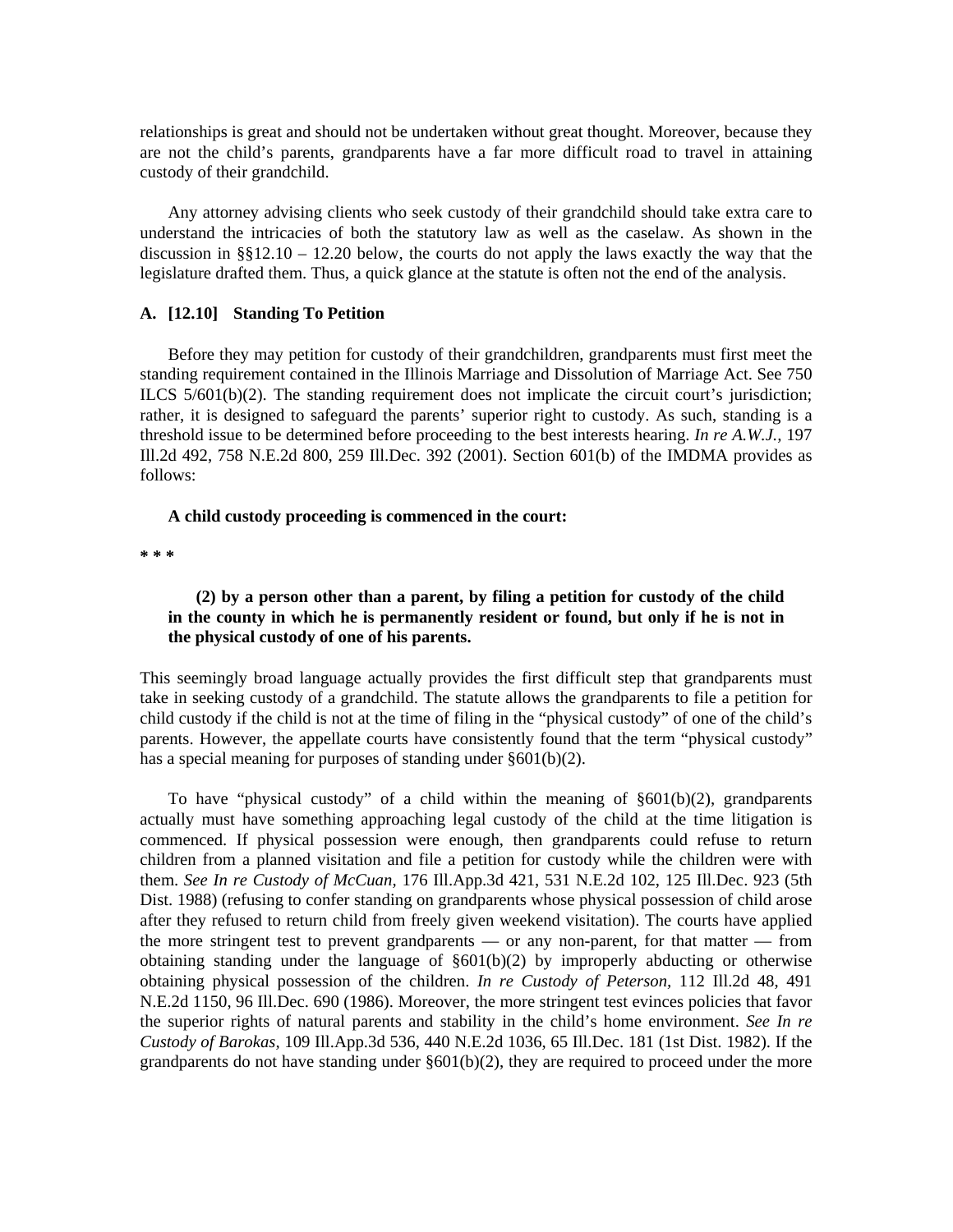relationships is great and should not be undertaken without great thought. Moreover, because they are not the child's parents, grandparents have a far more difficult road to travel in attaining custody of their grandchild.

Any attorney advising clients who seek custody of their grandchild should take extra care to understand the intricacies of both the statutory law as well as the caselaw. As shown in the discussion in §§12.10 – 12.20 below, the courts do not apply the laws exactly the way that the legislature drafted them. Thus, a quick glance at the statute is often not the end of the analysis.

### A. [12.10] Standing To Petition

Before they may petition for custody of their grandchildren, grandparents must first meet the standing requirement contained in the Illinois Marriage and Dissolution of Marriage Act. See 750 ILCS 5/601(b)(2). The standing requirement does not implicate the circuit court's jurisdiction; rather, it is designed to safeguard the parents' superior right to custody. As such, standing is a threshold issue to be determined before proceeding to the best interests hearing. *In re A.W.J.,* 197 Ill.2d 492, 758 N.E.2d 800, 259 Ill.Dec. 392 (2001). Section 601(b) of the IMDMA provides as follows:

**A child custody proceeding is commenced in the court:**

*** 

> **(2) by a person other than a parent, by filing a petition for custody of the child in the county in which he is permanently resident or found, but only if he is not in the physical custody of one of his parents.**

This seemingly broad language actually provides the first difficult step that grandparents must take in seeking custody of a grandchild. The statute allows the grandparents to file a petition for child custody if the child is not at the time of filing in the "physical custody" of one of the child's parents. However, the appellate courts have consistently found that the term "physical custody" has a special meaning for purposes of standing under §601(b)(2).

To have "physical custody" of a child within the meaning of §601(b)(2), grandparents actually must have something approaching legal custody of the child at the time litigation is commenced. If physical possession were enough, then grandparents could refuse to return children from a planned visitation and file a petition for custody while the children were with them. *See In re Custody of McCuan,* 176 Ill.App.3d 421, 531 N.E.2d 102, 125 Ill.Dec. 923 (5th Dist. 1988) (refusing to confer standing on grandparents whose physical possession of child arose after they refused to return child from freely given weekend visitation). The courts have applied the more stringent test to prevent grandparents — or any non-parent, for that matter — from obtaining standing under the language of §601(b)(2) by improperly abducting or otherwise obtaining physical possession of the children. *In re Custody of Peterson,* 112 Ill.2d 48, 491 N.E.2d 1150, 96 Ill.Dec. 690 (1986). Moreover, the more stringent test evinces policies that favor the superior rights of natural parents and stability in the child's home environment. *See In re Custody of Barokas,* 109 Ill.App.3d 536, 440 N.E.2d 1036, 65 Ill.Dec. 181 (1st Dist. 1982). If the grandparents do not have standing under §601(b)(2), they are required to proceed under the more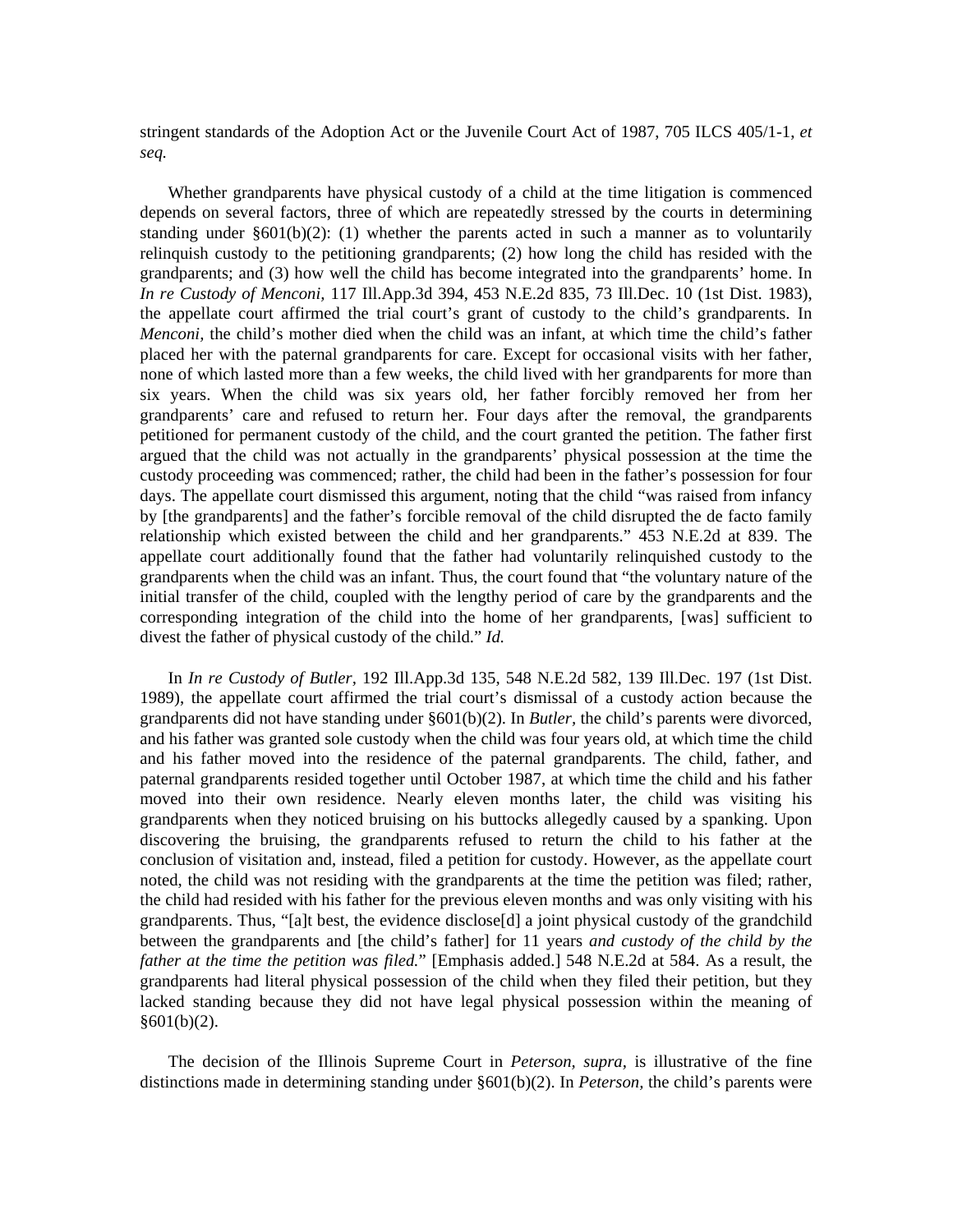stringent standards of the Adoption Act or the Juvenile Court Act of 1987, 705 ILCS 405/1-1, *et seq.*

Whether grandparents have physical custody of a child at the time litigation is commenced depends on several factors, three of which are repeatedly stressed by the courts in determining standing under §601(b)(2): (1) whether the parents acted in such a manner as to voluntarily relinquish custody to the petitioning grandparents; (2) how long the child has resided with the grandparents; and (3) how well the child has become integrated into the grandparents' home. In *In re Custody of Menconi,* 117 Ill.App.3d 394, 453 N.E.2d 835, 73 Ill.Dec. 10 (1st Dist. 1983), the appellate court affirmed the trial court's grant of custody to the child's grandparents. In *Menconi,* the child's mother died when the child was an infant, at which time the child's father placed her with the paternal grandparents for care. Except for occasional visits with her father, none of which lasted more than a few weeks, the child lived with her grandparents for more than six years. When the child was six years old, her father forcibly removed her from her grandparents' care and refused to return her. Four days after the removal, the grandparents petitioned for permanent custody of the child, and the court granted the petition. The father first argued that the child was not actually in the grandparents' physical possession at the time the custody proceeding was commenced; rather, the child had been in the father's possession for four days. The appellate court dismissed this argument, noting that the child "was raised from infancy by [the grandparents] and the father's forcible removal of the child disrupted the de facto family relationship which existed between the child and her grandparents." 453 N.E.2d at 839. The appellate court additionally found that the father had voluntarily relinquished custody to the grandparents when the child was an infant. Thus, the court found that "the voluntary nature of the initial transfer of the child, coupled with the lengthy period of care by the grandparents and the corresponding integration of the child into the home of her grandparents, [was] sufficient to divest the father of physical custody of the child." *Id.*

In *In re Custody of Butler,* 192 Ill.App.3d 135, 548 N.E.2d 582, 139 Ill.Dec. 197 (1st Dist. 1989), the appellate court affirmed the trial court's dismissal of a custody action because the grandparents did not have standing under §601(b)(2). In *Butler,* the child's parents were divorced, and his father was granted sole custody when the child was four years old, at which time the child and his father moved into the residence of the paternal grandparents. The child, father, and paternal grandparents resided together until October 1987, at which time the child and his father moved into their own residence. Nearly eleven months later, the child was visiting his grandparents when they noticed bruising on his buttocks allegedly caused by a spanking. Upon discovering the bruising, the grandparents refused to return the child to his father at the conclusion of visitation and, instead, filed a petition for custody. However, as the appellate court noted, the child was not residing with the grandparents at the time the petition was filed; rather, the child had resided with his father for the previous eleven months and was only visiting with his grandparents. Thus, "[a]t best, the evidence disclose[d] a joint physical custody of the grandchild between the grandparents and [the child's father] for 11 years *and custody of the child by the father at the time the petition was filed.*" [Emphasis added.] 548 N.E.2d at 584. As a result, the grandparents had literal physical possession of the child when they filed their petition, but they lacked standing because they did not have legal physical possession within the meaning of §601(b)(2).

The decision of the Illinois Supreme Court in *Peterson, supra*, is illustrative of the fine distinctions made in determining standing under §601(b)(2). In *Peterson,* the child's parents were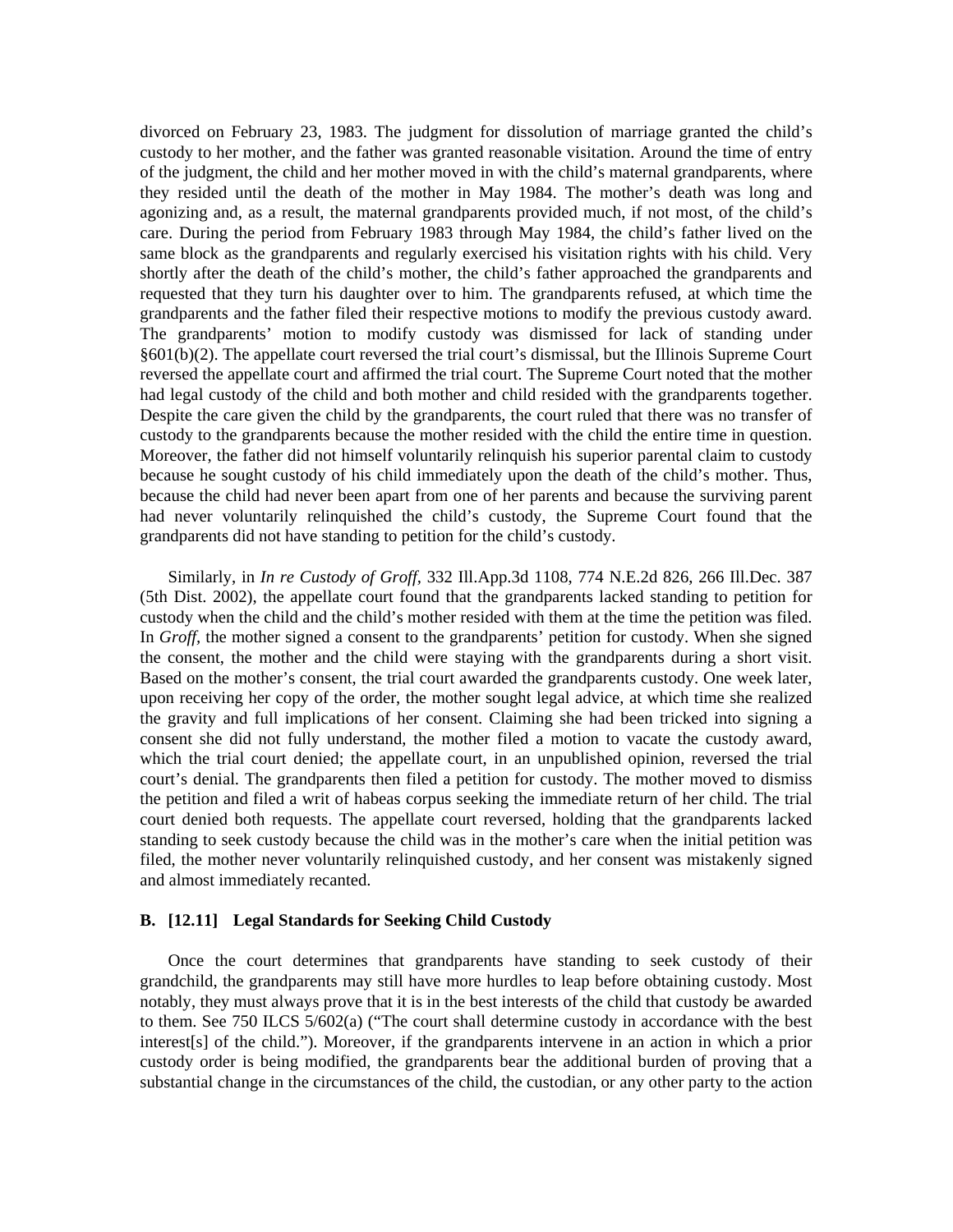divorced on February 23, 1983. The judgment for dissolution of marriage granted the child's custody to her mother, and the father was granted reasonable visitation. Around the time of entry of the judgment, the child and her mother moved in with the child's maternal grandparents, where they resided until the death of the mother in May 1984. The mother's death was long and agonizing and, as a result, the maternal grandparents provided much, if not most, of the child's care. During the period from February 1983 through May 1984, the child's father lived on the same block as the grandparents and regularly exercised his visitation rights with his child. Very shortly after the death of the child's mother, the child's father approached the grandparents and requested that they turn his daughter over to him. The grandparents refused, at which time the grandparents and the father filed their respective motions to modify the previous custody award. The grandparents' motion to modify custody was dismissed for lack of standing under §601(b)(2). The appellate court reversed the trial court's dismissal, but the Illinois Supreme Court reversed the appellate court and affirmed the trial court. The Supreme Court noted that the mother had legal custody of the child and both mother and child resided with the grandparents together. Despite the care given the child by the grandparents, the court ruled that there was no transfer of custody to the grandparents because the mother resided with the child the entire time in question. Moreover, the father did not himself voluntarily relinquish his superior parental claim to custody because he sought custody of his child immediately upon the death of the child's mother. Thus, because the child had never been apart from one of her parents and because the surviving parent had never voluntarily relinquished the child's custody, the Supreme Court found that the grandparents did not have standing to petition for the child's custody.

Similarly, in *In re Custody of Groff*, 332 Ill.App.3d 1108, 774 N.E.2d 826, 266 Ill.Dec. 387 (5th Dist. 2002), the appellate court found that the grandparents lacked standing to petition for custody when the child and the child's mother resided with them at the time the petition was filed. In *Groff*, the mother signed a consent to the grandparents' petition for custody. When she signed the consent, the mother and the child were staying with the grandparents during a short visit. Based on the mother's consent, the trial court awarded the grandparents custody. One week later, upon receiving her copy of the order, the mother sought legal advice, at which time she realized the gravity and full implications of her consent. Claiming she had been tricked into signing a consent she did not fully understand, the mother filed a motion to vacate the custody award, which the trial court denied; the appellate court, in an unpublished opinion, reversed the trial court's denial. The grandparents then filed a petition for custody. The mother moved to dismiss the petition and filed a writ of habeas corpus seeking the immediate return of her child. The trial court denied both requests. The appellate court reversed, holding that the grandparents lacked standing to seek custody because the child was in the mother's care when the initial petition was filed, the mother never voluntarily relinquished custody, and her consent was mistakenly signed and almost immediately recanted.

### B. [12.11] Legal Standards for Seeking Child Custody

Once the court determines that grandparents have standing to seek custody of their grandchild, the grandparents may still have more hurdles to leap before obtaining custody. Most notably, they must always prove that it is in the best interests of the child that custody be awarded to them. See 750 ILCS 5/602(a) ("The court shall determine custody in accordance with the best interest[s] of the child."). Moreover, if the grandparents intervene in an action in which a prior custody order is being modified, the grandparents bear the additional burden of proving that a substantial change in the circumstances of the child, the custodian, or any other party to the action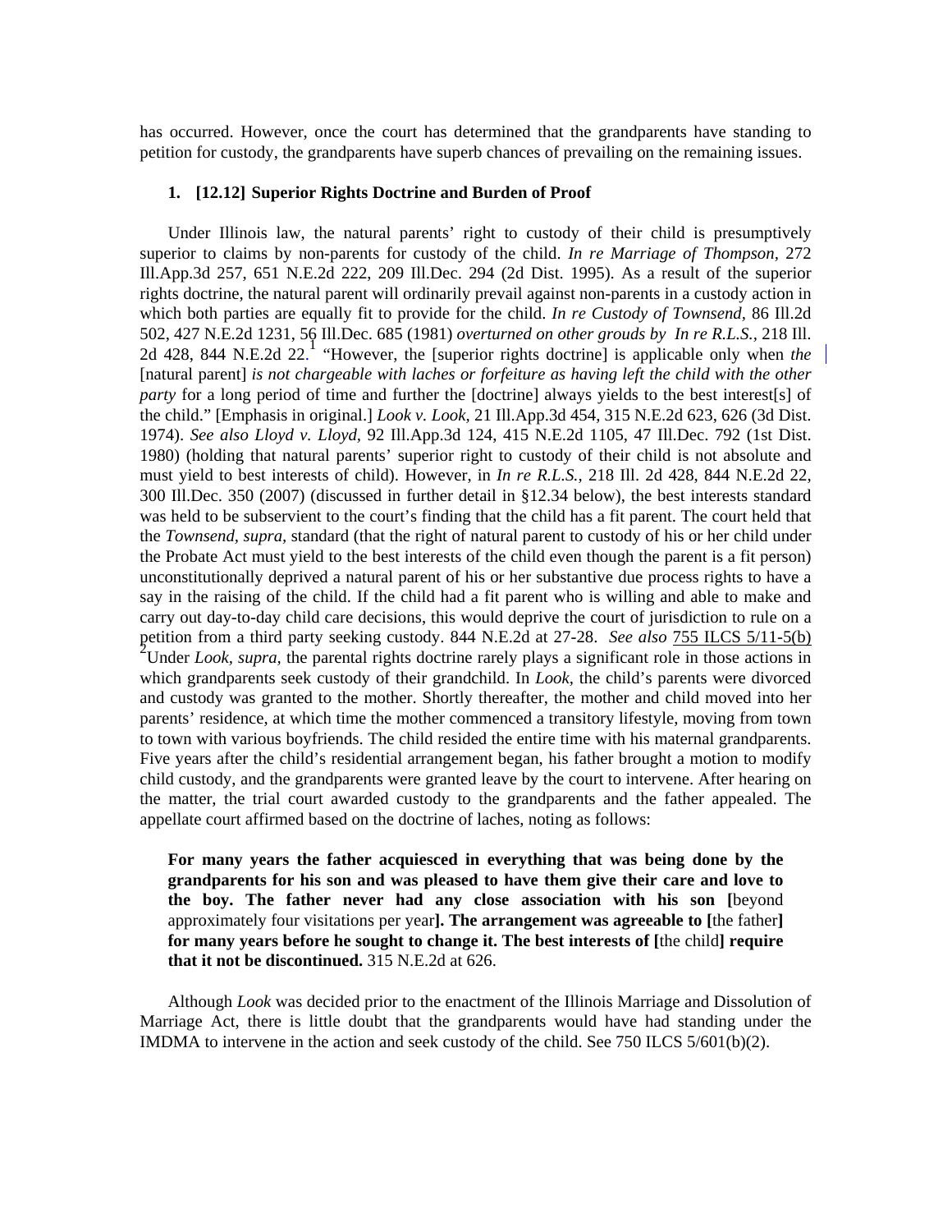has occurred. However, once the court has determined that the grandparents have standing to petition for custody, the grandparents have superb chances of prevailing on the remaining issues.

### 1. [12.12] Superior Rights Doctrine and Burden of Proof

Under Illinois law, the natural parents' right to custody of their child is presumptively superior to claims by non-parents for custody of the child. *In re Marriage of Thompson*, 272 Ill.App.3d 257, 651 N.E.2d 222, 209 Ill.Dec. 294 (2d Dist. 1995). As a result of the superior rights doctrine, the natural parent will ordinarily prevail against non-parents in a custody action in which both parties are equally fit to provide for the child. *In re Custody of Townsend*, 86 Ill.2d 502, 427 N.E.2d 1231, 56 Ill.Dec. 685 (1981) *overturned on other grouds by In re R.L.S.*, 218 Ill. 2d 428, 844 N.E.2d 22.[1] "However, the [superior rights doctrine] is applicable only when *the* [natural parent] *is not chargeable with laches or forfeiture as having left the child with the other party* for a long period of time and further the [doctrine] always yields to the best interest[s] of the child." [Emphasis in original.] *Look v. Look*, 21 Ill.App.3d 454, 315 N.E.2d 623, 626 (3d Dist. 1974). *See also Lloyd v. Lloyd*, 92 Ill.App.3d 124, 415 N.E.2d 1105, 47 Ill.Dec. 792 (1st Dist. 1980) (holding that natural parents' superior right to custody of their child is not absolute and must yield to best interests of child). However, in *In re R.L.S.*, 218 Ill. 2d 428, 844 N.E.2d 22, 300 Ill.Dec. 350 (2007) (discussed in further detail in §12.34 below), the best interests standard was held to be subservient to the court's finding that the child has a fit parent. The court held that the *Townsend, supra*, standard (that the right of natural parent to custody of his or her child under the Probate Act must yield to the best interests of the child even though the parent is a fit person) unconstitutionally deprived a natural parent of his or her substantive due process rights to have a say in the raising of the child. If the child had a fit parent who is willing and able to make and carry out day-to-day child care decisions, this would deprive the court of jurisdiction to rule on a petition from a third party seeking custody. 844 N.E.2d at 27-28. *See also* 755 ILCS 5/11-5(b)[2]Under *Look, supra*, the parental rights doctrine rarely plays a significant role in those actions in which grandparents seek custody of their grandchild. In *Look*, the child's parents were divorced and custody was granted to the mother. Shortly thereafter, the mother and child moved into her parents' residence, at which time the mother commenced a transitory lifestyle, moving from town to town with various boyfriends. The child resided the entire time with his maternal grandparents. Five years after the child's residential arrangement began, his father brought a motion to modify child custody, and the grandparents were granted leave by the court to intervene. After hearing on the matter, the trial court awarded custody to the grandparents and the father appealed. The appellate court affirmed based on the doctrine of laches, noting as follows:

> **For many years the father acquiesced in everything that was being done by the grandparents for his son and was pleased to have them give their care and love to the boy. The father never had any close association with his son [**beyond approximately four visitations per year**]. The arrangement was agreeable to [**the father**] for many years before he sought to change it. The best interests of [**the child**] require that it not be discontinued.** 315 N.E.2d at 626.

Although *Look* was decided prior to the enactment of the Illinois Marriage and Dissolution of Marriage Act, there is little doubt that the grandparents would have had standing under the IMDMA to intervene in the action and seek custody of the child. See 750 ILCS 5/601(b)(2).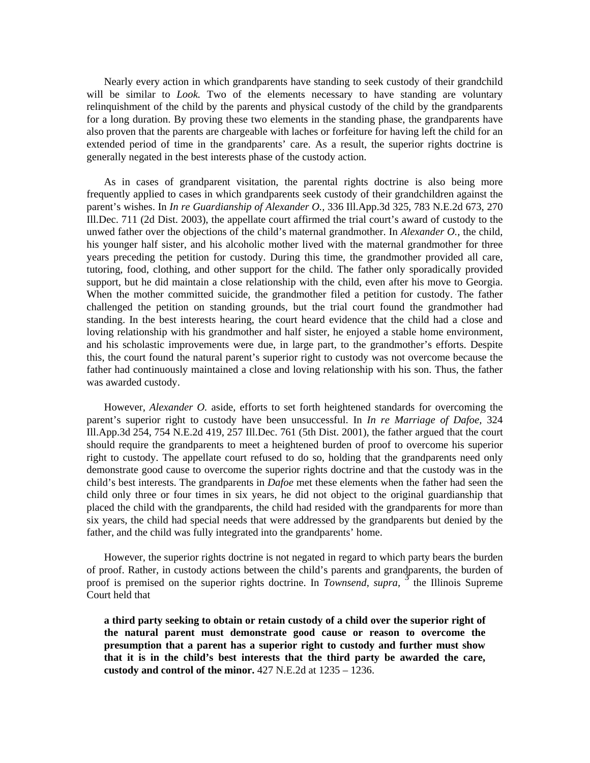Nearly every action in which grandparents have standing to seek custody of their grandchild will be similar to *Look.* Two of the elements necessary to have standing are voluntary relinquishment of the child by the parents and physical custody of the child by the grandparents for a long duration. By proving these two elements in the standing phase, the grandparents have also proven that the parents are chargeable with laches or forfeiture for having left the child for an extended period of time in the grandparents' care. As a result, the superior rights doctrine is generally negated in the best interests phase of the custody action.

As in cases of grandparent visitation, the parental rights doctrine is also being more frequently applied to cases in which grandparents seek custody of their grandchildren against the parent's wishes. In *In re Guardianship of Alexander O.,* 336 Ill.App.3d 325, 783 N.E.2d 673, 270 Ill.Dec. 711 (2d Dist. 2003), the appellate court affirmed the trial court's award of custody to the unwed father over the objections of the child's maternal grandmother. In *Alexander O.,* the child, his younger half sister, and his alcoholic mother lived with the maternal grandmother for three years preceding the petition for custody. During this time, the grandmother provided all care, tutoring, food, clothing, and other support for the child. The father only sporadically provided support, but he did maintain a close relationship with the child, even after his move to Georgia. When the mother committed suicide, the grandmother filed a petition for custody. The father challenged the petition on standing grounds, but the trial court found the grandmother had standing. In the best interests hearing, the court heard evidence that the child had a close and loving relationship with his grandmother and half sister, he enjoyed a stable home environment, and his scholastic improvements were due, in large part, to the grandmother's efforts. Despite this, the court found the natural parent's superior right to custody was not overcome because the father had continuously maintained a close and loving relationship with his son. Thus, the father was awarded custody.

However, *Alexander O.* aside, efforts to set forth heightened standards for overcoming the parent's superior right to custody have been unsuccessful. In *In re Marriage of Dafoe,* 324 Ill.App.3d 254, 754 N.E.2d 419, 257 Ill.Dec. 761 (5th Dist. 2001), the father argued that the court should require the grandparents to meet a heightened burden of proof to overcome his superior right to custody. The appellate court refused to do so, holding that the grandparents need only demonstrate good cause to overcome the superior rights doctrine and that the custody was in the child's best interests. The grandparents in *Dafoe* met these elements when the father had seen the child only three or four times in six years, he did not object to the original guardianship that placed the child with the grandparents, the child had resided with the grandparents for more than six years, the child had special needs that were addressed by the grandparents but denied by the father, and the child was fully integrated into the grandparents' home.

However, the superior rights doctrine is not negated in regard to which party bears the burden of proof. Rather, in custody actions between the child's parents and grandparents, the burden of proof is premised on the superior rights doctrine. In *Townsend, supra,*[3] the Illinois Supreme Court held that

> **a third party seeking to obtain or retain custody of a child over the superior right of the natural parent must demonstrate good cause or reason to overcome the presumption that a parent has a superior right to custody and further must show that it is in the child's best interests that the third party be awarded the care, custody and control of the minor.** 427 N.E.2d at 1235 – 1236.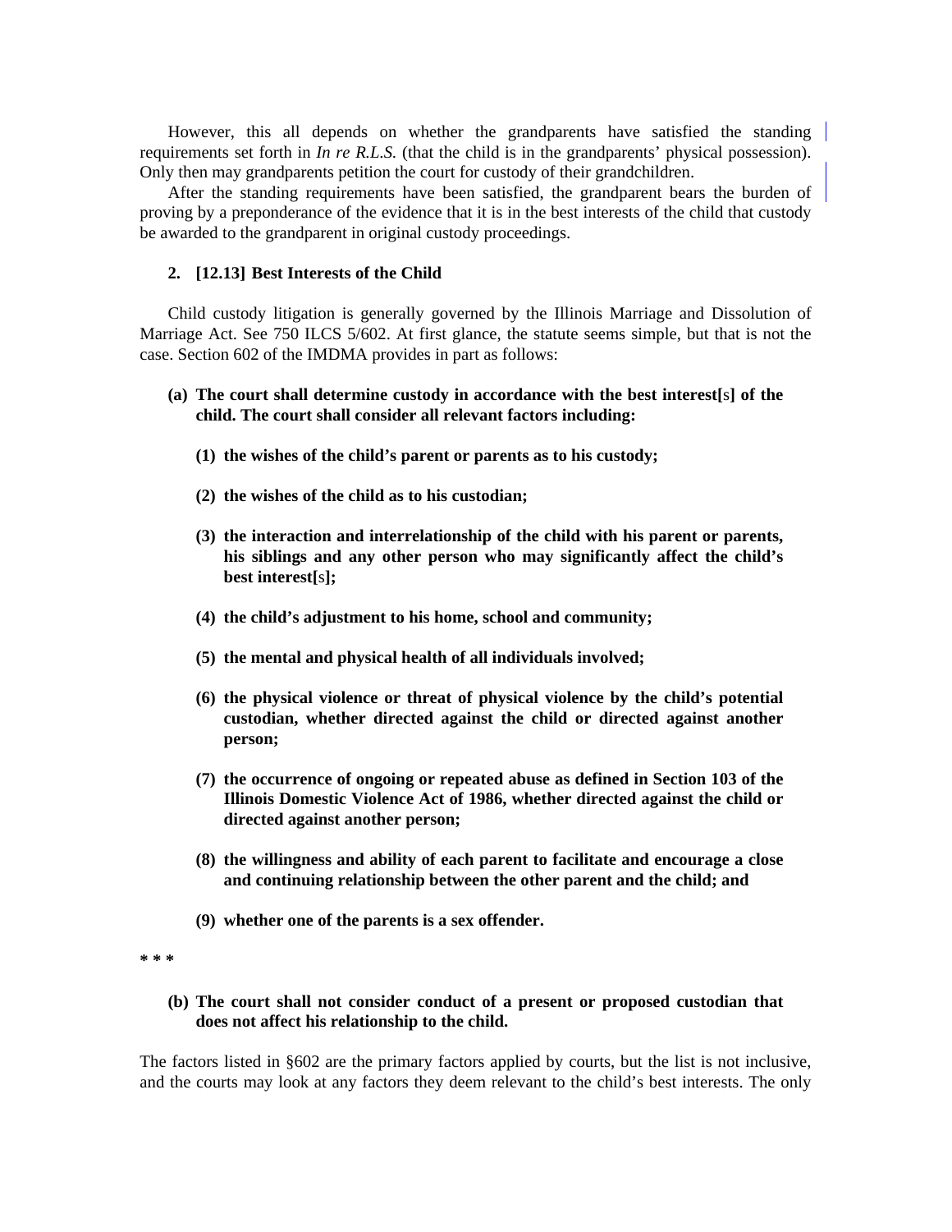However, this all depends on whether the grandparents have satisfied the standing requirements set forth in *In re R.L.S.* (that the child is in the grandparents' physical possession). Only then may grandparents petition the court for custody of their grandchildren.

After the standing requirements have been satisfied, the grandparent bears the burden of proving by a preponderance of the evidence that it is in the best interests of the child that custody be awarded to the grandparent in original custody proceedings.

### 2. [12.13] Best Interests of the Child

Child custody litigation is generally governed by the Illinois Marriage and Dissolution of Marriage Act. See 750 ILCS 5/602. At first glance, the statute seems simple, but that is not the case. Section 602 of the IMDMA provides in part as follows:

> **(a) The court shall determine custody in accordance with the best interest[**s**] of the child. The court shall consider all relevant factors including:**
>
> **(1) the wishes of the child's parent or parents as to his custody;**
>
> **(2) the wishes of the child as to his custodian;**
>
> **(3) the interaction and interrelationship of the child with his parent or parents, his siblings and any other person who may significantly affect the child's best interest[**s**];**
>
> **(4) the child's adjustment to his home, school and community;**
>
> **(5) the mental and physical health of all individuals involved;**
>
> **(6) the physical violence or threat of physical violence by the child's potential custodian, whether directed against the child or directed against another person;**
>
> **(7) the occurrence of ongoing or repeated abuse as defined in Section 103 of the Illinois Domestic Violence Act of 1986, whether directed against the child or directed against another person;**
>
> **(8) the willingness and ability of each parent to facilitate and encourage a close and continuing relationship between the other parent and the child; and**
>
> **(9) whether one of the parents is a sex offender.**
>
> *** * ***
>
> **(b) The court shall not consider conduct of a present or proposed custodian that does not affect his relationship to the child.**

The factors listed in §602 are the primary factors applied by courts, but the list is not inclusive, and the courts may look at any factors they deem relevant to the child's best interests. The only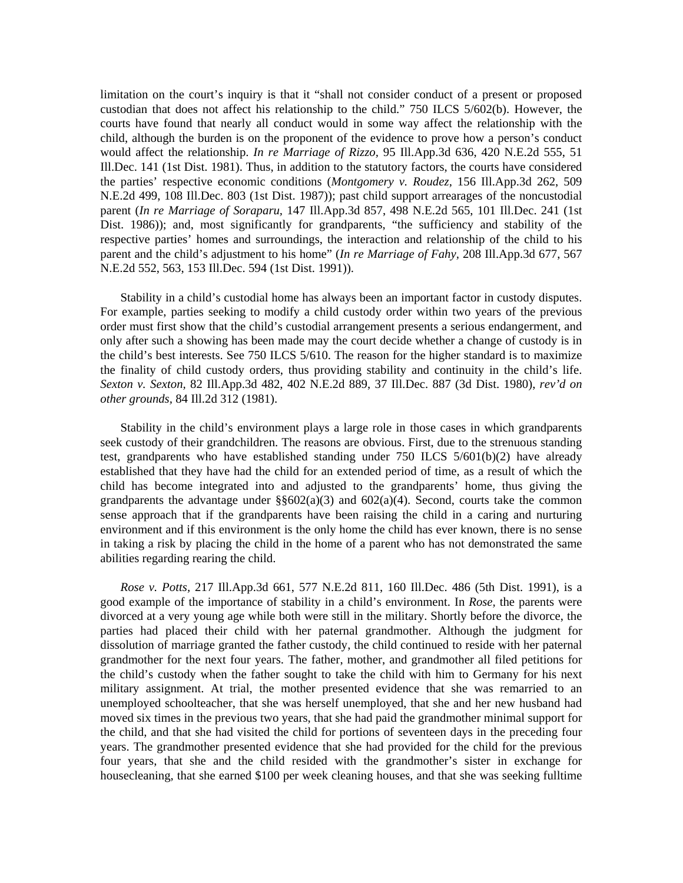limitation on the court's inquiry is that it "shall not consider conduct of a present or proposed custodian that does not affect his relationship to the child." 750 ILCS 5/602(b). However, the courts have found that nearly all conduct would in some way affect the relationship with the child, although the burden is on the proponent of the evidence to prove how a person's conduct would affect the relationship. *In re Marriage of Rizzo,* 95 Ill.App.3d 636, 420 N.E.2d 555, 51 Ill.Dec. 141 (1st Dist. 1981). Thus, in addition to the statutory factors, the courts have considered the parties' respective economic conditions (*Montgomery v. Roudez,* 156 Ill.App.3d 262, 509 N.E.2d 499, 108 Ill.Dec. 803 (1st Dist. 1987)); past child support arrearages of the noncustodial parent (*In re Marriage of Soraparu,* 147 Ill.App.3d 857, 498 N.E.2d 565, 101 Ill.Dec. 241 (1st Dist. 1986)); and, most significantly for grandparents, "the sufficiency and stability of the respective parties' homes and surroundings, the interaction and relationship of the child to his parent and the child's adjustment to his home" (*In re Marriage of Fahy,* 208 Ill.App.3d 677, 567 N.E.2d 552, 563, 153 Ill.Dec. 594 (1st Dist. 1991)).

Stability in a child's custodial home has always been an important factor in custody disputes. For example, parties seeking to modify a child custody order within two years of the previous order must first show that the child's custodial arrangement presents a serious endangerment, and only after such a showing has been made may the court decide whether a change of custody is in the child's best interests. See 750 ILCS 5/610. The reason for the higher standard is to maximize the finality of child custody orders, thus providing stability and continuity in the child's life. *Sexton v. Sexton,* 82 Ill.App.3d 482, 402 N.E.2d 889, 37 Ill.Dec. 887 (3d Dist. 1980), *rev'd on other grounds,* 84 Ill.2d 312 (1981).

Stability in the child's environment plays a large role in those cases in which grandparents seek custody of their grandchildren. The reasons are obvious. First, due to the strenuous standing test, grandparents who have established standing under 750 ILCS 5/601(b)(2) have already established that they have had the child for an extended period of time, as a result of which the child has become integrated into and adjusted to the grandparents' home, thus giving the grandparents the advantage under §§602(a)(3) and 602(a)(4). Second, courts take the common sense approach that if the grandparents have been raising the child in a caring and nurturing environment and if this environment is the only home the child has ever known, there is no sense in taking a risk by placing the child in the home of a parent who has not demonstrated the same abilities regarding rearing the child.

*Rose v. Potts,* 217 Ill.App.3d 661, 577 N.E.2d 811, 160 Ill.Dec. 486 (5th Dist. 1991), is a good example of the importance of stability in a child's environment. In *Rose,* the parents were divorced at a very young age while both were still in the military. Shortly before the divorce, the parties had placed their child with her paternal grandmother. Although the judgment for dissolution of marriage granted the father custody, the child continued to reside with her paternal grandmother for the next four years. The father, mother, and grandmother all filed petitions for the child's custody when the father sought to take the child with him to Germany for his next military assignment. At trial, the mother presented evidence that she was remarried to an unemployed schoolteacher, that she was herself unemployed, that she and her new husband had moved six times in the previous two years, that she had paid the grandmother minimal support for the child, and that she had visited the child for portions of seventeen days in the preceding four years. The grandmother presented evidence that she had provided for the child for the previous four years, that she and the child resided with the grandmother's sister in exchange for housecleaning, that she earned $100 per week cleaning houses, and that she was seeking fulltime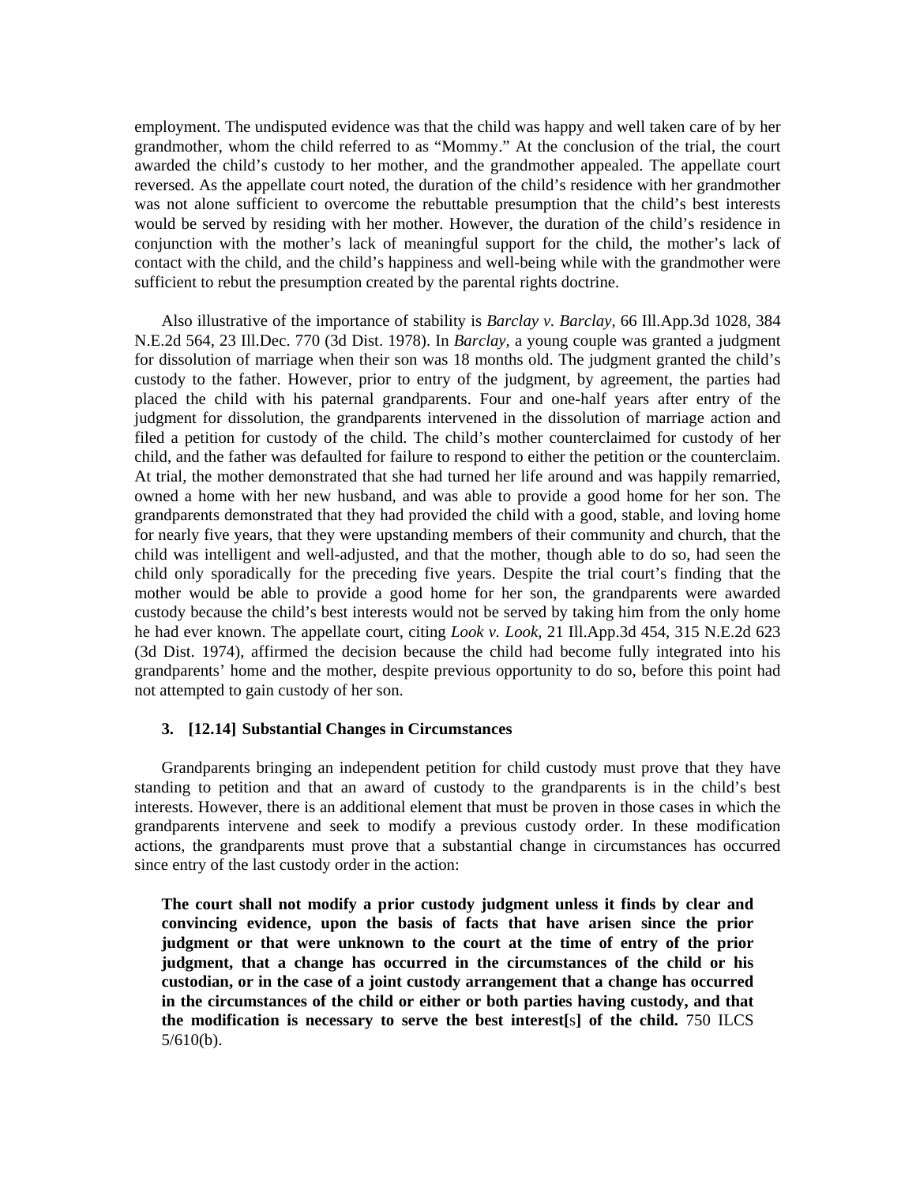employment. The undisputed evidence was that the child was happy and well taken care of by her grandmother, whom the child referred to as "Mommy." At the conclusion of the trial, the court awarded the child's custody to her mother, and the grandmother appealed. The appellate court reversed. As the appellate court noted, the duration of the child's residence with her grandmother was not alone sufficient to overcome the rebuttable presumption that the child's best interests would be served by residing with her mother. However, the duration of the child's residence in conjunction with the mother's lack of meaningful support for the child, the mother's lack of contact with the child, and the child's happiness and well-being while with the grandmother were sufficient to rebut the presumption created by the parental rights doctrine.

Also illustrative of the importance of stability is *Barclay v. Barclay*, 66 Ill.App.3d 1028, 384 N.E.2d 564, 23 Ill.Dec. 770 (3d Dist. 1978). In *Barclay*, a young couple was granted a judgment for dissolution of marriage when their son was 18 months old. The judgment granted the child's custody to the father. However, prior to entry of the judgment, by agreement, the parties had placed the child with his paternal grandparents. Four and one-half years after entry of the judgment for dissolution, the grandparents intervened in the dissolution of marriage action and filed a petition for custody of the child. The child's mother counterclaimed for custody of her child, and the father was defaulted for failure to respond to either the petition or the counterclaim. At trial, the mother demonstrated that she had turned her life around and was happily remarried, owned a home with her new husband, and was able to provide a good home for her son. The grandparents demonstrated that they had provided the child with a good, stable, and loving home for nearly five years, that they were upstanding members of their community and church, that the child was intelligent and well-adjusted, and that the mother, though able to do so, had seen the child only sporadically for the preceding five years. Despite the trial court's finding that the mother would be able to provide a good home for her son, the grandparents were awarded custody because the child's best interests would not be served by taking him from the only home he had ever known. The appellate court, citing *Look v. Look,* 21 Ill.App.3d 454, 315 N.E.2d 623 (3d Dist. 1974), affirmed the decision because the child had become fully integrated into his grandparents' home and the mother, despite previous opportunity to do so, before this point had not attempted to gain custody of her son.

### 3. [12.14] Substantial Changes in Circumstances

Grandparents bringing an independent petition for child custody must prove that they have standing to petition and that an award of custody to the grandparents is in the child's best interests. However, there is an additional element that must be proven in those cases in which the grandparents intervene and seek to modify a previous custody order. In these modification actions, the grandparents must prove that a substantial change in circumstances has occurred since entry of the last custody order in the action:

> **The court shall not modify a prior custody judgment unless it finds by clear and convincing evidence, upon the basis of facts that have arisen since the prior judgment or that were unknown to the court at the time of entry of the prior judgment, that a change has occurred in the circumstances of the child or his custodian, or in the case of a joint custody arrangement that a change has occurred in the circumstances of the child or either or both parties having custody, and that the modification is necessary to serve the best interest[**s**] of the child.** 750 ILCS 5/610(b).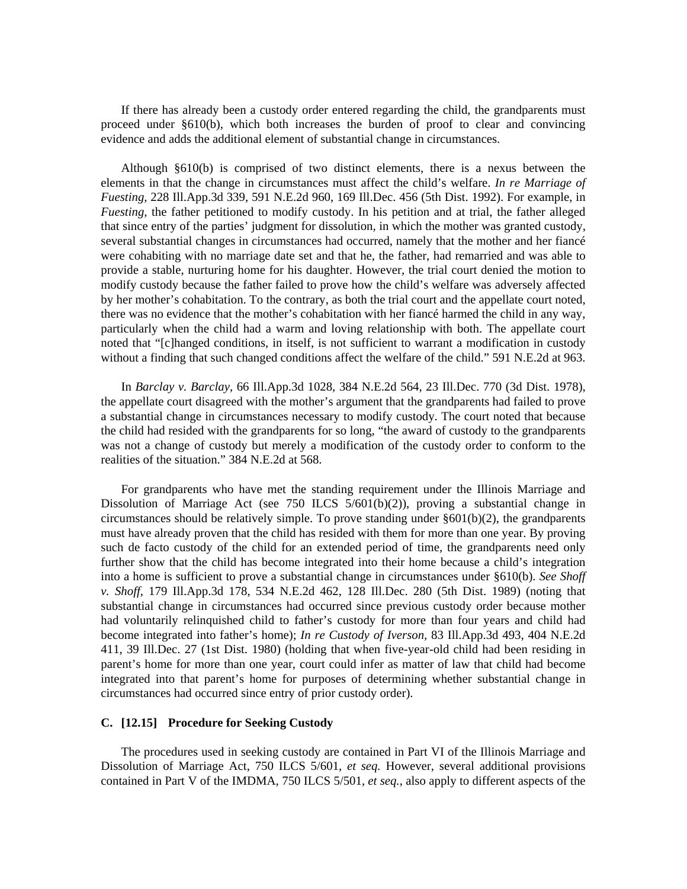If there has already been a custody order entered regarding the child, the grandparents must proceed under §610(b), which both increases the burden of proof to clear and convincing evidence and adds the additional element of substantial change in circumstances.

Although §610(b) is comprised of two distinct elements, there is a nexus between the elements in that the change in circumstances must affect the child's welfare. *In re Marriage of Fuesting,* 228 Ill.App.3d 339, 591 N.E.2d 960, 169 Ill.Dec. 456 (5th Dist. 1992). For example, in *Fuesting,* the father petitioned to modify custody. In his petition and at trial, the father alleged that since entry of the parties' judgment for dissolution, in which the mother was granted custody, several substantial changes in circumstances had occurred, namely that the mother and her fiancé were cohabiting with no marriage date set and that he, the father, had remarried and was able to provide a stable, nurturing home for his daughter. However, the trial court denied the motion to modify custody because the father failed to prove how the child's welfare was adversely affected by her mother's cohabitation. To the contrary, as both the trial court and the appellate court noted, there was no evidence that the mother's cohabitation with her fiancé harmed the child in any way, particularly when the child had a warm and loving relationship with both. The appellate court noted that "[c]hanged conditions, in itself, is not sufficient to warrant a modification in custody without a finding that such changed conditions affect the welfare of the child." 591 N.E.2d at 963.

In *Barclay v. Barclay,* 66 Ill.App.3d 1028, 384 N.E.2d 564, 23 Ill.Dec. 770 (3d Dist. 1978), the appellate court disagreed with the mother's argument that the grandparents had failed to prove a substantial change in circumstances necessary to modify custody. The court noted that because the child had resided with the grandparents for so long, "the award of custody to the grandparents was not a change of custody but merely a modification of the custody order to conform to the realities of the situation." 384 N.E.2d at 568.

For grandparents who have met the standing requirement under the Illinois Marriage and Dissolution of Marriage Act (see 750 ILCS 5/601(b)(2)), proving a substantial change in circumstances should be relatively simple. To prove standing under §601(b)(2), the grandparents must have already proven that the child has resided with them for more than one year. By proving such de facto custody of the child for an extended period of time, the grandparents need only further show that the child has become integrated into their home because a child's integration into a home is sufficient to prove a substantial change in circumstances under §610(b). *See Shoff v. Shoff,* 179 Ill.App.3d 178, 534 N.E.2d 462, 128 Ill.Dec. 280 (5th Dist. 1989) (noting that substantial change in circumstances had occurred since previous custody order because mother had voluntarily relinquished child to father's custody for more than four years and child had become integrated into father's home); *In re Custody of Iverson,* 83 Ill.App.3d 493, 404 N.E.2d 411, 39 Ill.Dec. 27 (1st Dist. 1980) (holding that when five-year-old child had been residing in parent's home for more than one year, court could infer as matter of law that child had become integrated into that parent's home for purposes of determining whether substantial change in circumstances had occurred since entry of prior custody order).

### C. [12.15] Procedure for Seeking Custody

The procedures used in seeking custody are contained in Part VI of the Illinois Marriage and Dissolution of Marriage Act, 750 ILCS 5/601, *et seq.* However, several additional provisions contained in Part V of the IMDMA, 750 ILCS 5/501, *et seq.*, also apply to different aspects of the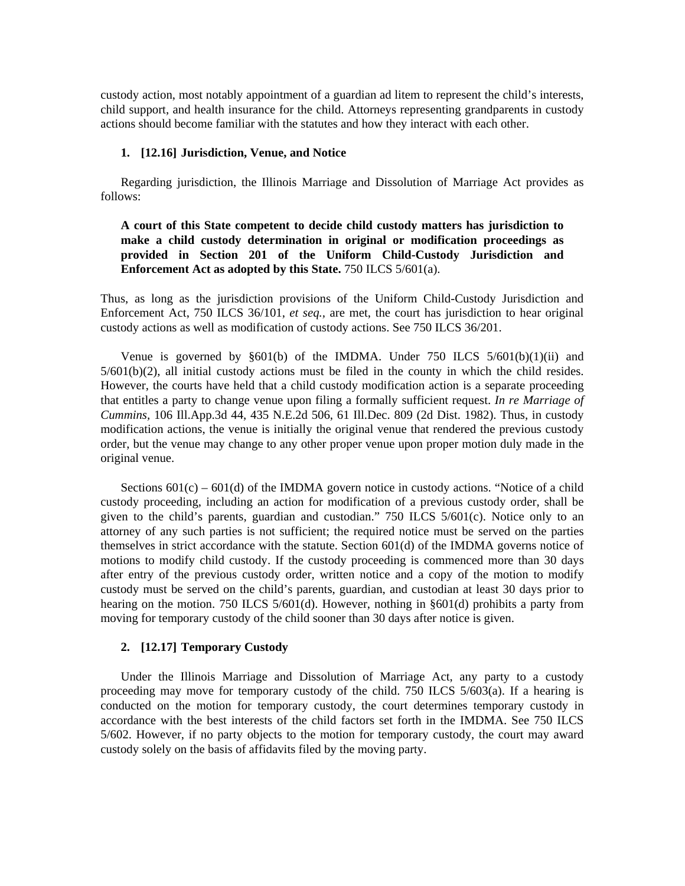custody action, most notably appointment of a guardian ad litem to represent the child's interests, child support, and health insurance for the child. Attorneys representing grandparents in custody actions should become familiar with the statutes and how they interact with each other.

### 1. [12.16] Jurisdiction, Venue, and Notice

Regarding jurisdiction, the Illinois Marriage and Dissolution of Marriage Act provides as follows:

> **A court of this State competent to decide child custody matters has jurisdiction to make a child custody determination in original or modification proceedings as provided in Section 201 of the Uniform Child-Custody Jurisdiction and Enforcement Act as adopted by this State.** 750 ILCS 5/601(a).

Thus, as long as the jurisdiction provisions of the Uniform Child-Custody Jurisdiction and Enforcement Act, 750 ILCS 36/101, *et seq.,* are met, the court has jurisdiction to hear original custody actions as well as modification of custody actions. See 750 ILCS 36/201.

Venue is governed by §601(b) of the IMDMA. Under 750 ILCS 5/601(b)(1)(ii) and 5/601(b)(2), all initial custody actions must be filed in the county in which the child resides. However, the courts have held that a child custody modification action is a separate proceeding that entitles a party to change venue upon filing a formally sufficient request. *In re Marriage of Cummins,* 106 Ill.App.3d 44, 435 N.E.2d 506, 61 Ill.Dec. 809 (2d Dist. 1982). Thus, in custody modification actions, the venue is initially the original venue that rendered the previous custody order, but the venue may change to any other proper venue upon proper motion duly made in the original venue.

Sections 601(c) – 601(d) of the IMDMA govern notice in custody actions. "Notice of a child custody proceeding, including an action for modification of a previous custody order, shall be given to the child's parents, guardian and custodian." 750 ILCS 5/601(c). Notice only to an attorney of any such parties is not sufficient; the required notice must be served on the parties themselves in strict accordance with the statute. Section 601(d) of the IMDMA governs notice of motions to modify child custody. If the custody proceeding is commenced more than 30 days after entry of the previous custody order, written notice and a copy of the motion to modify custody must be served on the child's parents, guardian, and custodian at least 30 days prior to hearing on the motion. 750 ILCS 5/601(d). However, nothing in §601(d) prohibits a party from moving for temporary custody of the child sooner than 30 days after notice is given.

### 2. [12.17] Temporary Custody

Under the Illinois Marriage and Dissolution of Marriage Act, any party to a custody proceeding may move for temporary custody of the child. 750 ILCS 5/603(a). If a hearing is conducted on the motion for temporary custody, the court determines temporary custody in accordance with the best interests of the child factors set forth in the IMDMA. See 750 ILCS 5/602. However, if no party objects to the motion for temporary custody, the court may award custody solely on the basis of affidavits filed by the moving party.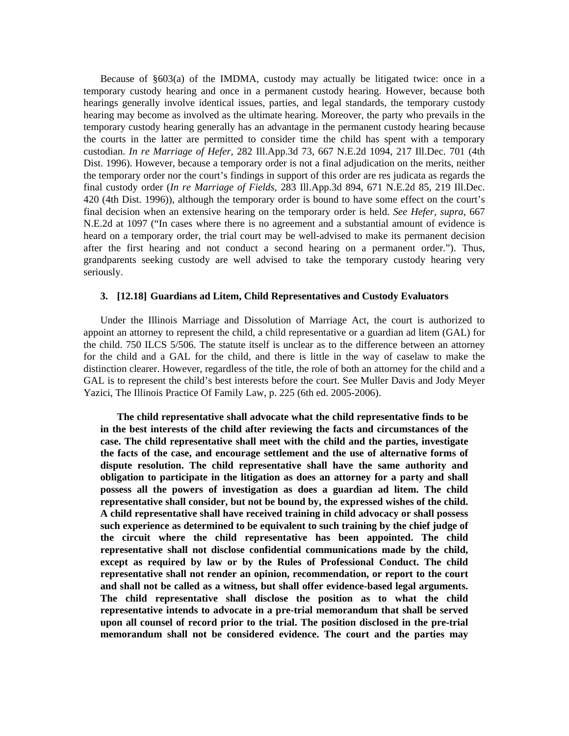Because of §603(a) of the IMDMA, custody may actually be litigated twice: once in a temporary custody hearing and once in a permanent custody hearing. However, because both hearings generally involve identical issues, parties, and legal standards, the temporary custody hearing may become as involved as the ultimate hearing. Moreover, the party who prevails in the temporary custody hearing generally has an advantage in the permanent custody hearing because the courts in the latter are permitted to consider time the child has spent with a temporary custodian. *In re Marriage of Hefer,* 282 Ill.App.3d 73, 667 N.E.2d 1094, 217 Ill.Dec. 701 (4th Dist. 1996). However, because a temporary order is not a final adjudication on the merits, neither the temporary order nor the court's findings in support of this order are res judicata as regards the final custody order (*In re Marriage of Fields,* 283 Ill.App.3d 894, 671 N.E.2d 85, 219 Ill.Dec. 420 (4th Dist. 1996)), although the temporary order is bound to have some effect on the court's final decision when an extensive hearing on the temporary order is held. *See Hefer, supra,* 667 N.E.2d at 1097 ("In cases where there is no agreement and a substantial amount of evidence is heard on a temporary order, the trial court may be well-advised to make its permanent decision after the first hearing and not conduct a second hearing on a permanent order."). Thus, grandparents seeking custody are well advised to take the temporary custody hearing very seriously.

### 3. [12.18] Guardians ad Litem, Child Representatives and Custody Evaluators

Under the Illinois Marriage and Dissolution of Marriage Act, the court is authorized to appoint an attorney to represent the child, a child representative or a guardian ad litem (GAL) for the child. 750 ILCS 5/506. The statute itself is unclear as to the difference between an attorney for the child and a GAL for the child, and there is little in the way of caselaw to make the distinction clearer. However, regardless of the title, the role of both an attorney for the child and a GAL is to represent the child's best interests before the court. See Muller Davis and Jody Meyer Yazici, The Illinois Practice Of Family Law, p. 225 (6th ed. 2005-2006).

> **The child representative shall advocate what the child representative finds to be in the best interests of the child after reviewing the facts and circumstances of the case. The child representative shall meet with the child and the parties, investigate the facts of the case, and encourage settlement and the use of alternative forms of dispute resolution. The child representative shall have the same authority and obligation to participate in the litigation as does an attorney for a party and shall possess all the powers of investigation as does a guardian ad litem. The child representative shall consider, but not be bound by, the expressed wishes of the child. A child representative shall have received training in child advocacy or shall possess such experience as determined to be equivalent to such training by the chief judge of the circuit where the child representative has been appointed. The child representative shall not disclose confidential communications made by the child, except as required by law or by the Rules of Professional Conduct. The child representative shall not render an opinion, recommendation, or report to the court and shall not be called as a witness, but shall offer evidence-based legal arguments. The child representative shall disclose the position as to what the child representative intends to advocate in a pre-trial memorandum that shall be served upon all counsel of record prior to the trial. The position disclosed in the pre-trial memorandum shall not be considered evidence. The court and the parties may**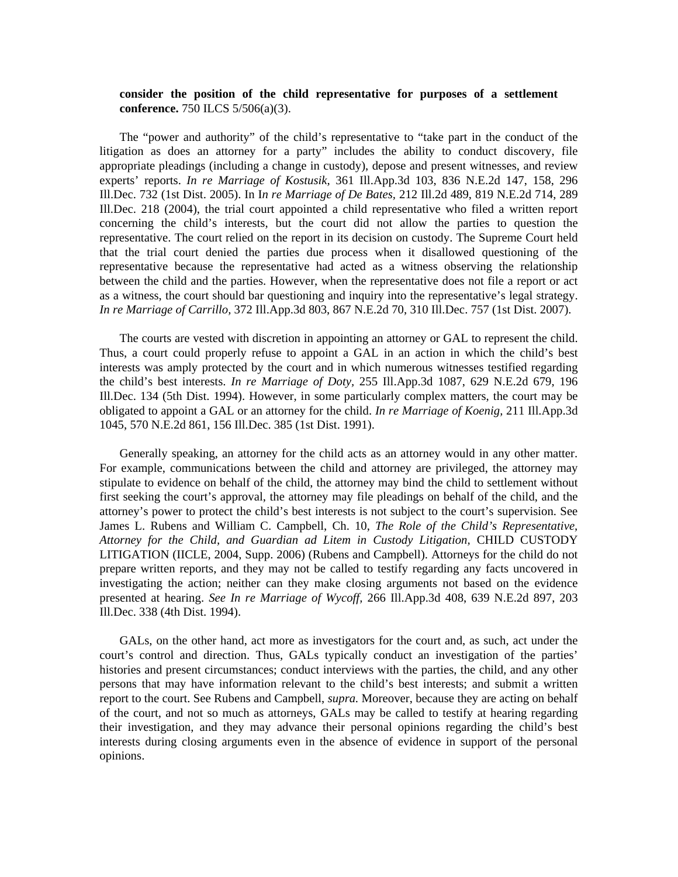**consider the position of the child representative for purposes of a settlement conference.** 750 ILCS 5/506(a)(3).

The "power and authority" of the child's representative to "take part in the conduct of the litigation as does an attorney for a party" includes the ability to conduct discovery, file appropriate pleadings (including a change in custody), depose and present witnesses, and review experts' reports. *In re Marriage of Kostusik*, 361 Ill.App.3d 103, 836 N.E.2d 147, 158, 296 Ill.Dec. 732 (1st Dist. 2005). In I*n re Marriage of De Bates*, 212 Ill.2d 489, 819 N.E.2d 714, 289 Ill.Dec. 218 (2004), the trial court appointed a child representative who filed a written report concerning the child's interests, but the court did not allow the parties to question the representative. The court relied on the report in its decision on custody. The Supreme Court held that the trial court denied the parties due process when it disallowed questioning of the representative because the representative had acted as a witness observing the relationship between the child and the parties. However, when the representative does not file a report or act as a witness, the court should bar questioning and inquiry into the representative's legal strategy. *In re Marriage of Carrillo*, 372 Ill.App.3d 803, 867 N.E.2d 70, 310 Ill.Dec. 757 (1st Dist. 2007).

The courts are vested with discretion in appointing an attorney or GAL to represent the child. Thus, a court could properly refuse to appoint a GAL in an action in which the child's best interests was amply protected by the court and in which numerous witnesses testified regarding the child's best interests. *In re Marriage of Doty*, 255 Ill.App.3d 1087, 629 N.E.2d 679, 196 Ill.Dec. 134 (5th Dist. 1994). However, in some particularly complex matters, the court may be obligated to appoint a GAL or an attorney for the child. *In re Marriage of Koenig*, 211 Ill.App.3d 1045, 570 N.E.2d 861, 156 Ill.Dec. 385 (1st Dist. 1991).

Generally speaking, an attorney for the child acts as an attorney would in any other matter. For example, communications between the child and attorney are privileged, the attorney may stipulate to evidence on behalf of the child, the attorney may bind the child to settlement without first seeking the court's approval, the attorney may file pleadings on behalf of the child, and the attorney's power to protect the child's best interests is not subject to the court's supervision. See James L. Rubens and William C. Campbell, Ch. 10, *The Role of the Child's Representative, Attorney for the Child, and Guardian ad Litem in Custody Litigation*, CHILD CUSTODY LITIGATION (IICLE, 2004, Supp. 2006) (Rubens and Campbell). Attorneys for the child do not prepare written reports, and they may not be called to testify regarding any facts uncovered in investigating the action; neither can they make closing arguments not based on the evidence presented at hearing. *See In re Marriage of Wycoff*, 266 Ill.App.3d 408, 639 N.E.2d 897, 203 Ill.Dec. 338 (4th Dist. 1994).

GALs, on the other hand, act more as investigators for the court and, as such, act under the court's control and direction. Thus, GALs typically conduct an investigation of the parties' histories and present circumstances; conduct interviews with the parties, the child, and any other persons that may have information relevant to the child's best interests; and submit a written report to the court. See Rubens and Campbell, *supra*. Moreover, because they are acting on behalf of the court, and not so much as attorneys, GALs may be called to testify at hearing regarding their investigation, and they may advance their personal opinions regarding the child's best interests during closing arguments even in the absence of evidence in support of the personal opinions.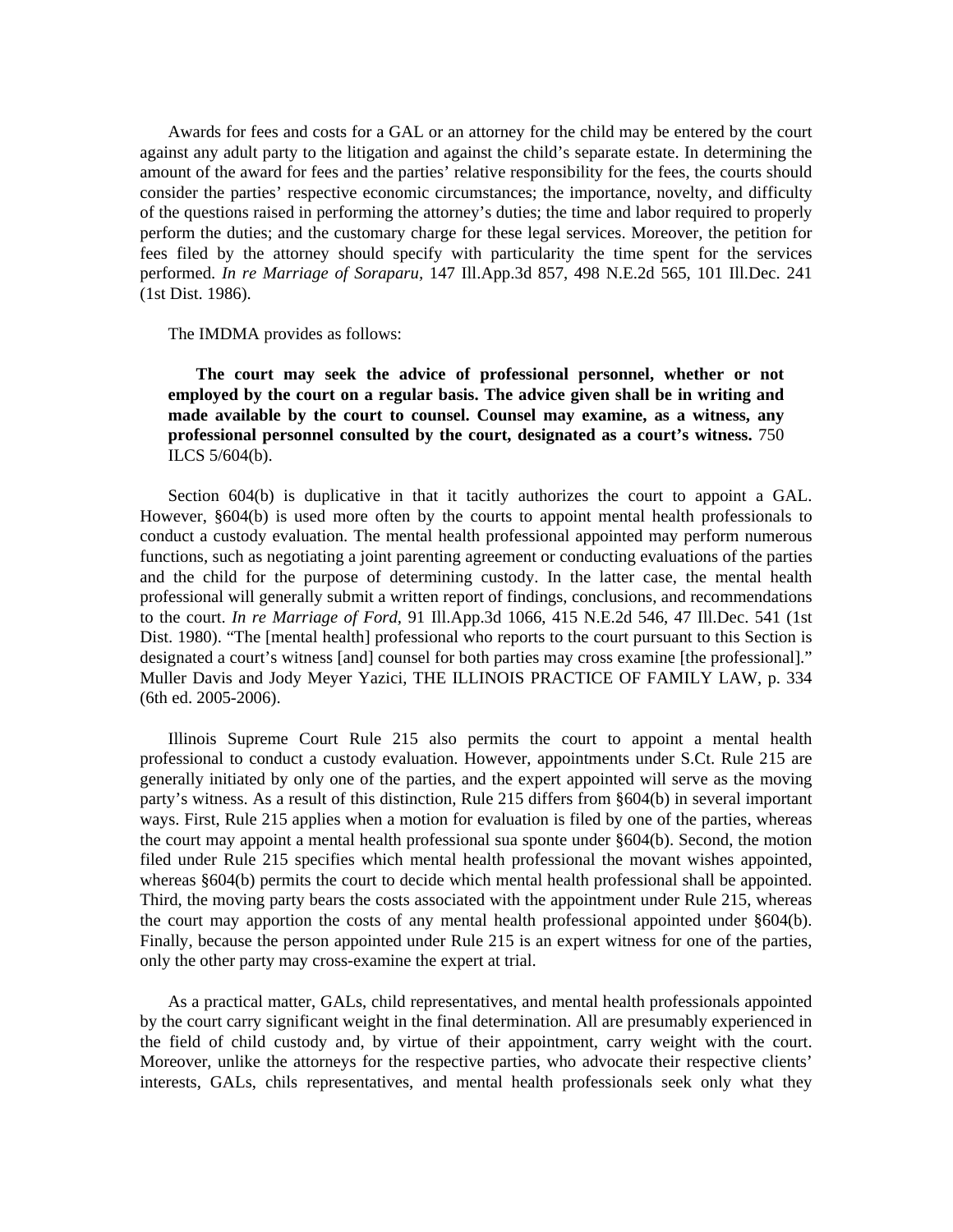Awards for fees and costs for a GAL or an attorney for the child may be entered by the court against any adult party to the litigation and against the child's separate estate. In determining the amount of the award for fees and the parties' relative responsibility for the fees, the courts should consider the parties' respective economic circumstances; the importance, novelty, and difficulty of the questions raised in performing the attorney's duties; the time and labor required to properly perform the duties; and the customary charge for these legal services. Moreover, the petition for fees filed by the attorney should specify with particularity the time spent for the services performed. *In re Marriage of Soraparu*, 147 Ill.App.3d 857, 498 N.E.2d 565, 101 Ill.Dec. 241 (1st Dist. 1986).

The IMDMA provides as follows:

> **The court may seek the advice of professional personnel, whether or not employed by the court on a regular basis. The advice given shall be in writing and made available by the court to counsel. Counsel may examine, as a witness, any professional personnel consulted by the court, designated as a court's witness.** 750 ILCS 5/604(b).

Section 604(b) is duplicative in that it tacitly authorizes the court to appoint a GAL. However, §604(b) is used more often by the courts to appoint mental health professionals to conduct a custody evaluation. The mental health professional appointed may perform numerous functions, such as negotiating a joint parenting agreement or conducting evaluations of the parties and the child for the purpose of determining custody. In the latter case, the mental health professional will generally submit a written report of findings, conclusions, and recommendations to the court. *In re Marriage of Ford*, 91 Ill.App.3d 1066, 415 N.E.2d 546, 47 Ill.Dec. 541 (1st Dist. 1980). "The [mental health] professional who reports to the court pursuant to this Section is designated a court's witness [and] counsel for both parties may cross examine [the professional]." Muller Davis and Jody Meyer Yazici, THE ILLINOIS PRACTICE OF FAMILY LAW, p. 334 (6th ed. 2005-2006).

Illinois Supreme Court Rule 215 also permits the court to appoint a mental health professional to conduct a custody evaluation. However, appointments under S.Ct. Rule 215 are generally initiated by only one of the parties, and the expert appointed will serve as the moving party's witness. As a result of this distinction, Rule 215 differs from §604(b) in several important ways. First, Rule 215 applies when a motion for evaluation is filed by one of the parties, whereas the court may appoint a mental health professional sua sponte under §604(b). Second, the motion filed under Rule 215 specifies which mental health professional the movant wishes appointed, whereas §604(b) permits the court to decide which mental health professional shall be appointed. Third, the moving party bears the costs associated with the appointment under Rule 215, whereas the court may apportion the costs of any mental health professional appointed under §604(b). Finally, because the person appointed under Rule 215 is an expert witness for one of the parties, only the other party may cross-examine the expert at trial.

As a practical matter, GALs, child representatives, and mental health professionals appointed by the court carry significant weight in the final determination. All are presumably experienced in the field of child custody and, by virtue of their appointment, carry weight with the court. Moreover, unlike the attorneys for the respective parties, who advocate their respective clients' interests, GALs, chils representatives, and mental health professionals seek only what they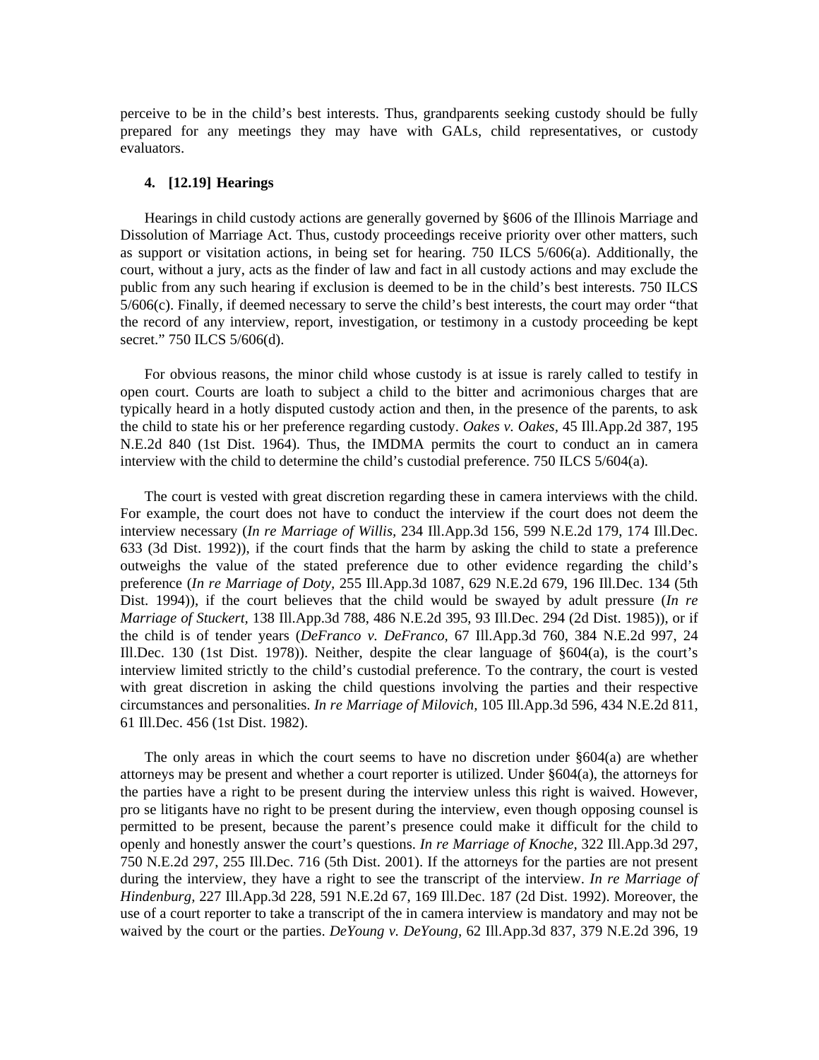perceive to be in the child's best interests. Thus, grandparents seeking custody should be fully prepared for any meetings they may have with GALs, child representatives, or custody evaluators.

#### 4. [12.19] Hearings

Hearings in child custody actions are generally governed by §606 of the Illinois Marriage and Dissolution of Marriage Act. Thus, custody proceedings receive priority over other matters, such as support or visitation actions, in being set for hearing. 750 ILCS 5/606(a). Additionally, the court, without a jury, acts as the finder of law and fact in all custody actions and may exclude the public from any such hearing if exclusion is deemed to be in the child's best interests. 750 ILCS 5/606(c). Finally, if deemed necessary to serve the child's best interests, the court may order "that the record of any interview, report, investigation, or testimony in a custody proceeding be kept secret." 750 ILCS 5/606(d).

For obvious reasons, the minor child whose custody is at issue is rarely called to testify in open court. Courts are loath to subject a child to the bitter and acrimonious charges that are typically heard in a hotly disputed custody action and then, in the presence of the parents, to ask the child to state his or her preference regarding custody. *Oakes v. Oakes,* 45 Ill.App.2d 387, 195 N.E.2d 840 (1st Dist. 1964). Thus, the IMDMA permits the court to conduct an in camera interview with the child to determine the child's custodial preference. 750 ILCS 5/604(a).

The court is vested with great discretion regarding these in camera interviews with the child. For example, the court does not have to conduct the interview if the court does not deem the interview necessary (*In re Marriage of Willis,* 234 Ill.App.3d 156, 599 N.E.2d 179, 174 Ill.Dec. 633 (3d Dist. 1992)), if the court finds that the harm by asking the child to state a preference outweighs the value of the stated preference due to other evidence regarding the child's preference (*In re Marriage of Doty,* 255 Ill.App.3d 1087, 629 N.E.2d 679, 196 Ill.Dec. 134 (5th Dist. 1994)), if the court believes that the child would be swayed by adult pressure (*In re Marriage of Stuckert,* 138 Ill.App.3d 788, 486 N.E.2d 395, 93 Ill.Dec. 294 (2d Dist. 1985)), or if the child is of tender years (*DeFranco v. DeFranco,* 67 Ill.App.3d 760, 384 N.E.2d 997, 24 Ill.Dec. 130 (1st Dist. 1978)). Neither, despite the clear language of §604(a), is the court's interview limited strictly to the child's custodial preference. To the contrary, the court is vested with great discretion in asking the child questions involving the parties and their respective circumstances and personalities. *In re Marriage of Milovich,* 105 Ill.App.3d 596, 434 N.E.2d 811, 61 Ill.Dec. 456 (1st Dist. 1982).

The only areas in which the court seems to have no discretion under §604(a) are whether attorneys may be present and whether a court reporter is utilized. Under §604(a), the attorneys for the parties have a right to be present during the interview unless this right is waived. However, pro se litigants have no right to be present during the interview, even though opposing counsel is permitted to be present, because the parent's presence could make it difficult for the child to openly and honestly answer the court's questions. *In re Marriage of Knoche,* 322 Ill.App.3d 297, 750 N.E.2d 297, 255 Ill.Dec. 716 (5th Dist. 2001). If the attorneys for the parties are not present during the interview, they have a right to see the transcript of the interview. *In re Marriage of Hindenburg,* 227 Ill.App.3d 228, 591 N.E.2d 67, 169 Ill.Dec. 187 (2d Dist. 1992). Moreover, the use of a court reporter to take a transcript of the in camera interview is mandatory and may not be waived by the court or the parties. *DeYoung v. DeYoung,* 62 Ill.App.3d 837, 379 N.E.2d 396, 19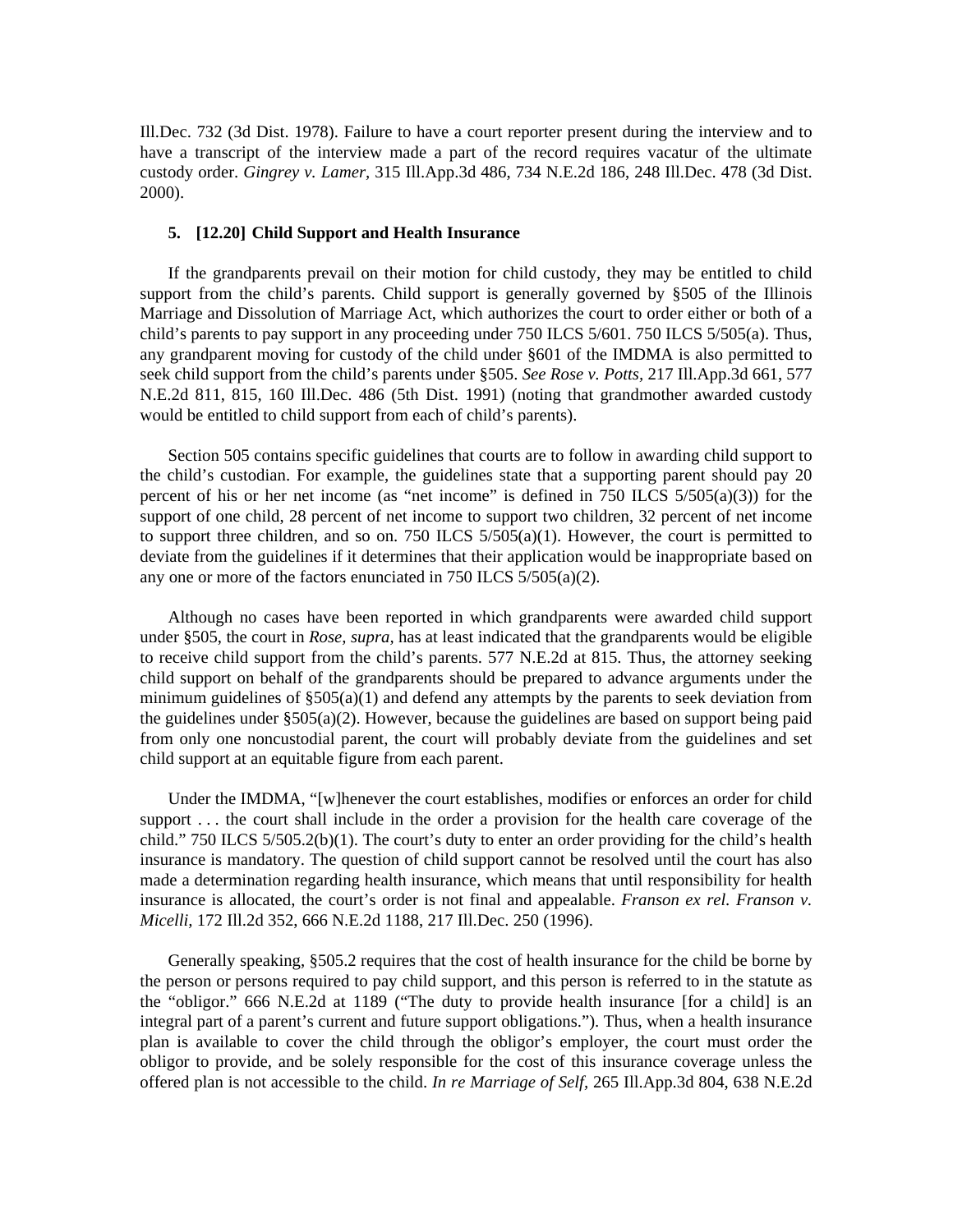Ill.Dec. 732 (3d Dist. 1978). Failure to have a court reporter present during the interview and to have a transcript of the interview made a part of the record requires vacatur of the ultimate custody order. *Gingrey v. Lamer,* 315 Ill.App.3d 486, 734 N.E.2d 186, 248 Ill.Dec. 478 (3d Dist. 2000).

### 5. [12.20] Child Support and Health Insurance

If the grandparents prevail on their motion for child custody, they may be entitled to child support from the child's parents. Child support is generally governed by §505 of the Illinois Marriage and Dissolution of Marriage Act, which authorizes the court to order either or both of a child's parents to pay support in any proceeding under 750 ILCS 5/601. 750 ILCS 5/505(a). Thus, any grandparent moving for custody of the child under §601 of the IMDMA is also permitted to seek child support from the child's parents under §505. *See Rose v. Potts,* 217 Ill.App.3d 661, 577 N.E.2d 811, 815, 160 Ill.Dec. 486 (5th Dist. 1991) (noting that grandmother awarded custody would be entitled to child support from each of child's parents).

Section 505 contains specific guidelines that courts are to follow in awarding child support to the child's custodian. For example, the guidelines state that a supporting parent should pay 20 percent of his or her net income (as "net income" is defined in 750 ILCS 5/505(a)(3)) for the support of one child, 28 percent of net income to support two children, 32 percent of net income to support three children, and so on. 750 ILCS 5/505(a)(1). However, the court is permitted to deviate from the guidelines if it determines that their application would be inappropriate based on any one or more of the factors enunciated in 750 ILCS 5/505(a)(2).

Although no cases have been reported in which grandparents were awarded child support under §505, the court in *Rose, supra,* has at least indicated that the grandparents would be eligible to receive child support from the child's parents. 577 N.E.2d at 815. Thus, the attorney seeking child support on behalf of the grandparents should be prepared to advance arguments under the minimum guidelines of §505(a)(1) and defend any attempts by the parents to seek deviation from the guidelines under §505(a)(2). However, because the guidelines are based on support being paid from only one noncustodial parent, the court will probably deviate from the guidelines and set child support at an equitable figure from each parent.

Under the IMDMA, "[w]henever the court establishes, modifies or enforces an order for child support . . . the court shall include in the order a provision for the health care coverage of the child." 750 ILCS 5/505.2(b)(1). The court's duty to enter an order providing for the child's health insurance is mandatory. The question of child support cannot be resolved until the court has also made a determination regarding health insurance, which means that until responsibility for health insurance is allocated, the court's order is not final and appealable. *Franson ex rel. Franson v. Micelli,* 172 Ill.2d 352, 666 N.E.2d 1188, 217 Ill.Dec. 250 (1996).

Generally speaking, §505.2 requires that the cost of health insurance for the child be borne by the person or persons required to pay child support, and this person is referred to in the statute as the "obligor." 666 N.E.2d at 1189 ("The duty to provide health insurance [for a child] is an integral part of a parent's current and future support obligations."). Thus, when a health insurance plan is available to cover the child through the obligor's employer, the court must order the obligor to provide, and be solely responsible for the cost of this insurance coverage unless the offered plan is not accessible to the child. *In re Marriage of Self,* 265 Ill.App.3d 804, 638 N.E.2d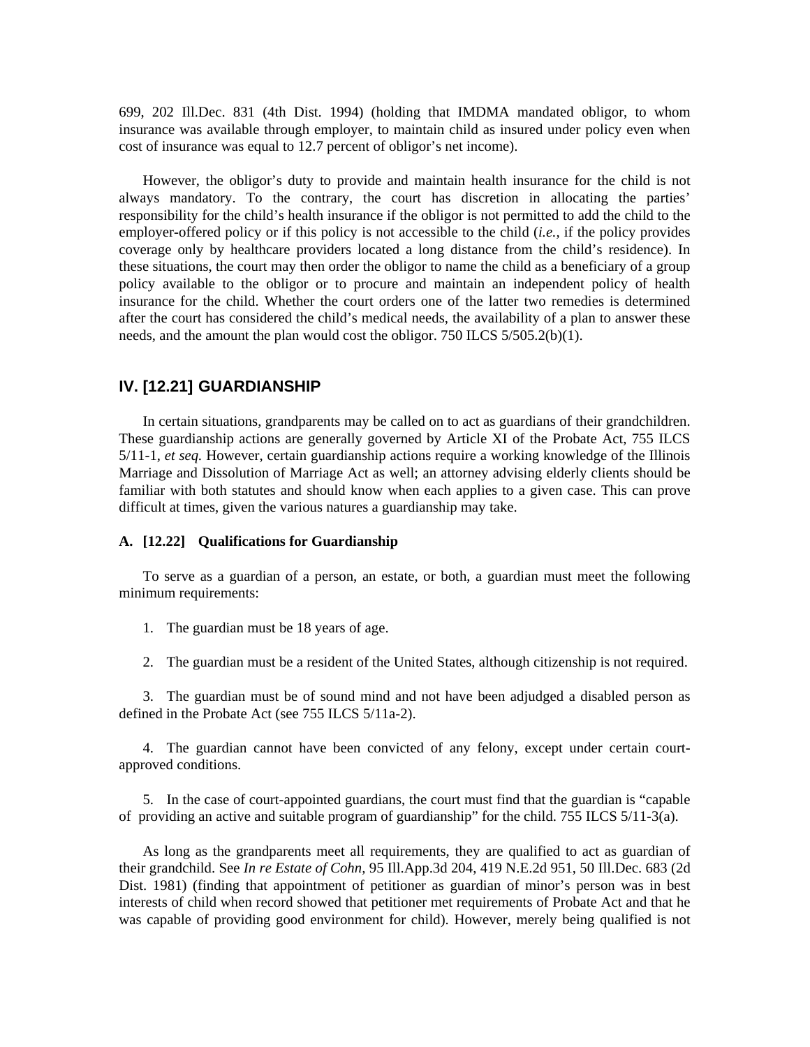699, 202 Ill.Dec. 831 (4th Dist. 1994) (holding that IMDMA mandated obligor, to whom insurance was available through employer, to maintain child as insured under policy even when cost of insurance was equal to 12.7 percent of obligor's net income).

However, the obligor's duty to provide and maintain health insurance for the child is not always mandatory. To the contrary, the court has discretion in allocating the parties' responsibility for the child's health insurance if the obligor is not permitted to add the child to the employer-offered policy or if this policy is not accessible to the child (*i.e.,* if the policy provides coverage only by healthcare providers located a long distance from the child's residence). In these situations, the court may then order the obligor to name the child as a beneficiary of a group policy available to the obligor or to procure and maintain an independent policy of health insurance for the child. Whether the court orders one of the latter two remedies is determined after the court has considered the child's medical needs, the availability of a plan to answer these needs, and the amount the plan would cost the obligor. 750 ILCS 5/505.2(b)(1).

## IV. [12.21] GUARDIANSHIP

In certain situations, grandparents may be called on to act as guardians of their grandchildren. These guardianship actions are generally governed by Article XI of the Probate Act, 755 ILCS 5/11-1, *et seq.* However, certain guardianship actions require a working knowledge of the Illinois Marriage and Dissolution of Marriage Act as well; an attorney advising elderly clients should be familiar with both statutes and should know when each applies to a given case. This can prove difficult at times, given the various natures a guardianship may take.

### A. [12.22] Qualifications for Guardianship

To serve as a guardian of a person, an estate, or both, a guardian must meet the following minimum requirements:

1. The guardian must be 18 years of age.

2. The guardian must be a resident of the United States, although citizenship is not required.

3. The guardian must be of sound mind and not have been adjudged a disabled person as defined in the Probate Act (see 755 ILCS 5/11a-2).

4. The guardian cannot have been convicted of any felony, except under certain court-approved conditions.

5. In the case of court-appointed guardians, the court must find that the guardian is "capable of providing an active and suitable program of guardianship" for the child. 755 ILCS 5/11-3(a).

As long as the grandparents meet all requirements, they are qualified to act as guardian of their grandchild. See *In re Estate of Cohn,* 95 Ill.App.3d 204, 419 N.E.2d 951, 50 Ill.Dec. 683 (2d Dist. 1981) (finding that appointment of petitioner as guardian of minor's person was in best interests of child when record showed that petitioner met requirements of Probate Act and that he was capable of providing good environment for child). However, merely being qualified is not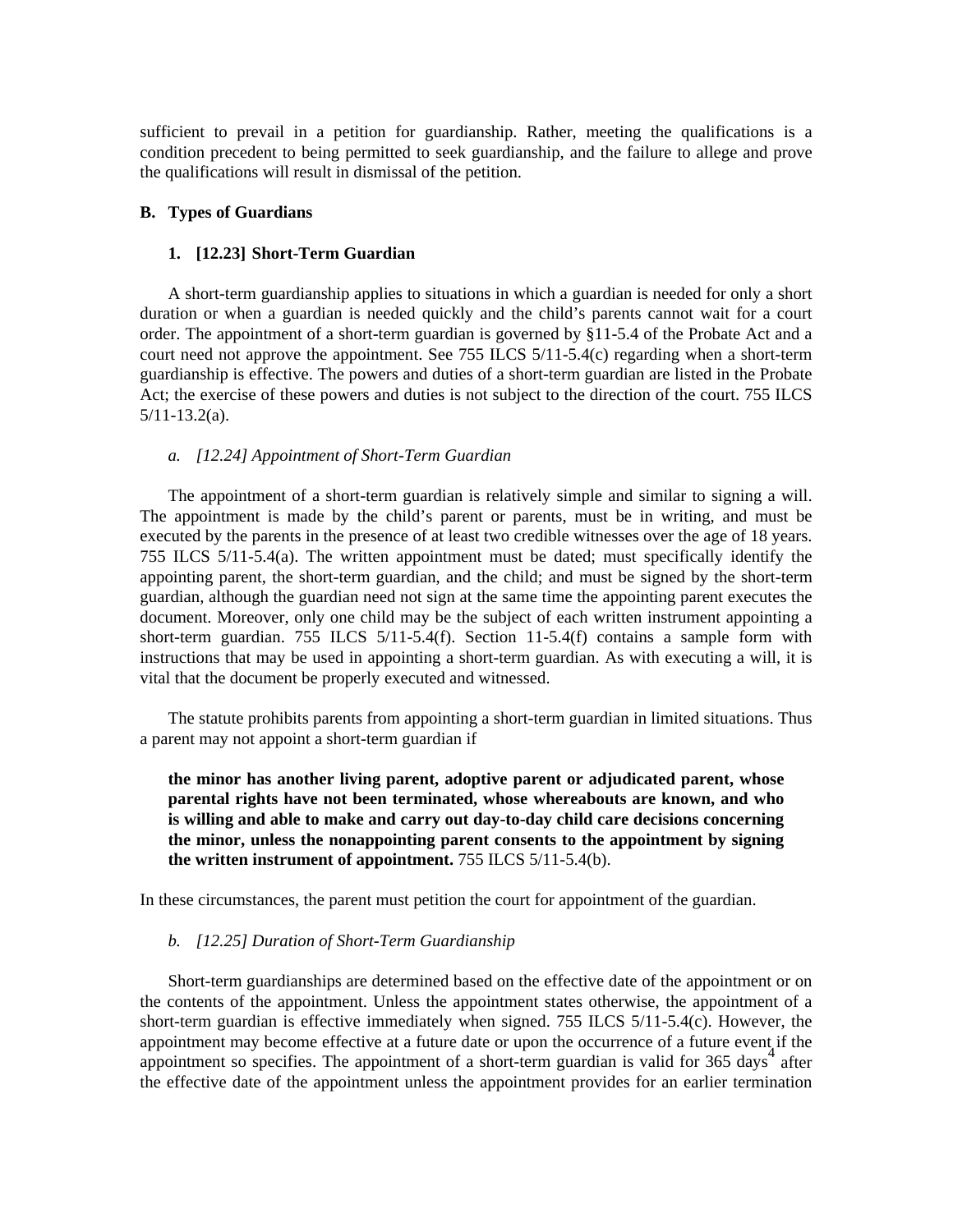sufficient to prevail in a petition for guardianship. Rather, meeting the qualifications is a condition precedent to being permitted to seek guardianship, and the failure to allege and prove the qualifications will result in dismissal of the petition.

## B. Types of Guardians

### 1. [12.23] Short-Term Guardian

A short-term guardianship applies to situations in which a guardian is needed for only a short duration or when a guardian is needed quickly and the child's parents cannot wait for a court order. The appointment of a short-term guardian is governed by §11-5.4 of the Probate Act and a court need not approve the appointment. See 755 ILCS 5/11-5.4(c) regarding when a short-term guardianship is effective. The powers and duties of a short-term guardian are listed in the Probate Act; the exercise of these powers and duties is not subject to the direction of the court. 755 ILCS 5/11-13.2(a).

#### *a. [12.24] Appointment of Short-Term Guardian*

The appointment of a short-term guardian is relatively simple and similar to signing a will. The appointment is made by the child's parent or parents, must be in writing, and must be executed by the parents in the presence of at least two credible witnesses over the age of 18 years. 755 ILCS 5/11-5.4(a). The written appointment must be dated; must specifically identify the appointing parent, the short-term guardian, and the child; and must be signed by the short-term guardian, although the guardian need not sign at the same time the appointing parent executes the document. Moreover, only one child may be the subject of each written instrument appointing a short-term guardian. 755 ILCS 5/11-5.4(f). Section 11-5.4(f) contains a sample form with instructions that may be used in appointing a short-term guardian. As with executing a will, it is vital that the document be properly executed and witnessed.

The statute prohibits parents from appointing a short-term guardian in limited situations. Thus a parent may not appoint a short-term guardian if

> **the minor has another living parent, adoptive parent or adjudicated parent, whose parental rights have not been terminated, whose whereabouts are known, and who is willing and able to make and carry out day-to-day child care decisions concerning the minor, unless the nonappointing parent consents to the appointment by signing the written instrument of appointment.** 755 ILCS 5/11-5.4(b).

In these circumstances, the parent must petition the court for appointment of the guardian.

#### *b. [12.25] Duration of Short-Term Guardianship*

Short-term guardianships are determined based on the effective date of the appointment or on the contents of the appointment. Unless the appointment states otherwise, the appointment of a short-term guardian is effective immediately when signed. 755 ILCS 5/11-5.4(c). However, the appointment may become effective at a future date or upon the occurrence of a future event if the appointment so specifies. The appointment of a short-term guardian is valid for 365 days[4] after the effective date of the appointment unless the appointment provides for an earlier termination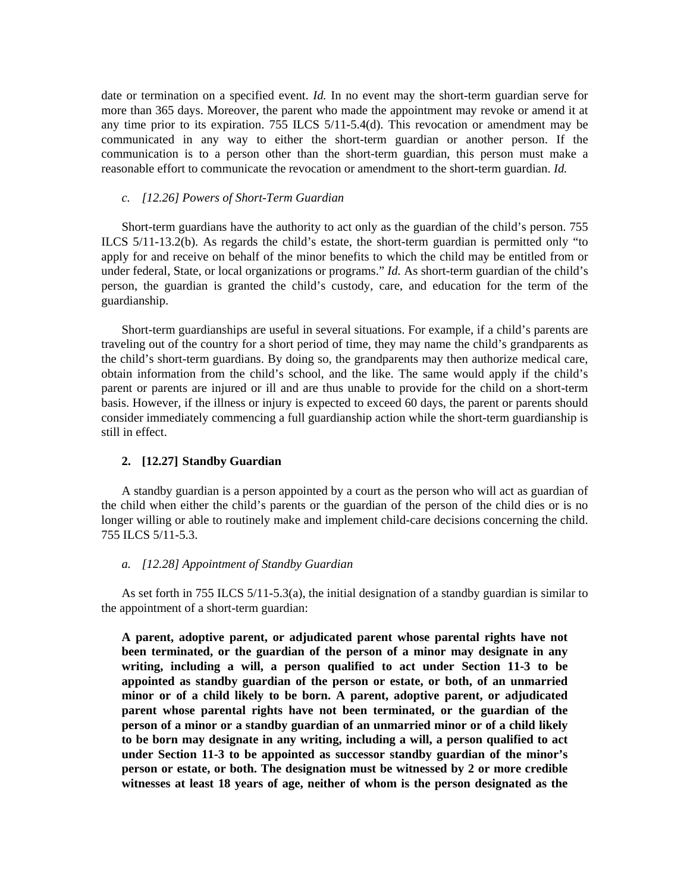date or termination on a specified event. *Id.* In no event may the short-term guardian serve for more than 365 days. Moreover, the parent who made the appointment may revoke or amend it at any time prior to its expiration. 755 ILCS 5/11-5.4(d). This revocation or amendment may be communicated in any way to either the short-term guardian or another person. If the communication is to a person other than the short-term guardian, this person must make a reasonable effort to communicate the revocation or amendment to the short-term guardian. *Id.*

*c. [12.26] Powers of Short-Term Guardian*

Short-term guardians have the authority to act only as the guardian of the child's person. 755 ILCS 5/11-13.2(b). As regards the child's estate, the short-term guardian is permitted only "to apply for and receive on behalf of the minor benefits to which the child may be entitled from or under federal, State, or local organizations or programs." *Id.* As short-term guardian of the child's person, the guardian is granted the child's custody, care, and education for the term of the guardianship.

Short-term guardianships are useful in several situations. For example, if a child's parents are traveling out of the country for a short period of time, they may name the child's grandparents as the child's short-term guardians. By doing so, the grandparents may then authorize medical care, obtain information from the child's school, and the like. The same would apply if the child's parent or parents are injured or ill and are thus unable to provide for the child on a short-term basis. However, if the illness or injury is expected to exceed 60 days, the parent or parents should consider immediately commencing a full guardianship action while the short-term guardianship is still in effect.

**2. [12.27] Standby Guardian**

A standby guardian is a person appointed by a court as the person who will act as guardian of the child when either the child's parents or the guardian of the person of the child dies or is no longer willing or able to routinely make and implement child-care decisions concerning the child. 755 ILCS 5/11-5.3.

*a. [12.28] Appointment of Standby Guardian*

As set forth in 755 ILCS 5/11-5.3(a), the initial designation of a standby guardian is similar to the appointment of a short-term guardian:

> **A parent, adoptive parent, or adjudicated parent whose parental rights have not been terminated, or the guardian of the person of a minor may designate in any writing, including a will, a person qualified to act under Section 11-3 to be appointed as standby guardian of the person or estate, or both, of an unmarried minor or of a child likely to be born. A parent, adoptive parent, or adjudicated parent whose parental rights have not been terminated, or the guardian of the person of a minor or a standby guardian of an unmarried minor or of a child likely to be born may designate in any writing, including a will, a person qualified to act under Section 11-3 to be appointed as successor standby guardian of the minor's person or estate, or both. The designation must be witnessed by 2 or more credible witnesses at least 18 years of age, neither of whom is the person designated as the**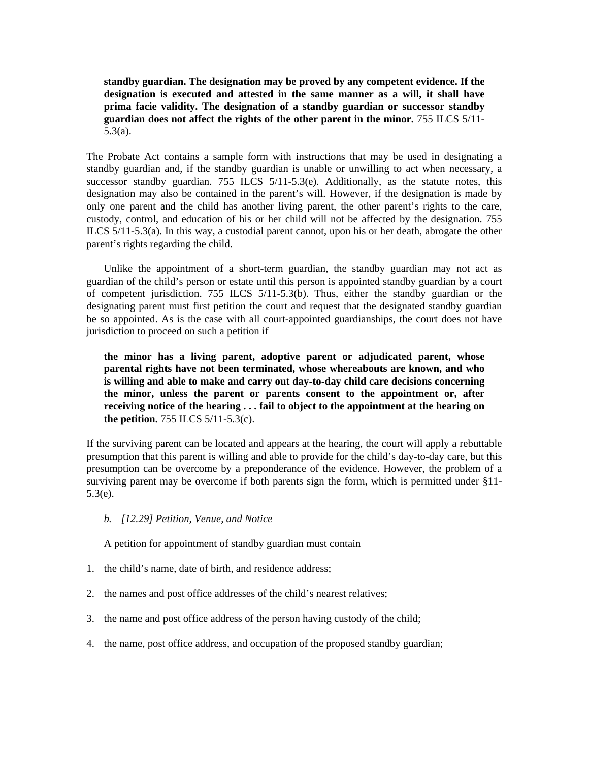**standby guardian. The designation may be proved by any competent evidence. If the designation is executed and attested in the same manner as a will, it shall have prima facie validity. The designation of a standby guardian or successor standby guardian does not affect the rights of the other parent in the minor.** 755 ILCS 5/11-5.3(a).

The Probate Act contains a sample form with instructions that may be used in designating a standby guardian and, if the standby guardian is unable or unwilling to act when necessary, a successor standby guardian. 755 ILCS 5/11-5.3(e). Additionally, as the statute notes, this designation may also be contained in the parent's will. However, if the designation is made by only one parent and the child has another living parent, the other parent's rights to the care, custody, control, and education of his or her child will not be affected by the designation. 755 ILCS 5/11-5.3(a). In this way, a custodial parent cannot, upon his or her death, abrogate the other parent's rights regarding the child.

Unlike the appointment of a short-term guardian, the standby guardian may not act as guardian of the child's person or estate until this person is appointed standby guardian by a court of competent jurisdiction. 755 ILCS 5/11-5.3(b). Thus, either the standby guardian or the designating parent must first petition the court and request that the designated standby guardian be so appointed. As is the case with all court-appointed guardianships, the court does not have jurisdiction to proceed on such a petition if

> **the minor has a living parent, adoptive parent or adjudicated parent, whose parental rights have not been terminated, whose whereabouts are known, and who is willing and able to make and carry out day-to-day child care decisions concerning the minor, unless the parent or parents consent to the appointment or, after receiving notice of the hearing . . . fail to object to the appointment at the hearing on the petition.** 755 ILCS 5/11-5.3(c).

If the surviving parent can be located and appears at the hearing, the court will apply a rebuttable presumption that this parent is willing and able to provide for the child's day-to-day care, but this presumption can be overcome by a preponderance of the evidence. However, the problem of a surviving parent may be overcome if both parents sign the form, which is permitted under §11-5.3(e).

### *b. [12.29] Petition, Venue, and Notice*

A petition for appointment of standby guardian must contain

1. the child's name, date of birth, and residence address;
2. the names and post office addresses of the child's nearest relatives;
3. the name and post office address of the person having custody of the child;
4. the name, post office address, and occupation of the proposed standby guardian;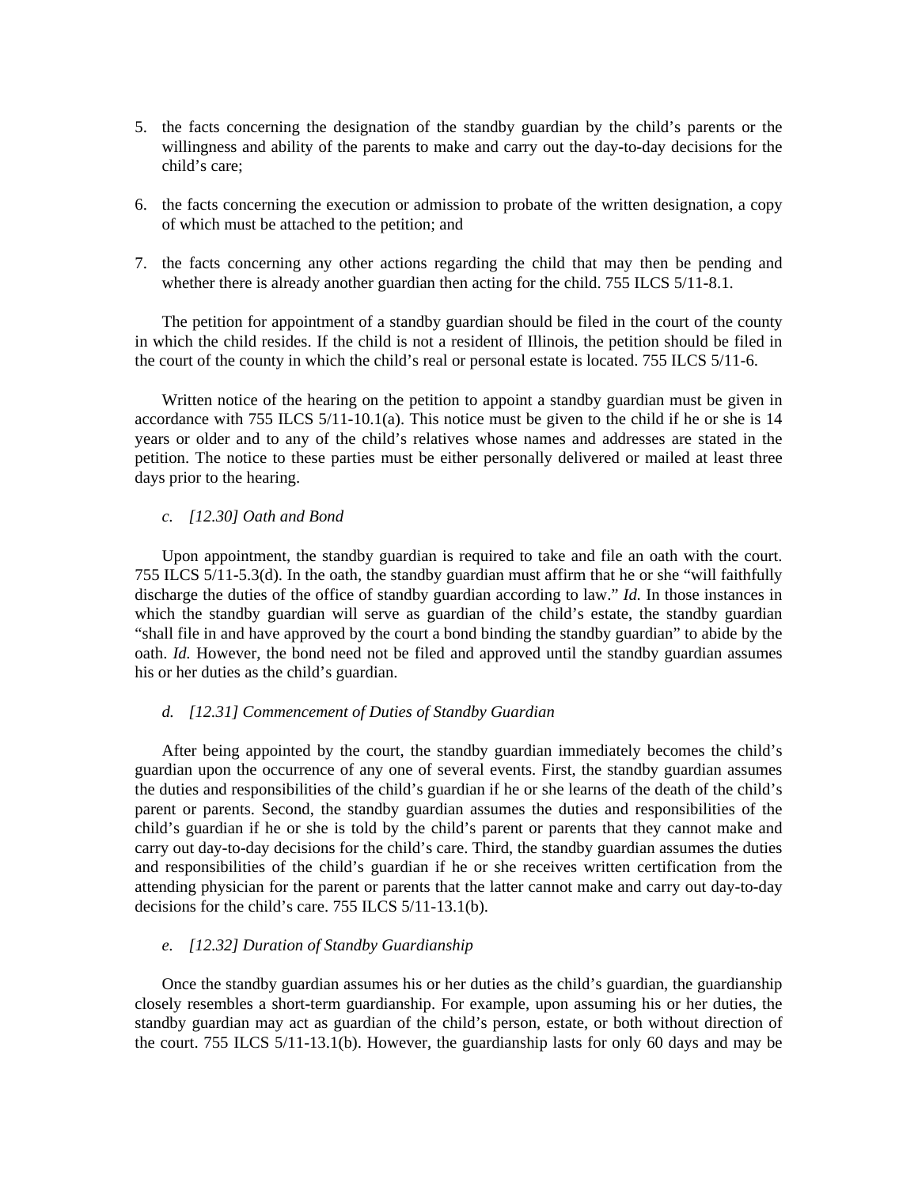5. the facts concerning the designation of the standby guardian by the child's parents or the willingness and ability of the parents to make and carry out the day-to-day decisions for the child's care;

6. the facts concerning the execution or admission to probate of the written designation, a copy of which must be attached to the petition; and

7. the facts concerning any other actions regarding the child that may then be pending and whether there is already another guardian then acting for the child. 755 ILCS 5/11-8.1.

The petition for appointment of a standby guardian should be filed in the court of the county in which the child resides. If the child is not a resident of Illinois, the petition should be filed in the court of the county in which the child's real or personal estate is located. 755 ILCS 5/11-6.

Written notice of the hearing on the petition to appoint a standby guardian must be given in accordance with 755 ILCS 5/11-10.1(a). This notice must be given to the child if he or she is 14 years or older and to any of the child's relatives whose names and addresses are stated in the petition. The notice to these parties must be either personally delivered or mailed at least three days prior to the hearing.

*c. [12.30] Oath and Bond*

Upon appointment, the standby guardian is required to take and file an oath with the court. 755 ILCS 5/11-5.3(d). In the oath, the standby guardian must affirm that he or she "will faithfully discharge the duties of the office of standby guardian according to law." *Id.* In those instances in which the standby guardian will serve as guardian of the child's estate, the standby guardian "shall file in and have approved by the court a bond binding the standby guardian" to abide by the oath. *Id.* However, the bond need not be filed and approved until the standby guardian assumes his or her duties as the child's guardian.

*d. [12.31] Commencement of Duties of Standby Guardian*

After being appointed by the court, the standby guardian immediately becomes the child's guardian upon the occurrence of any one of several events. First, the standby guardian assumes the duties and responsibilities of the child's guardian if he or she learns of the death of the child's parent or parents. Second, the standby guardian assumes the duties and responsibilities of the child's guardian if he or she is told by the child's parent or parents that they cannot make and carry out day-to-day decisions for the child's care. Third, the standby guardian assumes the duties and responsibilities of the child's guardian if he or she receives written certification from the attending physician for the parent or parents that the latter cannot make and carry out day-to-day decisions for the child's care. 755 ILCS 5/11-13.1(b).

*e. [12.32] Duration of Standby Guardianship*

Once the standby guardian assumes his or her duties as the child's guardian, the guardianship closely resembles a short-term guardianship. For example, upon assuming his or her duties, the standby guardian may act as guardian of the child's person, estate, or both without direction of the court. 755 ILCS 5/11-13.1(b). However, the guardianship lasts for only 60 days and may be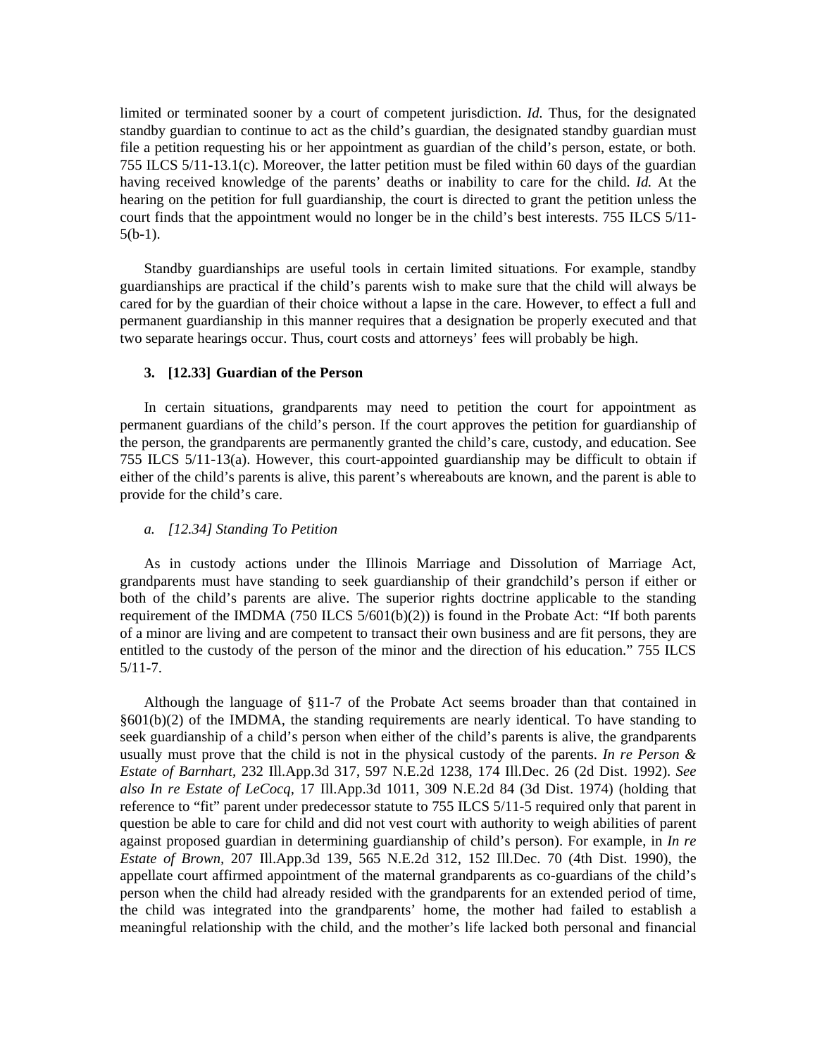limited or terminated sooner by a court of competent jurisdiction. *Id.* Thus, for the designated standby guardian to continue to act as the child's guardian, the designated standby guardian must file a petition requesting his or her appointment as guardian of the child's person, estate, or both. 755 ILCS 5/11-13.1(c). Moreover, the latter petition must be filed within 60 days of the guardian having received knowledge of the parents' deaths or inability to care for the child. *Id.* At the hearing on the petition for full guardianship, the court is directed to grant the petition unless the court finds that the appointment would no longer be in the child's best interests. 755 ILCS 5/11-5(b-1).

Standby guardianships are useful tools in certain limited situations. For example, standby guardianships are practical if the child's parents wish to make sure that the child will always be cared for by the guardian of their choice without a lapse in the care. However, to effect a full and permanent guardianship in this manner requires that a designation be properly executed and that two separate hearings occur. Thus, court costs and attorneys' fees will probably be high.

### 3. [12.33] Guardian of the Person

In certain situations, grandparents may need to petition the court for appointment as permanent guardians of the child's person. If the court approves the petition for guardianship of the person, the grandparents are permanently granted the child's care, custody, and education. See 755 ILCS 5/11-13(a). However, this court-appointed guardianship may be difficult to obtain if either of the child's parents is alive, this parent's whereabouts are known, and the parent is able to provide for the child's care.

#### *a. [12.34] Standing To Petition*

As in custody actions under the Illinois Marriage and Dissolution of Marriage Act, grandparents must have standing to seek guardianship of their grandchild's person if either or both of the child's parents are alive. The superior rights doctrine applicable to the standing requirement of the IMDMA (750 ILCS 5/601(b)(2)) is found in the Probate Act: "If both parents of a minor are living and are competent to transact their own business and are fit persons, they are entitled to the custody of the person of the minor and the direction of his education." 755 ILCS 5/11-7.

Although the language of §11-7 of the Probate Act seems broader than that contained in §601(b)(2) of the IMDMA, the standing requirements are nearly identical. To have standing to seek guardianship of a child's person when either of the child's parents is alive, the grandparents usually must prove that the child is not in the physical custody of the parents. *In re Person & Estate of Barnhart,* 232 Ill.App.3d 317, 597 N.E.2d 1238, 174 Ill.Dec. 26 (2d Dist. 1992). *See also In re Estate of LeCocq,* 17 Ill.App.3d 1011, 309 N.E.2d 84 (3d Dist. 1974) (holding that reference to "fit" parent under predecessor statute to 755 ILCS 5/11-5 required only that parent in question be able to care for child and did not vest court with authority to weigh abilities of parent against proposed guardian in determining guardianship of child's person). For example, in *In re Estate of Brown,* 207 Ill.App.3d 139, 565 N.E.2d 312, 152 Ill.Dec. 70 (4th Dist. 1990), the appellate court affirmed appointment of the maternal grandparents as co-guardians of the child's person when the child had already resided with the grandparents for an extended period of time, the child was integrated into the grandparents' home, the mother had failed to establish a meaningful relationship with the child, and the mother's life lacked both personal and financial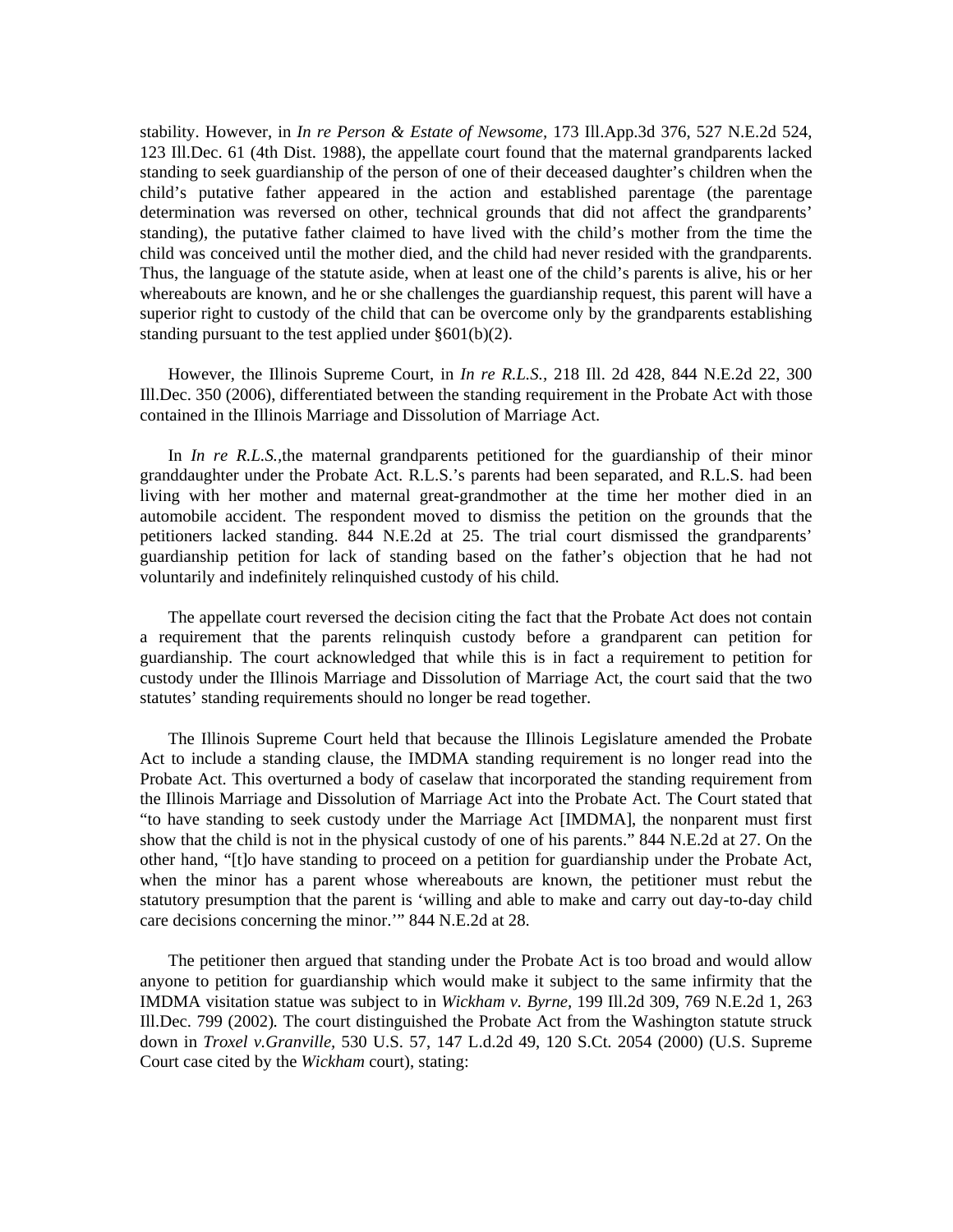stability. However, in *In re Person & Estate of Newsome*, 173 Ill.App.3d 376, 527 N.E.2d 524, 123 Ill.Dec. 61 (4th Dist. 1988), the appellate court found that the maternal grandparents lacked standing to seek guardianship of the person of one of their deceased daughter's children when the child's putative father appeared in the action and established parentage (the parentage determination was reversed on other, technical grounds that did not affect the grandparents' standing), the putative father claimed to have lived with the child's mother from the time the child was conceived until the mother died, and the child had never resided with the grandparents. Thus, the language of the statute aside, when at least one of the child's parents is alive, his or her whereabouts are known, and he or she challenges the guardianship request, this parent will have a superior right to custody of the child that can be overcome only by the grandparents establishing standing pursuant to the test applied under §601(b)(2).

However, the Illinois Supreme Court, in *In re R.L.S.*, 218 Ill. 2d 428, 844 N.E.2d 22, 300 Ill.Dec. 350 (2006), differentiated between the standing requirement in the Probate Act with those contained in the Illinois Marriage and Dissolution of Marriage Act.

In *In re R.L.S.*,the maternal grandparents petitioned for the guardianship of their minor granddaughter under the Probate Act. R.L.S.'s parents had been separated, and R.L.S. had been living with her mother and maternal great-grandmother at the time her mother died in an automobile accident. The respondent moved to dismiss the petition on the grounds that the petitioners lacked standing. 844 N.E.2d at 25. The trial court dismissed the grandparents' guardianship petition for lack of standing based on the father's objection that he had not voluntarily and indefinitely relinquished custody of his child.

The appellate court reversed the decision citing the fact that the Probate Act does not contain a requirement that the parents relinquish custody before a grandparent can petition for guardianship. The court acknowledged that while this is in fact a requirement to petition for custody under the Illinois Marriage and Dissolution of Marriage Act, the court said that the two statutes' standing requirements should no longer be read together.

The Illinois Supreme Court held that because the Illinois Legislature amended the Probate Act to include a standing clause, the IMDMA standing requirement is no longer read into the Probate Act. This overturned a body of caselaw that incorporated the standing requirement from the Illinois Marriage and Dissolution of Marriage Act into the Probate Act. The Court stated that "to have standing to seek custody under the Marriage Act [IMDMA], the nonparent must first show that the child is not in the physical custody of one of his parents." 844 N.E.2d at 27. On the other hand, "[t]o have standing to proceed on a petition for guardianship under the Probate Act, when the minor has a parent whose whereabouts are known, the petitioner must rebut the statutory presumption that the parent is 'willing and able to make and carry out day-to-day child care decisions concerning the minor.'" 844 N.E.2d at 28.

The petitioner then argued that standing under the Probate Act is too broad and would allow anyone to petition for guardianship which would make it subject to the same infirmity that the IMDMA visitation statue was subject to in *Wickham v. Byrne*, 199 Ill.2d 309, 769 N.E.2d 1, 263 Ill.Dec. 799 (2002). The court distinguished the Probate Act from the Washington statute struck down in *Troxel v.Granville*, 530 U.S. 57, 147 L.d.2d 49, 120 S.Ct. 2054 (2000) (U.S. Supreme Court case cited by the *Wickham* court), stating: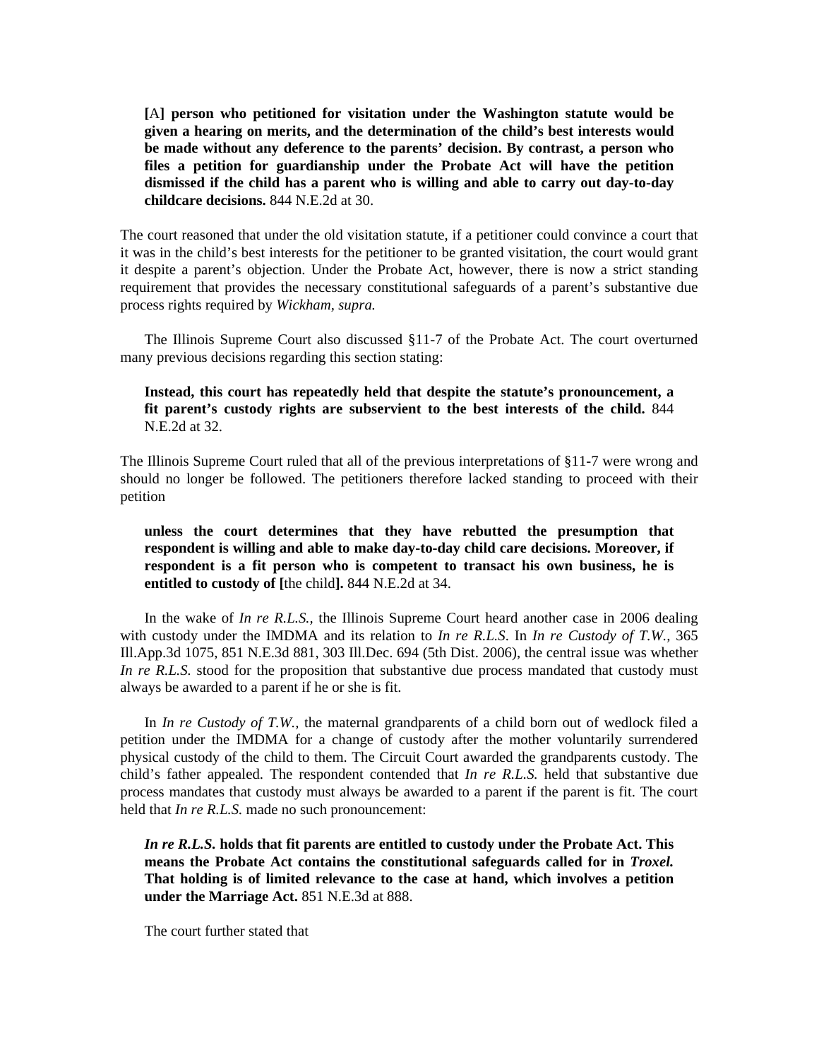> **[**A**] person who petitioned for visitation under the Washington statute would be given a hearing on merits, and the determination of the child's best interests would be made without any deference to the parents' decision. By contrast, a person who files a petition for guardianship under the Probate Act will have the petition dismissed if the child has a parent who is willing and able to carry out day-to-day childcare decisions.** 844 N.E.2d at 30.

The court reasoned that under the old visitation statute, if a petitioner could convince a court that it was in the child's best interests for the petitioner to be granted visitation, the court would grant it despite a parent's objection. Under the Probate Act, however, there is now a strict standing requirement that provides the necessary constitutional safeguards of a parent's substantive due process rights required by *Wickham, supra.*

The Illinois Supreme Court also discussed §11-7 of the Probate Act. The court overturned many previous decisions regarding this section stating:

> **Instead, this court has repeatedly held that despite the statute's pronouncement, a fit parent's custody rights are subservient to the best interests of the child.** 844 N.E.2d at 32.

The Illinois Supreme Court ruled that all of the previous interpretations of §11-7 were wrong and should no longer be followed. The petitioners therefore lacked standing to proceed with their petition

> **unless the court determines that they have rebutted the presumption that respondent is willing and able to make day-to-day child care decisions. Moreover, if respondent is a fit person who is competent to transact his own business, he is entitled to custody of [**the child**].** 844 N.E.2d at 34.

In the wake of *In re R.L.S.*, the Illinois Supreme Court heard another case in 2006 dealing with custody under the IMDMA and its relation to *In re R.L.S*. In *In re Custody of T.W.*, 365 Ill.App.3d 1075, 851 N.E.3d 881, 303 Ill.Dec. 694 (5th Dist. 2006), the central issue was whether *In re R.L.S.* stood for the proposition that substantive due process mandated that custody must always be awarded to a parent if he or she is fit.

In *In re Custody of T.W.*, the maternal grandparents of a child born out of wedlock filed a petition under the IMDMA for a change of custody after the mother voluntarily surrendered physical custody of the child to them. The Circuit Court awarded the grandparents custody. The child's father appealed. The respondent contended that *In re R.L.S.* held that substantive due process mandates that custody must always be awarded to a parent if the parent is fit. The court held that *In re R.L.S.* made no such pronouncement:

> ***In re R.L.S.* holds that fit parents are entitled to custody under the Probate Act. This means the Probate Act contains the constitutional safeguards called for in *Troxel.* That holding is of limited relevance to the case at hand, which involves a petition under the Marriage Act.** 851 N.E.3d at 888.

The court further stated that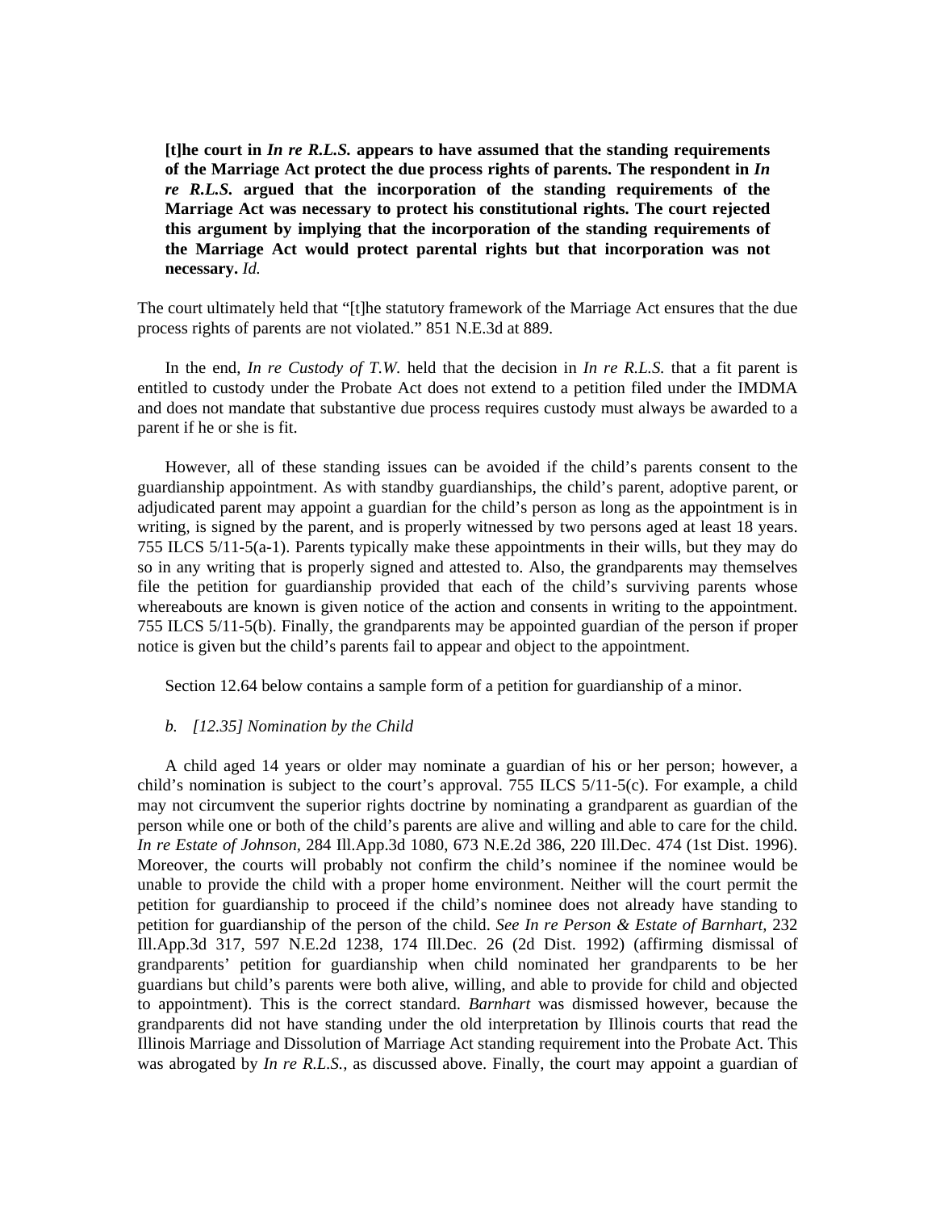> **[t]he court in *In re R.L.S.* appears to have assumed that the standing requirements of the Marriage Act protect the due process rights of parents. The respondent in *In re R.L.S.* argued that the incorporation of the standing requirements of the Marriage Act was necessary to protect his constitutional rights. The court rejected this argument by implying that the incorporation of the standing requirements of the Marriage Act would protect parental rights but that incorporation was not necessary.** *Id.*

The court ultimately held that "[t]he statutory framework of the Marriage Act ensures that the due process rights of parents are not violated." 851 N.E.3d at 889.

In the end, *In re Custody of T.W.* held that the decision in *In re R.L.S.* that a fit parent is entitled to custody under the Probate Act does not extend to a petition filed under the IMDMA and does not mandate that substantive due process requires custody must always be awarded to a parent if he or she is fit.

However, all of these standing issues can be avoided if the child's parents consent to the guardianship appointment. As with standby guardianships, the child's parent, adoptive parent, or adjudicated parent may appoint a guardian for the child's person as long as the appointment is in writing, is signed by the parent, and is properly witnessed by two persons aged at least 18 years. 755 ILCS 5/11-5(a-1). Parents typically make these appointments in their wills, but they may do so in any writing that is properly signed and attested to. Also, the grandparents may themselves file the petition for guardianship provided that each of the child's surviving parents whose whereabouts are known is given notice of the action and consents in writing to the appointment. 755 ILCS 5/11-5(b). Finally, the grandparents may be appointed guardian of the person if proper notice is given but the child's parents fail to appear and object to the appointment.

Section 12.64 below contains a sample form of a petition for guardianship of a minor.

*b. [12.35] Nomination by the Child*

A child aged 14 years or older may nominate a guardian of his or her person; however, a child's nomination is subject to the court's approval. 755 ILCS 5/11-5(c). For example, a child may not circumvent the superior rights doctrine by nominating a grandparent as guardian of the person while one or both of the child's parents are alive and willing and able to care for the child. *In re Estate of Johnson,* 284 Ill.App.3d 1080, 673 N.E.2d 386, 220 Ill.Dec. 474 (1st Dist. 1996). Moreover, the courts will probably not confirm the child's nominee if the nominee would be unable to provide the child with a proper home environment. Neither will the court permit the petition for guardianship to proceed if the child's nominee does not already have standing to petition for guardianship of the person of the child. *See In re Person & Estate of Barnhart,* 232 Ill.App.3d 317, 597 N.E.2d 1238, 174 Ill.Dec. 26 (2d Dist. 1992) (affirming dismissal of grandparents' petition for guardianship when child nominated her grandparents to be her guardians but child's parents were both alive, willing, and able to provide for child and objected to appointment). This is the correct standard. *Barnhart* was dismissed however, because the grandparents did not have standing under the old interpretation by Illinois courts that read the Illinois Marriage and Dissolution of Marriage Act standing requirement into the Probate Act. This was abrogated by *In re R.L.S.,* as discussed above. Finally, the court may appoint a guardian of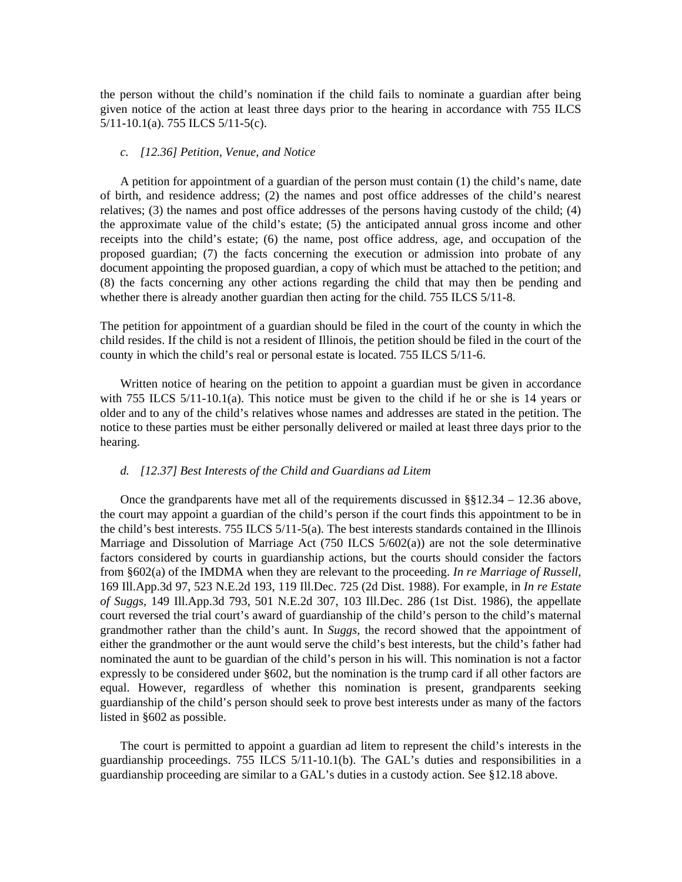the person without the child's nomination if the child fails to nominate a guardian after being given notice of the action at least three days prior to the hearing in accordance with 755 ILCS 5/11-10.1(a). 755 ILCS 5/11-5(c).

*c. [12.36] Petition, Venue, and Notice*

A petition for appointment of a guardian of the person must contain (1) the child's name, date of birth, and residence address; (2) the names and post office addresses of the child's nearest relatives; (3) the names and post office addresses of the persons having custody of the child; (4) the approximate value of the child's estate; (5) the anticipated annual gross income and other receipts into the child's estate; (6) the name, post office address, age, and occupation of the proposed guardian; (7) the facts concerning the execution or admission into probate of any document appointing the proposed guardian, a copy of which must be attached to the petition; and (8) the facts concerning any other actions regarding the child that may then be pending and whether there is already another guardian then acting for the child. 755 ILCS 5/11-8.

The petition for appointment of a guardian should be filed in the court of the county in which the child resides. If the child is not a resident of Illinois, the petition should be filed in the court of the county in which the child's real or personal estate is located. 755 ILCS 5/11-6.

Written notice of hearing on the petition to appoint a guardian must be given in accordance with 755 ILCS 5/11-10.1(a). This notice must be given to the child if he or she is 14 years or older and to any of the child's relatives whose names and addresses are stated in the petition. The notice to these parties must be either personally delivered or mailed at least three days prior to the hearing.

*d. [12.37] Best Interests of the Child and Guardians ad Litem*

Once the grandparents have met all of the requirements discussed in §§12.34 – 12.36 above, the court may appoint a guardian of the child's person if the court finds this appointment to be in the child's best interests. 755 ILCS 5/11-5(a). The best interests standards contained in the Illinois Marriage and Dissolution of Marriage Act (750 ILCS 5/602(a)) are not the sole determinative factors considered by courts in guardianship actions, but the courts should consider the factors from §602(a) of the IMDMA when they are relevant to the proceeding. *In re Marriage of Russell*, 169 Ill.App.3d 97, 523 N.E.2d 193, 119 Ill.Dec. 725 (2d Dist. 1988). For example, in *In re Estate of Suggs*, 149 Ill.App.3d 793, 501 N.E.2d 307, 103 Ill.Dec. 286 (1st Dist. 1986), the appellate court reversed the trial court's award of guardianship of the child's person to the child's maternal grandmother rather than the child's aunt. In *Suggs*, the record showed that the appointment of either the grandmother or the aunt would serve the child's best interests, but the child's father had nominated the aunt to be guardian of the child's person in his will. This nomination is not a factor expressly to be considered under §602, but the nomination is the trump card if all other factors are equal. However, regardless of whether this nomination is present, grandparents seeking guardianship of the child's person should seek to prove best interests under as many of the factors listed in §602 as possible.

The court is permitted to appoint a guardian ad litem to represent the child's interests in the guardianship proceedings. 755 ILCS 5/11-10.1(b). The GAL's duties and responsibilities in a guardianship proceeding are similar to a GAL's duties in a custody action. See §12.18 above.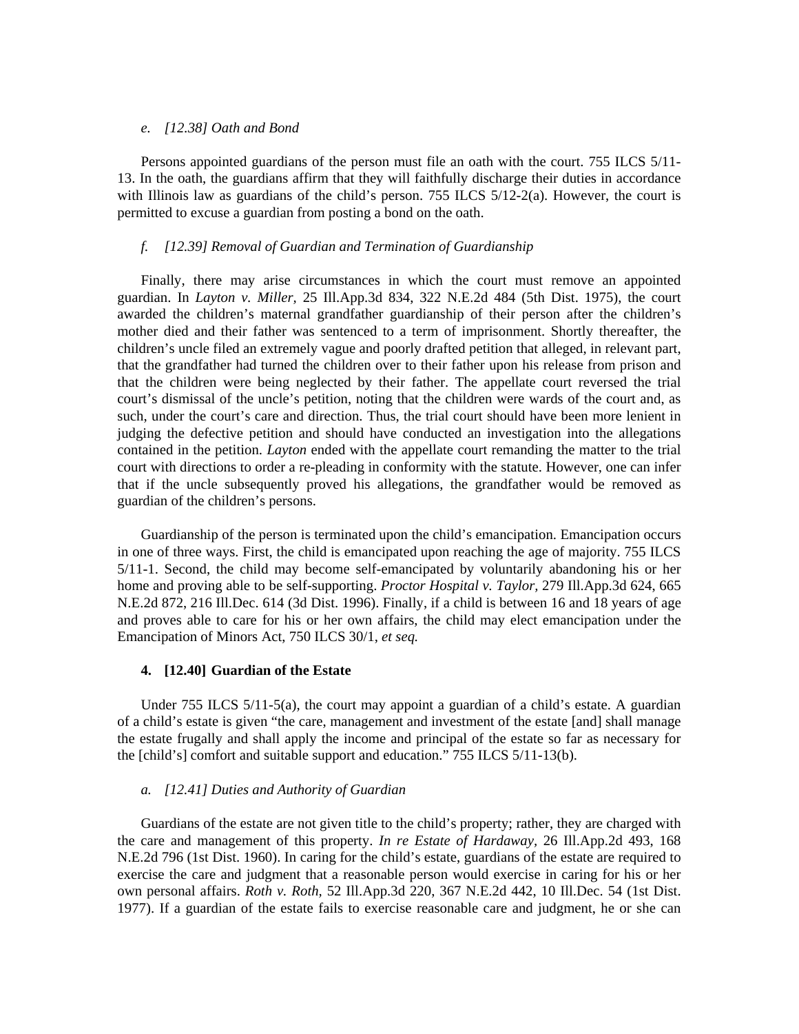*e. [12.38] Oath and Bond*

Persons appointed guardians of the person must file an oath with the court. 755 ILCS 5/11-13. In the oath, the guardians affirm that they will faithfully discharge their duties in accordance with Illinois law as guardians of the child's person. 755 ILCS 5/12-2(a). However, the court is permitted to excuse a guardian from posting a bond on the oath.

*f. [12.39] Removal of Guardian and Termination of Guardianship*

Finally, there may arise circumstances in which the court must remove an appointed guardian. In *Layton v. Miller,* 25 Ill.App.3d 834, 322 N.E.2d 484 (5th Dist. 1975), the court awarded the children's maternal grandfather guardianship of their person after the children's mother died and their father was sentenced to a term of imprisonment. Shortly thereafter, the children's uncle filed an extremely vague and poorly drafted petition that alleged, in relevant part, that the grandfather had turned the children over to their father upon his release from prison and that the children were being neglected by their father. The appellate court reversed the trial court's dismissal of the uncle's petition, noting that the children were wards of the court and, as such, under the court's care and direction. Thus, the trial court should have been more lenient in judging the defective petition and should have conducted an investigation into the allegations contained in the petition. *Layton* ended with the appellate court remanding the matter to the trial court with directions to order a re-pleading in conformity with the statute. However, one can infer that if the uncle subsequently proved his allegations, the grandfather would be removed as guardian of the children's persons.

Guardianship of the person is terminated upon the child's emancipation. Emancipation occurs in one of three ways. First, the child is emancipated upon reaching the age of majority. 755 ILCS 5/11-1. Second, the child may become self-emancipated by voluntarily abandoning his or her home and proving able to be self-supporting. *Proctor Hospital v. Taylor,* 279 Ill.App.3d 624, 665 N.E.2d 872, 216 Ill.Dec. 614 (3d Dist. 1996). Finally, if a child is between 16 and 18 years of age and proves able to care for his or her own affairs, the child may elect emancipation under the Emancipation of Minors Act, 750 ILCS 30/1, *et seq.*

**4. [12.40] Guardian of the Estate**

Under 755 ILCS 5/11-5(a), the court may appoint a guardian of a child's estate. A guardian of a child's estate is given "the care, management and investment of the estate [and] shall manage the estate frugally and shall apply the income and principal of the estate so far as necessary for the [child's] comfort and suitable support and education." 755 ILCS 5/11-13(b).

*a. [12.41] Duties and Authority of Guardian*

Guardians of the estate are not given title to the child's property; rather, they are charged with the care and management of this property. *In re Estate of Hardaway*, 26 Ill.App.2d 493, 168 N.E.2d 796 (1st Dist. 1960). In caring for the child's estate, guardians of the estate are required to exercise the care and judgment that a reasonable person would exercise in caring for his or her own personal affairs. *Roth v. Roth,* 52 Ill.App.3d 220, 367 N.E.2d 442, 10 Ill.Dec. 54 (1st Dist. 1977). If a guardian of the estate fails to exercise reasonable care and judgment, he or she can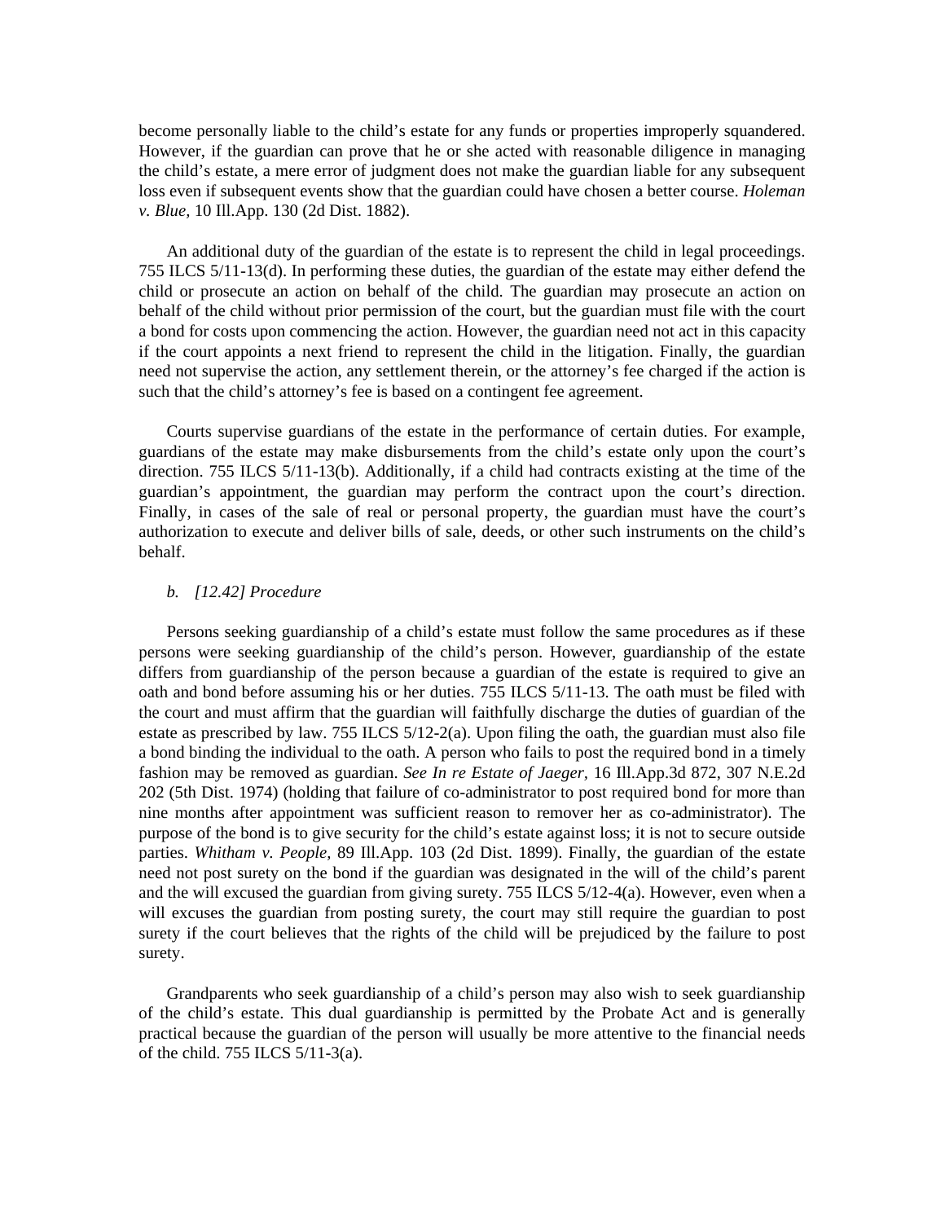become personally liable to the child's estate for any funds or properties improperly squandered. However, if the guardian can prove that he or she acted with reasonable diligence in managing the child's estate, a mere error of judgment does not make the guardian liable for any subsequent loss even if subsequent events show that the guardian could have chosen a better course. *Holeman v. Blue,* 10 Ill.App. 130 (2d Dist. 1882).

An additional duty of the guardian of the estate is to represent the child in legal proceedings. 755 ILCS 5/11-13(d). In performing these duties, the guardian of the estate may either defend the child or prosecute an action on behalf of the child. The guardian may prosecute an action on behalf of the child without prior permission of the court, but the guardian must file with the court a bond for costs upon commencing the action. However, the guardian need not act in this capacity if the court appoints a next friend to represent the child in the litigation. Finally, the guardian need not supervise the action, any settlement therein, or the attorney's fee charged if the action is such that the child's attorney's fee is based on a contingent fee agreement.

Courts supervise guardians of the estate in the performance of certain duties. For example, guardians of the estate may make disbursements from the child's estate only upon the court's direction. 755 ILCS 5/11-13(b). Additionally, if a child had contracts existing at the time of the guardian's appointment, the guardian may perform the contract upon the court's direction. Finally, in cases of the sale of real or personal property, the guardian must have the court's authorization to execute and deliver bills of sale, deeds, or other such instruments on the child's behalf.

*b. [12.42] Procedure*

Persons seeking guardianship of a child's estate must follow the same procedures as if these persons were seeking guardianship of the child's person. However, guardianship of the estate differs from guardianship of the person because a guardian of the estate is required to give an oath and bond before assuming his or her duties. 755 ILCS 5/11-13. The oath must be filed with the court and must affirm that the guardian will faithfully discharge the duties of guardian of the estate as prescribed by law. 755 ILCS 5/12-2(a). Upon filing the oath, the guardian must also file a bond binding the individual to the oath. A person who fails to post the required bond in a timely fashion may be removed as guardian. *See In re Estate of Jaeger,* 16 Ill.App.3d 872, 307 N.E.2d 202 (5th Dist. 1974) (holding that failure of co-administrator to post required bond for more than nine months after appointment was sufficient reason to remover her as co-administrator). The purpose of the bond is to give security for the child's estate against loss; it is not to secure outside parties. *Whitham v. People,* 89 Ill.App. 103 (2d Dist. 1899). Finally, the guardian of the estate need not post surety on the bond if the guardian was designated in the will of the child's parent and the will excused the guardian from giving surety. 755 ILCS 5/12-4(a). However, even when a will excuses the guardian from posting surety, the court may still require the guardian to post surety if the court believes that the rights of the child will be prejudiced by the failure to post surety.

Grandparents who seek guardianship of a child's person may also wish to seek guardianship of the child's estate. This dual guardianship is permitted by the Probate Act and is generally practical because the guardian of the person will usually be more attentive to the financial needs of the child. 755 ILCS 5/11-3(a).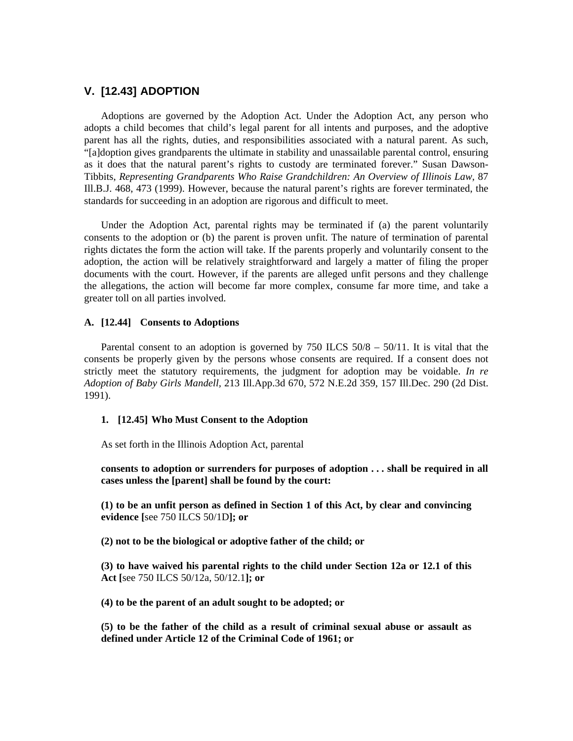## V. [12.43] ADOPTION

Adoptions are governed by the Adoption Act. Under the Adoption Act, any person who adopts a child becomes that child's legal parent for all intents and purposes, and the adoptive parent has all the rights, duties, and responsibilities associated with a natural parent. As such, "[a]doption gives grandparents the ultimate in stability and unassailable parental control, ensuring as it does that the natural parent's rights to custody are terminated forever." Susan Dawson-Tibbits, *Representing Grandparents Who Raise Grandchildren: An Overview of Illinois Law*, 87 Ill.B.J. 468, 473 (1999). However, because the natural parent's rights are forever terminated, the standards for succeeding in an adoption are rigorous and difficult to meet.

Under the Adoption Act, parental rights may be terminated if (a) the parent voluntarily consents to the adoption or (b) the parent is proven unfit. The nature of termination of parental rights dictates the form the action will take. If the parents properly and voluntarily consent to the adoption, the action will be relatively straightforward and largely a matter of filing the proper documents with the court. However, if the parents are alleged unfit persons and they challenge the allegations, the action will become far more complex, consume far more time, and take a greater toll on all parties involved.

### A. [12.44] Consents to Adoptions

Parental consent to an adoption is governed by 750 ILCS 50/8 – 50/11. It is vital that the consents be properly given by the persons whose consents are required. If a consent does not strictly meet the statutory requirements, the judgment for adoption may be voidable. *In re Adoption of Baby Girls Mandell*, 213 Ill.App.3d 670, 572 N.E.2d 359, 157 Ill.Dec. 290 (2d Dist. 1991).

#### 1. [12.45] Who Must Consent to the Adoption

As set forth in the Illinois Adoption Act, parental

**consents to adoption or surrenders for purposes of adoption . . . shall be required in all cases unless the [parent] shall be found by the court:**

**(1) to be an unfit person as defined in Section 1 of this Act, by clear and convincing evidence [**see 750 ILCS 50/1D**]; or**

**(2) not to be the biological or adoptive father of the child; or**

**(3) to have waived his parental rights to the child under Section 12a or 12.1 of this Act [**see 750 ILCS 50/12a, 50/12.1**]; or**

**(4) to be the parent of an adult sought to be adopted; or**

**(5) to be the father of the child as a result of criminal sexual abuse or assault as defined under Article 12 of the Criminal Code of 1961; or**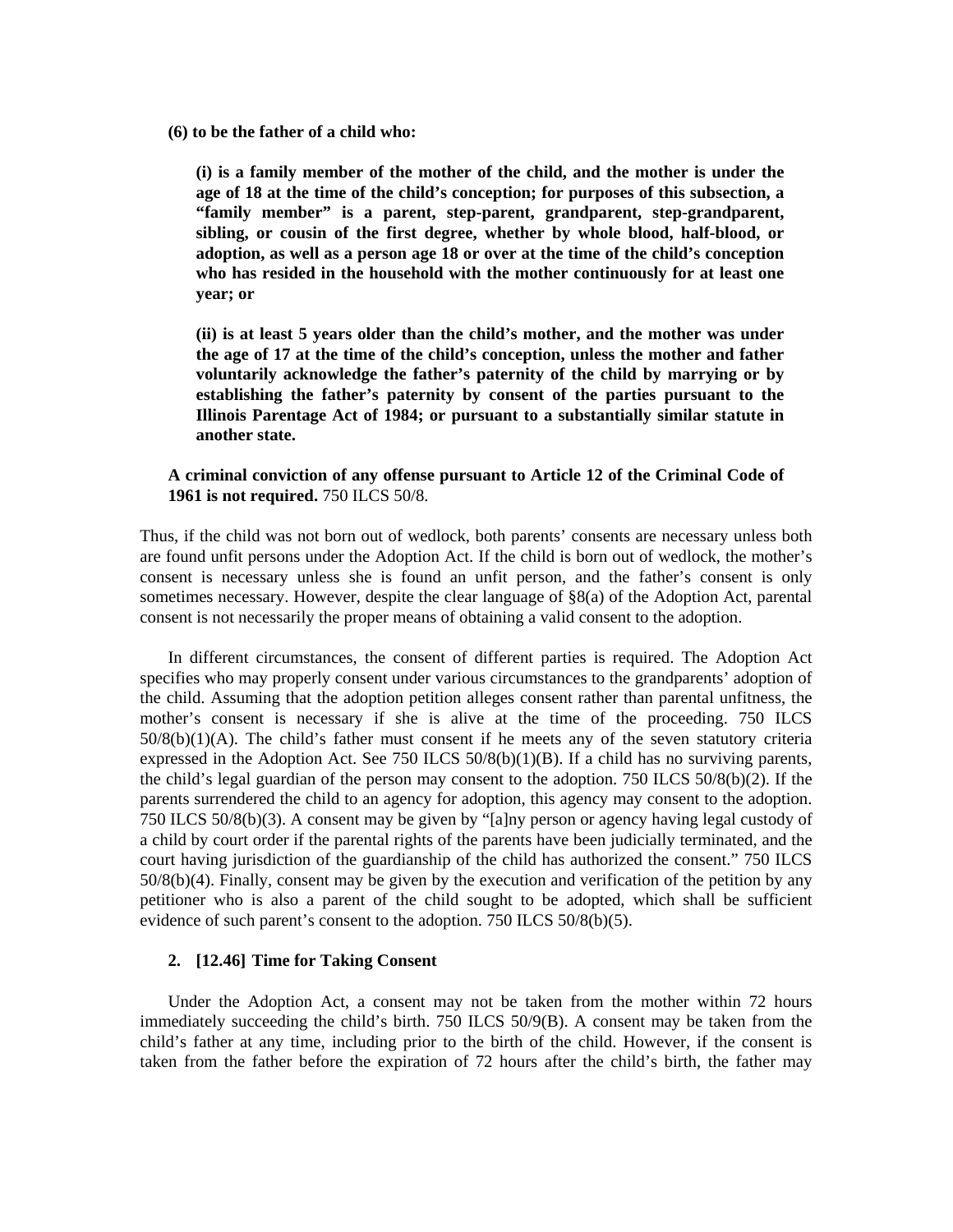**(6) to be the father of a child who:**

**(i) is a family member of the mother of the child, and the mother is under the age of 18 at the time of the child's conception; for purposes of this subsection, a "family member" is a parent, step-parent, grandparent, step-grandparent, sibling, or cousin of the first degree, whether by whole blood, half-blood, or adoption, as well as a person age 18 or over at the time of the child's conception who has resided in the household with the mother continuously for at least one year; or**

**(ii) is at least 5 years older than the child's mother, and the mother was under the age of 17 at the time of the child's conception, unless the mother and father voluntarily acknowledge the father's paternity of the child by marrying or by establishing the father's paternity by consent of the parties pursuant to the Illinois Parentage Act of 1984; or pursuant to a substantially similar statute in another state.**

**A criminal conviction of any offense pursuant to Article 12 of the Criminal Code of 1961 is not required.** 750 ILCS 50/8.

Thus, if the child was not born out of wedlock, both parents' consents are necessary unless both are found unfit persons under the Adoption Act. If the child is born out of wedlock, the mother's consent is necessary unless she is found an unfit person, and the father's consent is only sometimes necessary. However, despite the clear language of §8(a) of the Adoption Act, parental consent is not necessarily the proper means of obtaining a valid consent to the adoption.

In different circumstances, the consent of different parties is required. The Adoption Act specifies who may properly consent under various circumstances to the grandparents' adoption of the child. Assuming that the adoption petition alleges consent rather than parental unfitness, the mother's consent is necessary if she is alive at the time of the proceeding. 750 ILCS 50/8(b)(1)(A). The child's father must consent if he meets any of the seven statutory criteria expressed in the Adoption Act. See 750 ILCS 50/8(b)(1)(B). If a child has no surviving parents, the child's legal guardian of the person may consent to the adoption. 750 ILCS 50/8(b)(2). If the parents surrendered the child to an agency for adoption, this agency may consent to the adoption. 750 ILCS 50/8(b)(3). A consent may be given by "[a]ny person or agency having legal custody of a child by court order if the parental rights of the parents have been judicially terminated, and the court having jurisdiction of the guardianship of the child has authorized the consent." 750 ILCS 50/8(b)(4). Finally, consent may be given by the execution and verification of the petition by any petitioner who is also a parent of the child sought to be adopted, which shall be sufficient evidence of such parent's consent to the adoption. 750 ILCS 50/8(b)(5).

### 2. [12.46] Time for Taking Consent

Under the Adoption Act, a consent may not be taken from the mother within 72 hours immediately succeeding the child's birth. 750 ILCS 50/9(B). A consent may be taken from the child's father at any time, including prior to the birth of the child. However, if the consent is taken from the father before the expiration of 72 hours after the child's birth, the father may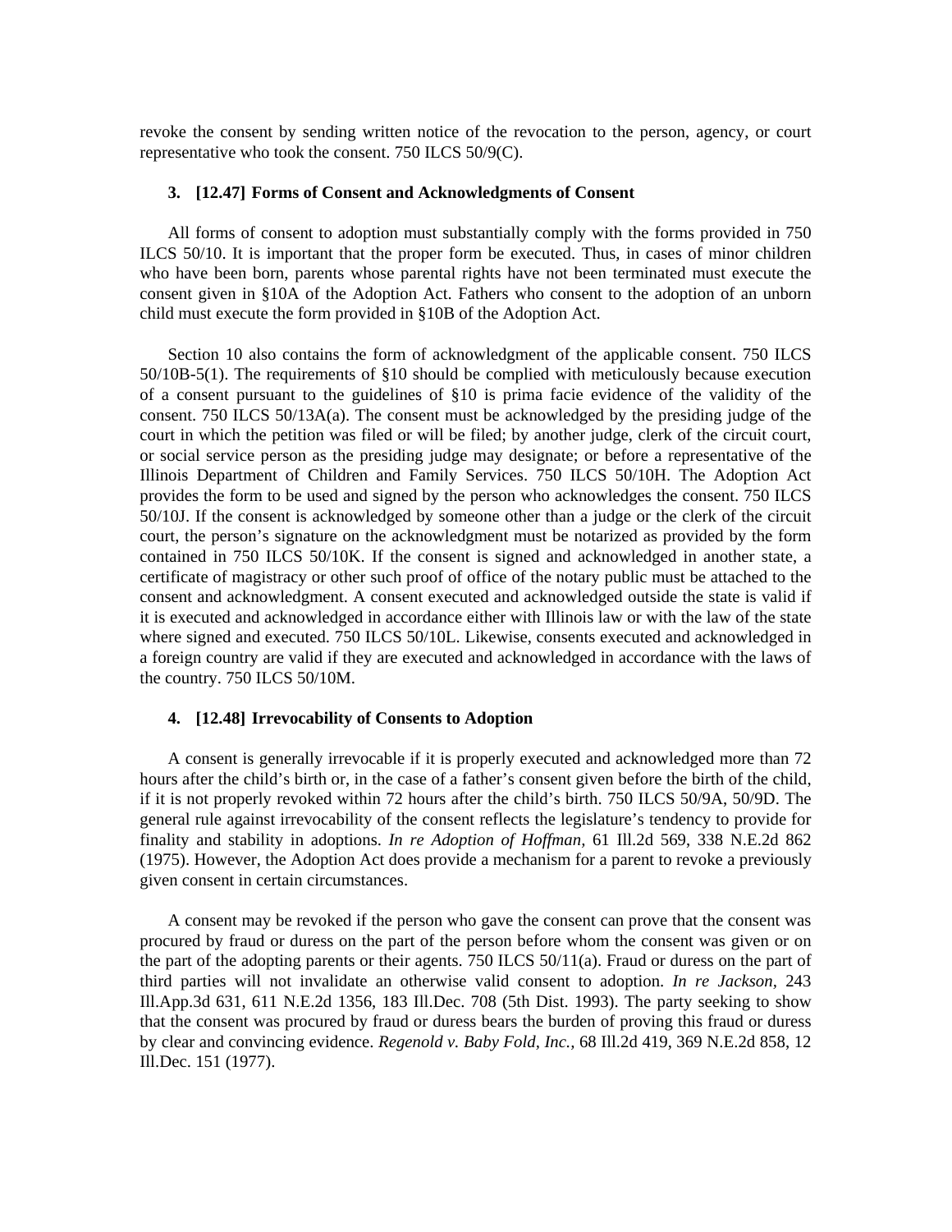revoke the consent by sending written notice of the revocation to the person, agency, or court representative who took the consent. 750 ILCS 50/9(C).

### 3. [12.47] Forms of Consent and Acknowledgments of Consent

All forms of consent to adoption must substantially comply with the forms provided in 750 ILCS 50/10. It is important that the proper form be executed. Thus, in cases of minor children who have been born, parents whose parental rights have not been terminated must execute the consent given in §10A of the Adoption Act. Fathers who consent to the adoption of an unborn child must execute the form provided in §10B of the Adoption Act.

Section 10 also contains the form of acknowledgment of the applicable consent. 750 ILCS 50/10B-5(1). The requirements of §10 should be complied with meticulously because execution of a consent pursuant to the guidelines of §10 is prima facie evidence of the validity of the consent. 750 ILCS 50/13A(a). The consent must be acknowledged by the presiding judge of the court in which the petition was filed or will be filed; by another judge, clerk of the circuit court, or social service person as the presiding judge may designate; or before a representative of the Illinois Department of Children and Family Services. 750 ILCS 50/10H. The Adoption Act provides the form to be used and signed by the person who acknowledges the consent. 750 ILCS 50/10J. If the consent is acknowledged by someone other than a judge or the clerk of the circuit court, the person's signature on the acknowledgment must be notarized as provided by the form contained in 750 ILCS 50/10K. If the consent is signed and acknowledged in another state, a certificate of magistracy or other such proof of office of the notary public must be attached to the consent and acknowledgment. A consent executed and acknowledged outside the state is valid if it is executed and acknowledged in accordance either with Illinois law or with the law of the state where signed and executed. 750 ILCS 50/10L. Likewise, consents executed and acknowledged in a foreign country are valid if they are executed and acknowledged in accordance with the laws of the country. 750 ILCS 50/10M.

### 4. [12.48] Irrevocability of Consents to Adoption

A consent is generally irrevocable if it is properly executed and acknowledged more than 72 hours after the child's birth or, in the case of a father's consent given before the birth of the child, if it is not properly revoked within 72 hours after the child's birth. 750 ILCS 50/9A, 50/9D. The general rule against irrevocability of the consent reflects the legislature's tendency to provide for finality and stability in adoptions. *In re Adoption of Hoffman,* 61 Ill.2d 569, 338 N.E.2d 862 (1975). However, the Adoption Act does provide a mechanism for a parent to revoke a previously given consent in certain circumstances.

A consent may be revoked if the person who gave the consent can prove that the consent was procured by fraud or duress on the part of the person before whom the consent was given or on the part of the adopting parents or their agents. 750 ILCS 50/11(a). Fraud or duress on the part of third parties will not invalidate an otherwise valid consent to adoption. *In re Jackson,* 243 Ill.App.3d 631, 611 N.E.2d 1356, 183 Ill.Dec. 708 (5th Dist. 1993). The party seeking to show that the consent was procured by fraud or duress bears the burden of proving this fraud or duress by clear and convincing evidence. *Regenold v. Baby Fold, Inc.,* 68 Ill.2d 419, 369 N.E.2d 858, 12 Ill.Dec. 151 (1977).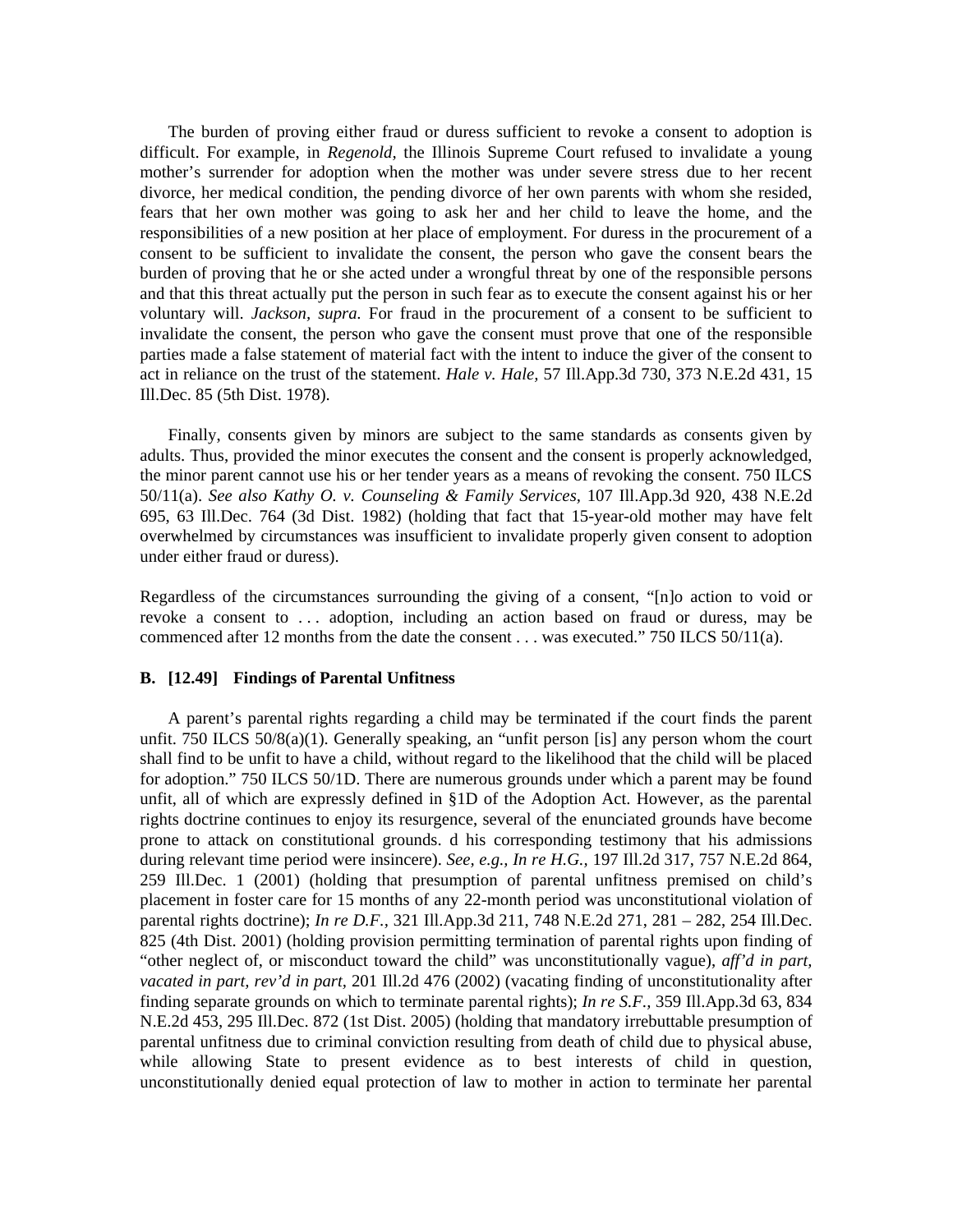The burden of proving either fraud or duress sufficient to revoke a consent to adoption is difficult. For example, in *Regenold*, the Illinois Supreme Court refused to invalidate a young mother's surrender for adoption when the mother was under severe stress due to her recent divorce, her medical condition, the pending divorce of her own parents with whom she resided, fears that her own mother was going to ask her and her child to leave the home, and the responsibilities of a new position at her place of employment. For duress in the procurement of a consent to be sufficient to invalidate the consent, the person who gave the consent bears the burden of proving that he or she acted under a wrongful threat by one of the responsible persons and that this threat actually put the person in such fear as to execute the consent against his or her voluntary will. *Jackson, supra.* For fraud in the procurement of a consent to be sufficient to invalidate the consent, the person who gave the consent must prove that one of the responsible parties made a false statement of material fact with the intent to induce the giver of the consent to act in reliance on the trust of the statement. *Hale v. Hale,* 57 Ill.App.3d 730, 373 N.E.2d 431, 15 Ill.Dec. 85 (5th Dist. 1978).

Finally, consents given by minors are subject to the same standards as consents given by adults. Thus, provided the minor executes the consent and the consent is properly acknowledged, the minor parent cannot use his or her tender years as a means of revoking the consent. 750 ILCS 50/11(a). *See also Kathy O. v. Counseling & Family Services,* 107 Ill.App.3d 920, 438 N.E.2d 695, 63 Ill.Dec. 764 (3d Dist. 1982) (holding that fact that 15-year-old mother may have felt overwhelmed by circumstances was insufficient to invalidate properly given consent to adoption under either fraud or duress).

Regardless of the circumstances surrounding the giving of a consent, "[n]o action to void or revoke a consent to . . . adoption, including an action based on fraud or duress, may be commenced after 12 months from the date the consent . . . was executed." 750 ILCS 50/11(a).

**B. [12.49] Findings of Parental Unfitness**

A parent's parental rights regarding a child may be terminated if the court finds the parent unfit. 750 ILCS 50/8(a)(1). Generally speaking, an "unfit person [is] any person whom the court shall find to be unfit to have a child, without regard to the likelihood that the child will be placed for adoption." 750 ILCS 50/1D. There are numerous grounds under which a parent may be found unfit, all of which are expressly defined in §1D of the Adoption Act. However, as the parental rights doctrine continues to enjoy its resurgence, several of the enunciated grounds have become prone to attack on constitutional grounds. d his corresponding testimony that his admissions during relevant time period were insincere). *See, e.g., In re H.G.,* 197 Ill.2d 317, 757 N.E.2d 864, 259 Ill.Dec. 1 (2001) (holding that presumption of parental unfitness premised on child's placement in foster care for 15 months of any 22-month period was unconstitutional violation of parental rights doctrine); *In re D.F.,* 321 Ill.App.3d 211, 748 N.E.2d 271, 281 – 282, 254 Ill.Dec. 825 (4th Dist. 2001) (holding provision permitting termination of parental rights upon finding of "other neglect of, or misconduct toward the child" was unconstitutionally vague), *aff'd in part, vacated in part, rev'd in part,* 201 Ill.2d 476 (2002) (vacating finding of unconstitutionality after finding separate grounds on which to terminate parental rights); *In re S.F.,* 359 Ill.App.3d 63, 834 N.E.2d 453, 295 Ill.Dec. 872 (1st Dist. 2005) (holding that mandatory irrebuttable presumption of parental unfitness due to criminal conviction resulting from death of child due to physical abuse, while allowing State to present evidence as to best interests of child in question, unconstitutionally denied equal protection of law to mother in action to terminate her parental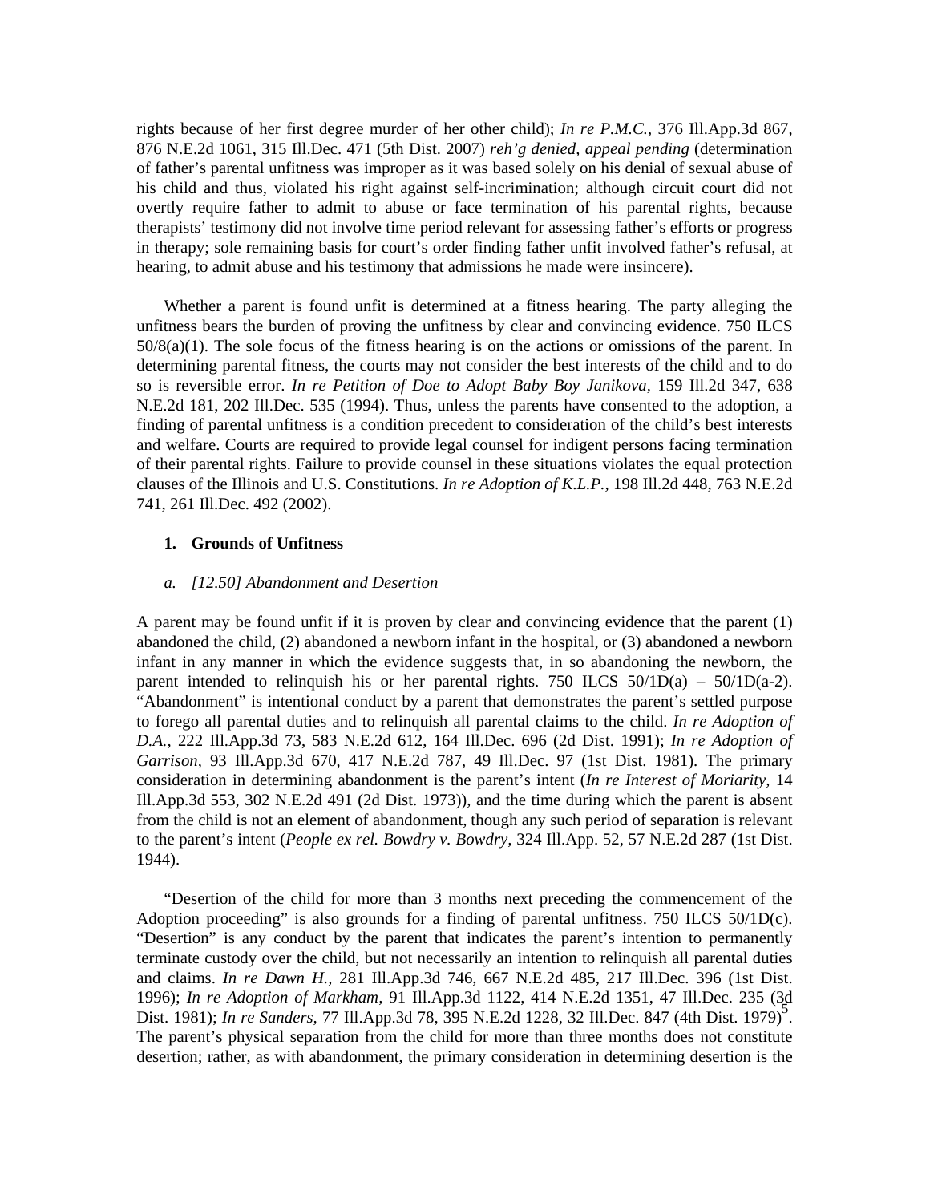rights because of her first degree murder of her other child); *In re P.M.C.,* 376 Ill.App.3d 867, 876 N.E.2d 1061, 315 Ill.Dec. 471 (5th Dist. 2007) *reh'g denied, appeal pending* (determination of father's parental unfitness was improper as it was based solely on his denial of sexual abuse of his child and thus, violated his right against self-incrimination; although circuit court did not overtly require father to admit to abuse or face termination of his parental rights, because therapists' testimony did not involve time period relevant for assessing father's efforts or progress in therapy; sole remaining basis for court's order finding father unfit involved father's refusal, at hearing, to admit abuse and his testimony that admissions he made were insincere).

Whether a parent is found unfit is determined at a fitness hearing. The party alleging the unfitness bears the burden of proving the unfitness by clear and convincing evidence. 750 ILCS 50/8(a)(1). The sole focus of the fitness hearing is on the actions or omissions of the parent. In determining parental fitness, the courts may not consider the best interests of the child and to do so is reversible error. *In re Petition of Doe to Adopt Baby Boy Janikova,* 159 Ill.2d 347, 638 N.E.2d 181, 202 Ill.Dec. 535 (1994). Thus, unless the parents have consented to the adoption, a finding of parental unfitness is a condition precedent to consideration of the child's best interests and welfare. Courts are required to provide legal counsel for indigent persons facing termination of their parental rights. Failure to provide counsel in these situations violates the equal protection clauses of the Illinois and U.S. Constitutions. *In re Adoption of K.L.P.,* 198 Ill.2d 448, 763 N.E.2d 741, 261 Ill.Dec. 492 (2002).

### 1. Grounds of Unfitness

#### *a. [12.50] Abandonment and Desertion*

A parent may be found unfit if it is proven by clear and convincing evidence that the parent (1) abandoned the child, (2) abandoned a newborn infant in the hospital, or (3) abandoned a newborn infant in any manner in which the evidence suggests that, in so abandoning the newborn, the parent intended to relinquish his or her parental rights. 750 ILCS 50/1D(a) – 50/1D(a-2). "Abandonment" is intentional conduct by a parent that demonstrates the parent's settled purpose to forego all parental duties and to relinquish all parental claims to the child. *In re Adoption of D.A.,* 222 Ill.App.3d 73, 583 N.E.2d 612, 164 Ill.Dec. 696 (2d Dist. 1991); *In re Adoption of Garrison,* 93 Ill.App.3d 670, 417 N.E.2d 787, 49 Ill.Dec. 97 (1st Dist. 1981). The primary consideration in determining abandonment is the parent's intent (*In re Interest of Moriarity,* 14 Ill.App.3d 553, 302 N.E.2d 491 (2d Dist. 1973)), and the time during which the parent is absent from the child is not an element of abandonment, though any such period of separation is relevant to the parent's intent (*People ex rel. Bowdry v. Bowdry,* 324 Ill.App. 52, 57 N.E.2d 287 (1st Dist. 1944).

"Desertion of the child for more than 3 months next preceding the commencement of the Adoption proceeding" is also grounds for a finding of parental unfitness. 750 ILCS 50/1D(c). "Desertion" is any conduct by the parent that indicates the parent's intention to permanently terminate custody over the child, but not necessarily an intention to relinquish all parental duties and claims. *In re Dawn H.,* 281 Ill.App.3d 746, 667 N.E.2d 485, 217 Ill.Dec. 396 (1st Dist. 1996); *In re Adoption of Markham,* 91 Ill.App.3d 1122, 414 N.E.2d 1351, 47 Ill.Dec. 235 (3d Dist. 1981); *In re Sanders,* 77 Ill.App.3d 78, 395 N.E.2d 1228, 32 Ill.Dec. 847 (4th Dist. 1979)[5]. The parent's physical separation from the child for more than three months does not constitute desertion; rather, as with abandonment, the primary consideration in determining desertion is the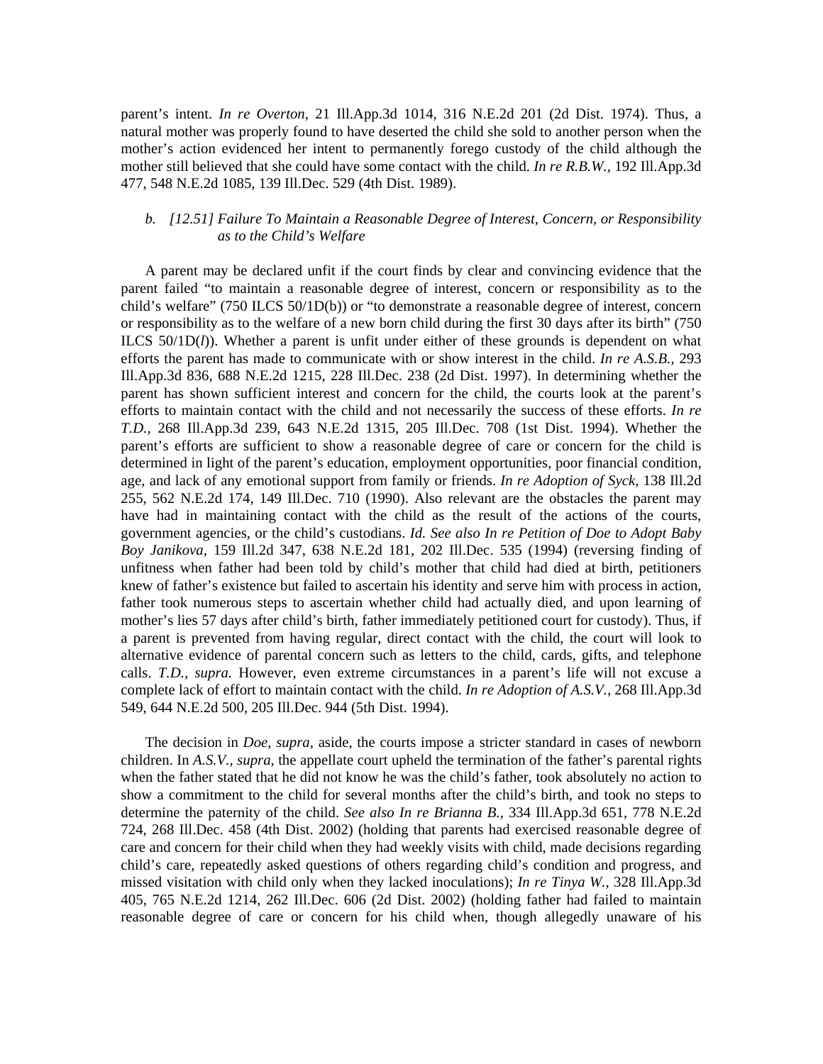parent's intent. *In re Overton,* 21 Ill.App.3d 1014, 316 N.E.2d 201 (2d Dist. 1974). Thus, a natural mother was properly found to have deserted the child she sold to another person when the mother's action evidenced her intent to permanently forego custody of the child although the mother still believed that she could have some contact with the child. *In re R.B.W.,* 192 Ill.App.3d 477, 548 N.E.2d 1085, 139 Ill.Dec. 529 (4th Dist. 1989).

### *b. [12.51] Failure To Maintain a Reasonable Degree of Interest, Concern, or Responsibility as to the Child's Welfare*

A parent may be declared unfit if the court finds by clear and convincing evidence that the parent failed "to maintain a reasonable degree of interest, concern or responsibility as to the child's welfare" (750 ILCS 50/1D(b)) or "to demonstrate a reasonable degree of interest, concern or responsibility as to the welfare of a new born child during the first 30 days after its birth" (750 ILCS 50/1D(*l*)). Whether a parent is unfit under either of these grounds is dependent on what efforts the parent has made to communicate with or show interest in the child. *In re A.S.B.,* 293 Ill.App.3d 836, 688 N.E.2d 1215, 228 Ill.Dec. 238 (2d Dist. 1997). In determining whether the parent has shown sufficient interest and concern for the child, the courts look at the parent's efforts to maintain contact with the child and not necessarily the success of these efforts. *In re T.D.,* 268 Ill.App.3d 239, 643 N.E.2d 1315, 205 Ill.Dec. 708 (1st Dist. 1994). Whether the parent's efforts are sufficient to show a reasonable degree of care or concern for the child is determined in light of the parent's education, employment opportunities, poor financial condition, age, and lack of any emotional support from family or friends. *In re Adoption of Syck,* 138 Ill.2d 255, 562 N.E.2d 174, 149 Ill.Dec. 710 (1990). Also relevant are the obstacles the parent may have had in maintaining contact with the child as the result of the actions of the courts, government agencies, or the child's custodians. *Id. See also In re Petition of Doe to Adopt Baby Boy Janikova,* 159 Ill.2d 347, 638 N.E.2d 181, 202 Ill.Dec. 535 (1994) (reversing finding of unfitness when father had been told by child's mother that child had died at birth, petitioners knew of father's existence but failed to ascertain his identity and serve him with process in action, father took numerous steps to ascertain whether child had actually died, and upon learning of mother's lies 57 days after child's birth, father immediately petitioned court for custody). Thus, if a parent is prevented from having regular, direct contact with the child, the court will look to alternative evidence of parental concern such as letters to the child, cards, gifts, and telephone calls. *T.D., supra.* However, even extreme circumstances in a parent's life will not excuse a complete lack of effort to maintain contact with the child. *In re Adoption of A.S.V.,* 268 Ill.App.3d 549, 644 N.E.2d 500, 205 Ill.Dec. 944 (5th Dist. 1994).

The decision in *Doe, supra,* aside, the courts impose a stricter standard in cases of newborn children. In *A.S.V., supra,* the appellate court upheld the termination of the father's parental rights when the father stated that he did not know he was the child's father, took absolutely no action to show a commitment to the child for several months after the child's birth, and took no steps to determine the paternity of the child. *See also In re Brianna B.,* 334 Ill.App.3d 651, 778 N.E.2d 724, 268 Ill.Dec. 458 (4th Dist. 2002) (holding that parents had exercised reasonable degree of care and concern for their child when they had weekly visits with child, made decisions regarding child's care, repeatedly asked questions of others regarding child's condition and progress, and missed visitation with child only when they lacked inoculations); *In re Tinya W.,* 328 Ill.App.3d 405, 765 N.E.2d 1214, 262 Ill.Dec. 606 (2d Dist. 2002) (holding father had failed to maintain reasonable degree of care or concern for his child when, though allegedly unaware of his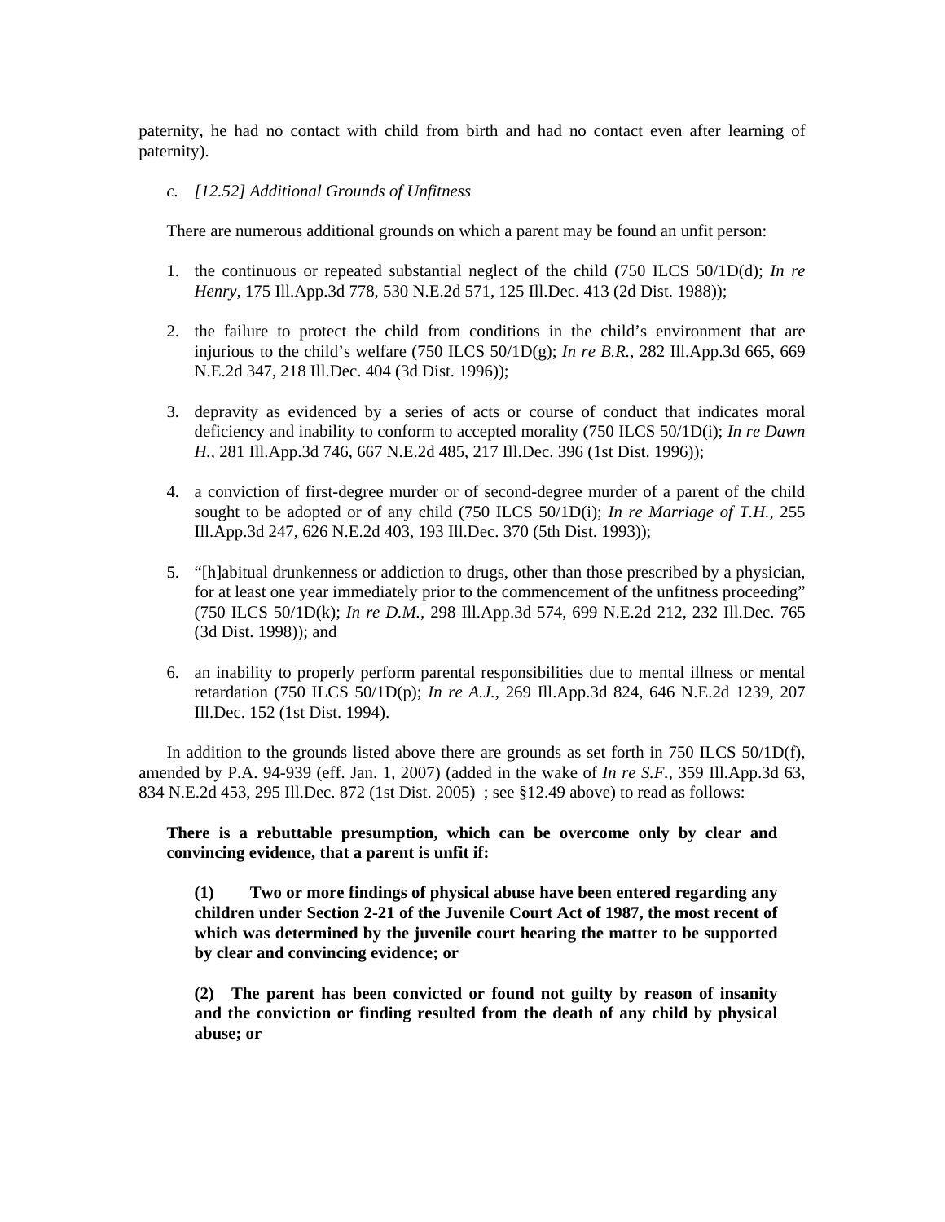paternity, he had no contact with child from birth and had no contact even after learning of paternity).

*c. [12.52] Additional Grounds of Unfitness*

There are numerous additional grounds on which a parent may be found an unfit person:

1. the continuous or repeated substantial neglect of the child (750 ILCS 50/1D(d); *In re Henry*, 175 Ill.App.3d 778, 530 N.E.2d 571, 125 Ill.Dec. 413 (2d Dist. 1988));

2. the failure to protect the child from conditions in the child's environment that are injurious to the child's welfare (750 ILCS 50/1D(g); *In re B.R.*, 282 Ill.App.3d 665, 669 N.E.2d 347, 218 Ill.Dec. 404 (3d Dist. 1996));

3. depravity as evidenced by a series of acts or course of conduct that indicates moral deficiency and inability to conform to accepted morality (750 ILCS 50/1D(i); *In re Dawn H.*, 281 Ill.App.3d 746, 667 N.E.2d 485, 217 Ill.Dec. 396 (1st Dist. 1996));

4. a conviction of first-degree murder or of second-degree murder of a parent of the child sought to be adopted or of any child (750 ILCS 50/1D(i); *In re Marriage of T.H.*, 255 Ill.App.3d 247, 626 N.E.2d 403, 193 Ill.Dec. 370 (5th Dist. 1993));

5. "[h]abitual drunkenness or addiction to drugs, other than those prescribed by a physician, for at least one year immediately prior to the commencement of the unfitness proceeding" (750 ILCS 50/1D(k); *In re D.M.*, 298 Ill.App.3d 574, 699 N.E.2d 212, 232 Ill.Dec. 765 (3d Dist. 1998)); and

6. an inability to properly perform parental responsibilities due to mental illness or mental retardation (750 ILCS 50/1D(p); *In re A.J.*, 269 Ill.App.3d 824, 646 N.E.2d 1239, 207 Ill.Dec. 152 (1st Dist. 1994).

In addition to the grounds listed above there are grounds as set forth in 750 ILCS 50/1D(f), amended by P.A. 94-939 (eff. Jan. 1, 2007) (added in the wake of *In re S.F.*, 359 Ill.App.3d 63, 834 N.E.2d 453, 295 Ill.Dec. 872 (1st Dist. 2005) ; see §12.49 above) to read as follows:

> **There is a rebuttable presumption, which can be overcome only by clear and convincing evidence, that a parent is unfit if:**
>
> **(1) Two or more findings of physical abuse have been entered regarding any children under Section 2-21 of the Juvenile Court Act of 1987, the most recent of which was determined by the juvenile court hearing the matter to be supported by clear and convincing evidence; or**
>
> **(2) The parent has been convicted or found not guilty by reason of insanity and the conviction or finding resulted from the death of any child by physical abuse; or**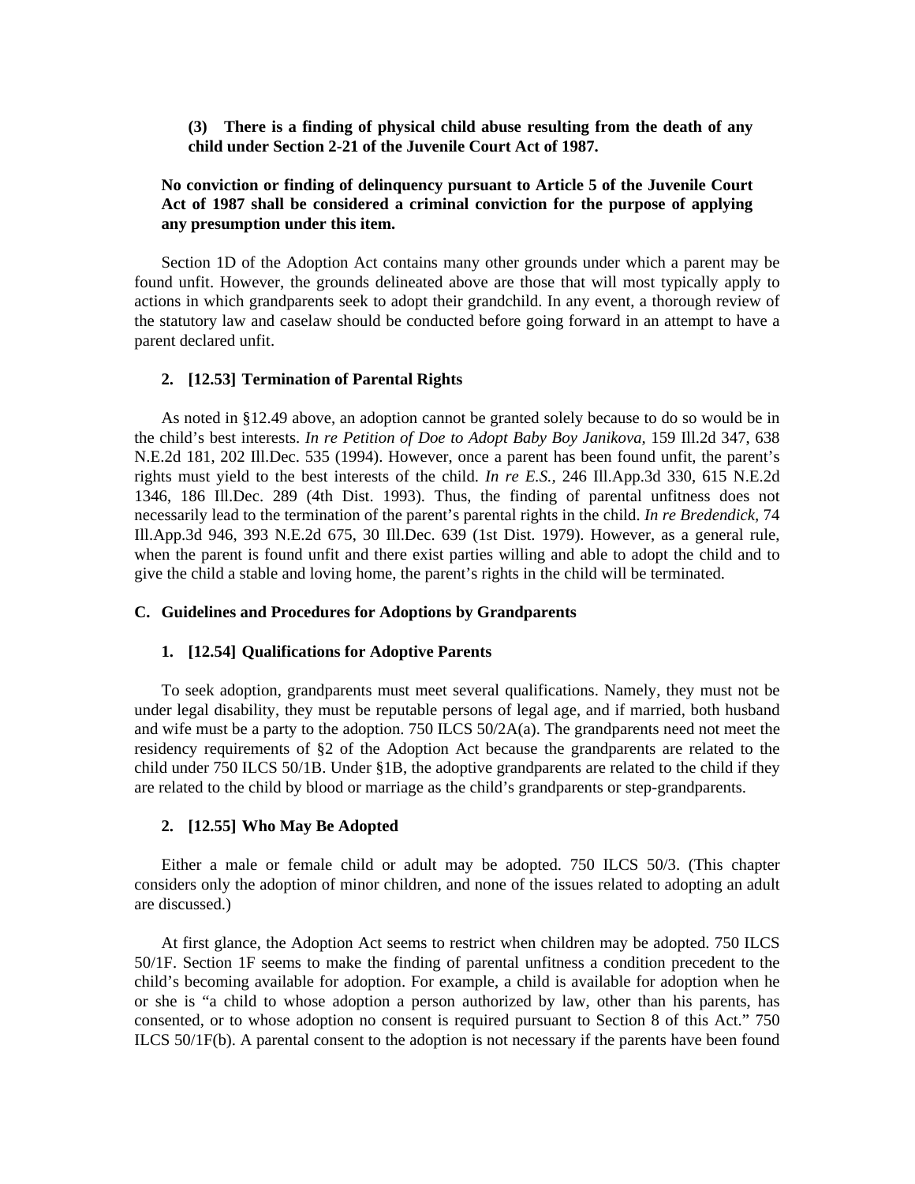**(3) There is a finding of physical child abuse resulting from the death of any child under Section 2-21 of the Juvenile Court Act of 1987.**

**No conviction or finding of delinquency pursuant to Article 5 of the Juvenile Court Act of 1987 shall be considered a criminal conviction for the purpose of applying any presumption under this item.**

Section 1D of the Adoption Act contains many other grounds under which a parent may be found unfit. However, the grounds delineated above are those that will most typically apply to actions in which grandparents seek to adopt their grandchild. In any event, a thorough review of the statutory law and caselaw should be conducted before going forward in an attempt to have a parent declared unfit.

#### 2. [12.53] Termination of Parental Rights

As noted in §12.49 above, an adoption cannot be granted solely because to do so would be in the child's best interests. *In re Petition of Doe to Adopt Baby Boy Janikova,* 159 Ill.2d 347, 638 N.E.2d 181, 202 Ill.Dec. 535 (1994). However, once a parent has been found unfit, the parent's rights must yield to the best interests of the child. *In re E.S.,* 246 Ill.App.3d 330, 615 N.E.2d 1346, 186 Ill.Dec. 289 (4th Dist. 1993). Thus, the finding of parental unfitness does not necessarily lead to the termination of the parent's parental rights in the child. *In re Bredendick,* 74 Ill.App.3d 946, 393 N.E.2d 675, 30 Ill.Dec. 639 (1st Dist. 1979). However, as a general rule, when the parent is found unfit and there exist parties willing and able to adopt the child and to give the child a stable and loving home, the parent's rights in the child will be terminated.

### C. Guidelines and Procedures for Adoptions by Grandparents

#### 1. [12.54] Qualifications for Adoptive Parents

To seek adoption, grandparents must meet several qualifications. Namely, they must not be under legal disability, they must be reputable persons of legal age, and if married, both husband and wife must be a party to the adoption. 750 ILCS 50/2A(a). The grandparents need not meet the residency requirements of §2 of the Adoption Act because the grandparents are related to the child under 750 ILCS 50/1B. Under §1B, the adoptive grandparents are related to the child if they are related to the child by blood or marriage as the child's grandparents or step-grandparents.

#### 2. [12.55] Who May Be Adopted

Either a male or female child or adult may be adopted. 750 ILCS 50/3. (This chapter considers only the adoption of minor children, and none of the issues related to adopting an adult are discussed.)

At first glance, the Adoption Act seems to restrict when children may be adopted. 750 ILCS 50/1F. Section 1F seems to make the finding of parental unfitness a condition precedent to the child's becoming available for adoption. For example, a child is available for adoption when he or she is "a child to whose adoption a person authorized by law, other than his parents, has consented, or to whose adoption no consent is required pursuant to Section 8 of this Act." 750 ILCS 50/1F(b). A parental consent to the adoption is not necessary if the parents have been found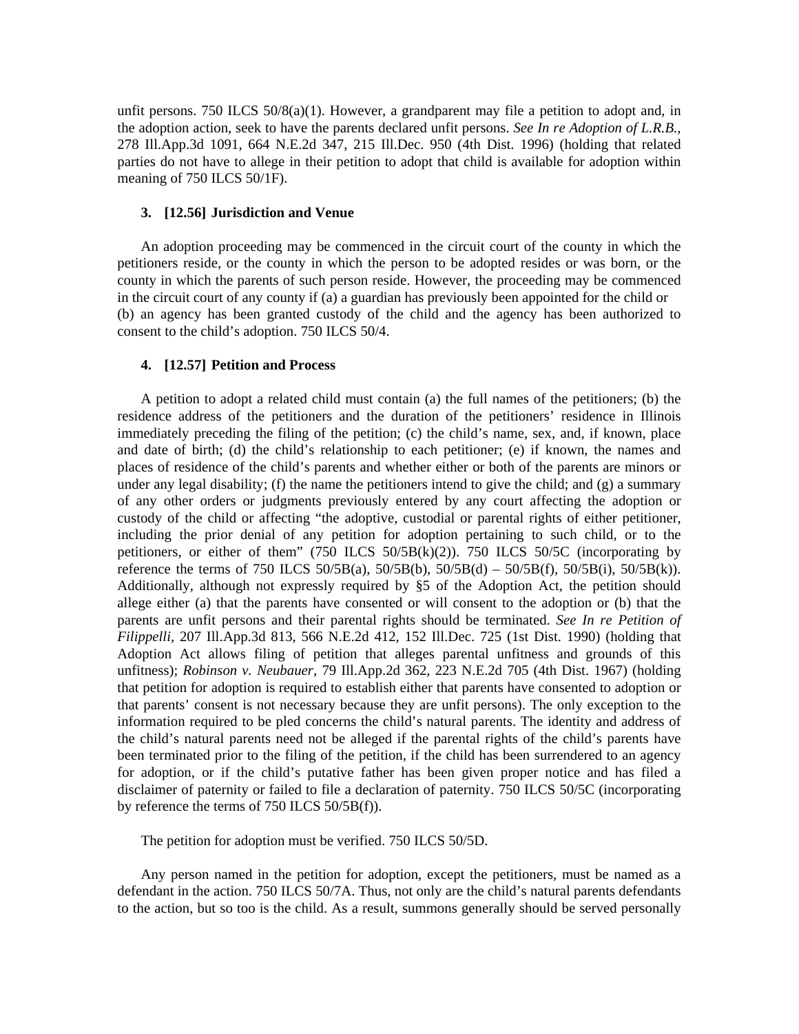unfit persons. 750 ILCS 50/8(a)(1). However, a grandparent may file a petition to adopt and, in the adoption action, seek to have the parents declared unfit persons. *See In re Adoption of L.R.B.*, 278 Ill.App.3d 1091, 664 N.E.2d 347, 215 Ill.Dec. 950 (4th Dist. 1996) (holding that related parties do not have to allege in their petition to adopt that child is available for adoption within meaning of 750 ILCS 50/1F).

### 3. [12.56] Jurisdiction and Venue

An adoption proceeding may be commenced in the circuit court of the county in which the petitioners reside, or the county in which the person to be adopted resides or was born, or the county in which the parents of such person reside. However, the proceeding may be commenced in the circuit court of any county if (a) a guardian has previously been appointed for the child or (b) an agency has been granted custody of the child and the agency has been authorized to consent to the child's adoption. 750 ILCS 50/4.

### 4. [12.57] Petition and Process

A petition to adopt a related child must contain (a) the full names of the petitioners; (b) the residence address of the petitioners and the duration of the petitioners' residence in Illinois immediately preceding the filing of the petition; (c) the child's name, sex, and, if known, place and date of birth; (d) the child's relationship to each petitioner; (e) if known, the names and places of residence of the child's parents and whether either or both of the parents are minors or under any legal disability; (f) the name the petitioners intend to give the child; and (g) a summary of any other orders or judgments previously entered by any court affecting the adoption or custody of the child or affecting "the adoptive, custodial or parental rights of either petitioner, including the prior denial of any petition for adoption pertaining to such child, or to the petitioners, or either of them" (750 ILCS 50/5B(k)(2)). 750 ILCS 50/5C (incorporating by reference the terms of 750 ILCS 50/5B(a), 50/5B(b), 50/5B(d) – 50/5B(f), 50/5B(i), 50/5B(k)). Additionally, although not expressly required by §5 of the Adoption Act, the petition should allege either (a) that the parents have consented or will consent to the adoption or (b) that the parents are unfit persons and their parental rights should be terminated. *See In re Petition of Filippelli*, 207 Ill.App.3d 813, 566 N.E.2d 412, 152 Ill.Dec. 725 (1st Dist. 1990) (holding that Adoption Act allows filing of petition that alleges parental unfitness and grounds of this unfitness); *Robinson v. Neubauer*, 79 Ill.App.2d 362, 223 N.E.2d 705 (4th Dist. 1967) (holding that petition for adoption is required to establish either that parents have consented to adoption or that parents' consent is not necessary because they are unfit persons). The only exception to the information required to be pled concerns the child's natural parents. The identity and address of the child's natural parents need not be alleged if the parental rights of the child's parents have been terminated prior to the filing of the petition, if the child has been surrendered to an agency for adoption, or if the child's putative father has been given proper notice and has filed a disclaimer of paternity or failed to file a declaration of paternity. 750 ILCS 50/5C (incorporating by reference the terms of 750 ILCS 50/5B(f)).

The petition for adoption must be verified. 750 ILCS 50/5D.

Any person named in the petition for adoption, except the petitioners, must be named as a defendant in the action. 750 ILCS 50/7A. Thus, not only are the child's natural parents defendants to the action, but so too is the child. As a result, summons generally should be served personally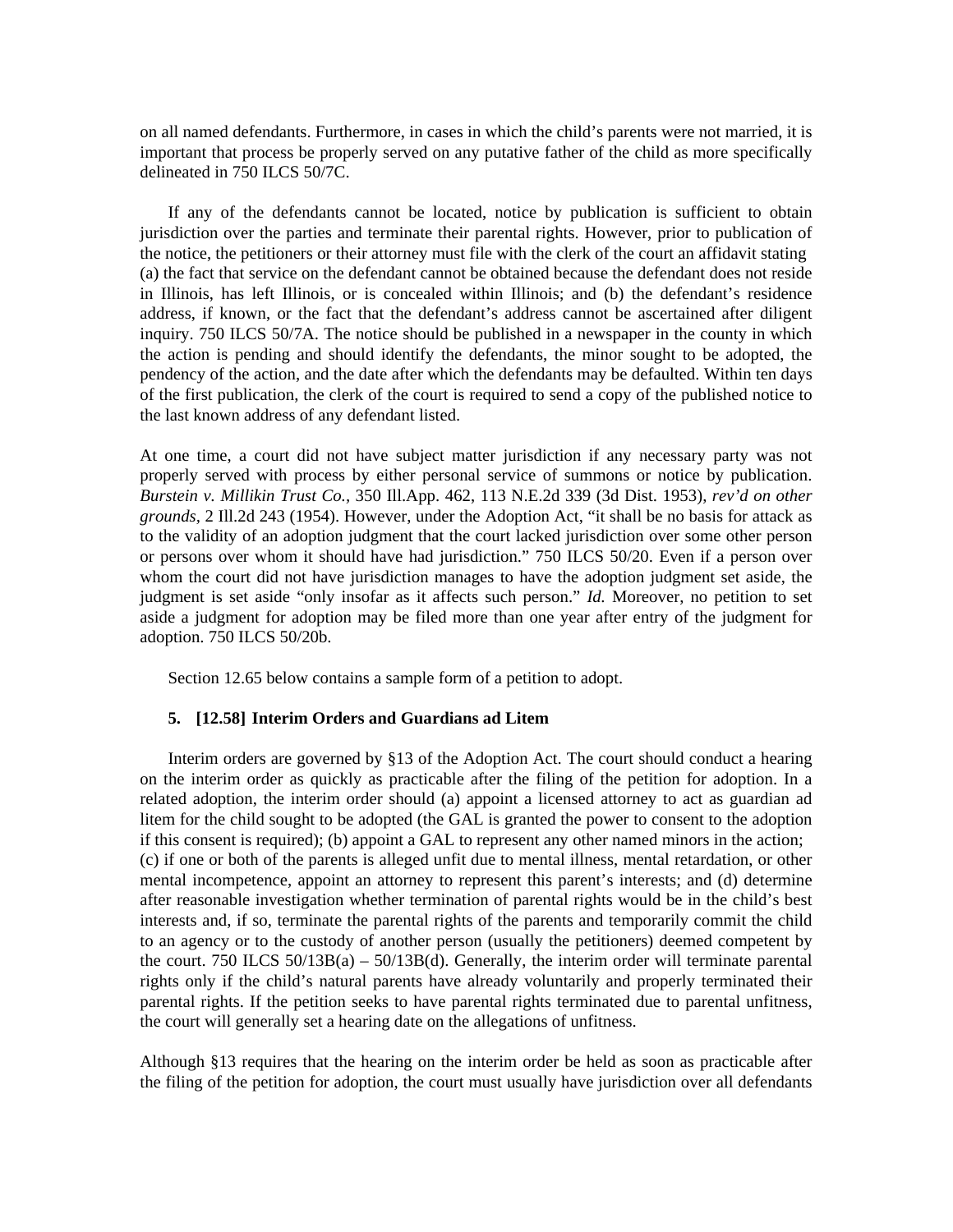on all named defendants. Furthermore, in cases in which the child's parents were not married, it is important that process be properly served on any putative father of the child as more specifically delineated in 750 ILCS 50/7C.

If any of the defendants cannot be located, notice by publication is sufficient to obtain jurisdiction over the parties and terminate their parental rights. However, prior to publication of the notice, the petitioners or their attorney must file with the clerk of the court an affidavit stating (a) the fact that service on the defendant cannot be obtained because the defendant does not reside in Illinois, has left Illinois, or is concealed within Illinois; and (b) the defendant's residence address, if known, or the fact that the defendant's address cannot be ascertained after diligent inquiry. 750 ILCS 50/7A. The notice should be published in a newspaper in the county in which the action is pending and should identify the defendants, the minor sought to be adopted, the pendency of the action, and the date after which the defendants may be defaulted. Within ten days of the first publication, the clerk of the court is required to send a copy of the published notice to the last known address of any defendant listed.

At one time, a court did not have subject matter jurisdiction if any necessary party was not properly served with process by either personal service of summons or notice by publication. *Burstein v. Millikin Trust Co.,* 350 Ill.App. 462, 113 N.E.2d 339 (3d Dist. 1953), *rev'd on other grounds,* 2 Ill.2d 243 (1954). However, under the Adoption Act, "it shall be no basis for attack as to the validity of an adoption judgment that the court lacked jurisdiction over some other person or persons over whom it should have had jurisdiction." 750 ILCS 50/20. Even if a person over whom the court did not have jurisdiction manages to have the adoption judgment set aside, the judgment is set aside "only insofar as it affects such person." *Id.* Moreover, no petition to set aside a judgment for adoption may be filed more than one year after entry of the judgment for adoption. 750 ILCS 50/20b.

Section 12.65 below contains a sample form of a petition to adopt.

### 5. [12.58] Interim Orders and Guardians ad Litem

Interim orders are governed by §13 of the Adoption Act. The court should conduct a hearing on the interim order as quickly as practicable after the filing of the petition for adoption. In a related adoption, the interim order should (a) appoint a licensed attorney to act as guardian ad litem for the child sought to be adopted (the GAL is granted the power to consent to the adoption if this consent is required); (b) appoint a GAL to represent any other named minors in the action; (c) if one or both of the parents is alleged unfit due to mental illness, mental retardation, or other mental incompetence, appoint an attorney to represent this parent's interests; and (d) determine after reasonable investigation whether termination of parental rights would be in the child's best interests and, if so, terminate the parental rights of the parents and temporarily commit the child to an agency or to the custody of another person (usually the petitioners) deemed competent by the court. 750 ILCS 50/13B(a) – 50/13B(d). Generally, the interim order will terminate parental rights only if the child's natural parents have already voluntarily and properly terminated their parental rights. If the petition seeks to have parental rights terminated due to parental unfitness, the court will generally set a hearing date on the allegations of unfitness.

Although §13 requires that the hearing on the interim order be held as soon as practicable after the filing of the petition for adoption, the court must usually have jurisdiction over all defendants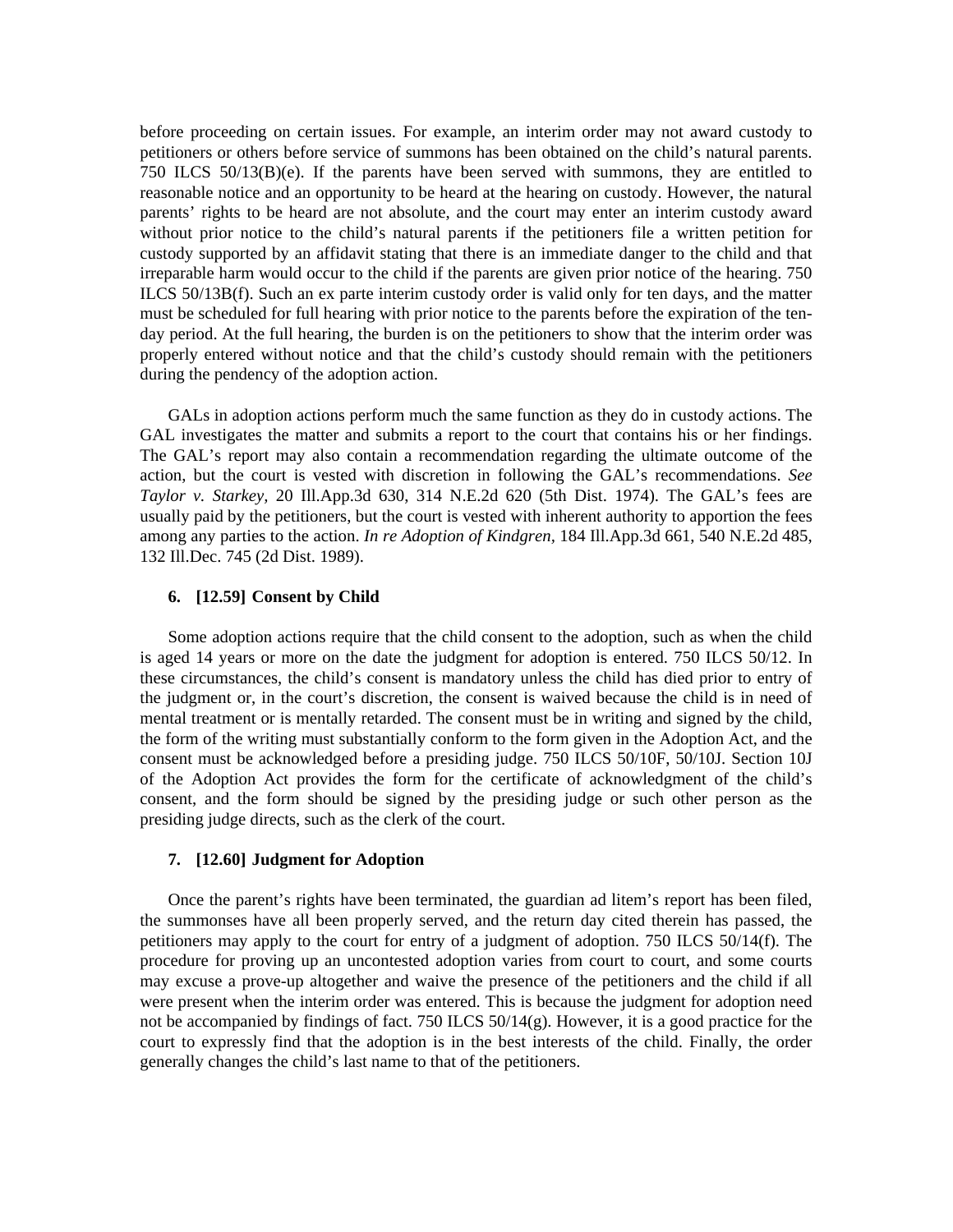before proceeding on certain issues. For example, an interim order may not award custody to petitioners or others before service of summons has been obtained on the child's natural parents. 750 ILCS 50/13(B)(e). If the parents have been served with summons, they are entitled to reasonable notice and an opportunity to be heard at the hearing on custody. However, the natural parents' rights to be heard are not absolute, and the court may enter an interim custody award without prior notice to the child's natural parents if the petitioners file a written petition for custody supported by an affidavit stating that there is an immediate danger to the child and that irreparable harm would occur to the child if the parents are given prior notice of the hearing. 750 ILCS 50/13B(f). Such an ex parte interim custody order is valid only for ten days, and the matter must be scheduled for full hearing with prior notice to the parents before the expiration of the ten-day period. At the full hearing, the burden is on the petitioners to show that the interim order was properly entered without notice and that the child's custody should remain with the petitioners during the pendency of the adoption action.

GALs in adoption actions perform much the same function as they do in custody actions. The GAL investigates the matter and submits a report to the court that contains his or her findings. The GAL's report may also contain a recommendation regarding the ultimate outcome of the action, but the court is vested with discretion in following the GAL's recommendations. *See Taylor v. Starkey*, 20 Ill.App.3d 630, 314 N.E.2d 620 (5th Dist. 1974). The GAL's fees are usually paid by the petitioners, but the court is vested with inherent authority to apportion the fees among any parties to the action. *In re Adoption of Kindgren*, 184 Ill.App.3d 661, 540 N.E.2d 485, 132 Ill.Dec. 745 (2d Dist. 1989).

#### 6. [12.59] Consent by Child

Some adoption actions require that the child consent to the adoption, such as when the child is aged 14 years or more on the date the judgment for adoption is entered. 750 ILCS 50/12. In these circumstances, the child's consent is mandatory unless the child has died prior to entry of the judgment or, in the court's discretion, the consent is waived because the child is in need of mental treatment or is mentally retarded. The consent must be in writing and signed by the child, the form of the writing must substantially conform to the form given in the Adoption Act, and the consent must be acknowledged before a presiding judge. 750 ILCS 50/10F, 50/10J. Section 10J of the Adoption Act provides the form for the certificate of acknowledgment of the child's consent, and the form should be signed by the presiding judge or such other person as the presiding judge directs, such as the clerk of the court.

#### 7. [12.60] Judgment for Adoption

Once the parent's rights have been terminated, the guardian ad litem's report has been filed, the summonses have all been properly served, and the return day cited therein has passed, the petitioners may apply to the court for entry of a judgment of adoption. 750 ILCS 50/14(f). The procedure for proving up an uncontested adoption varies from court to court, and some courts may excuse a prove-up altogether and waive the presence of the petitioners and the child if all were present when the interim order was entered. This is because the judgment for adoption need not be accompanied by findings of fact. 750 ILCS 50/14(g). However, it is a good practice for the court to expressly find that the adoption is in the best interests of the child. Finally, the order generally changes the child's last name to that of the petitioners.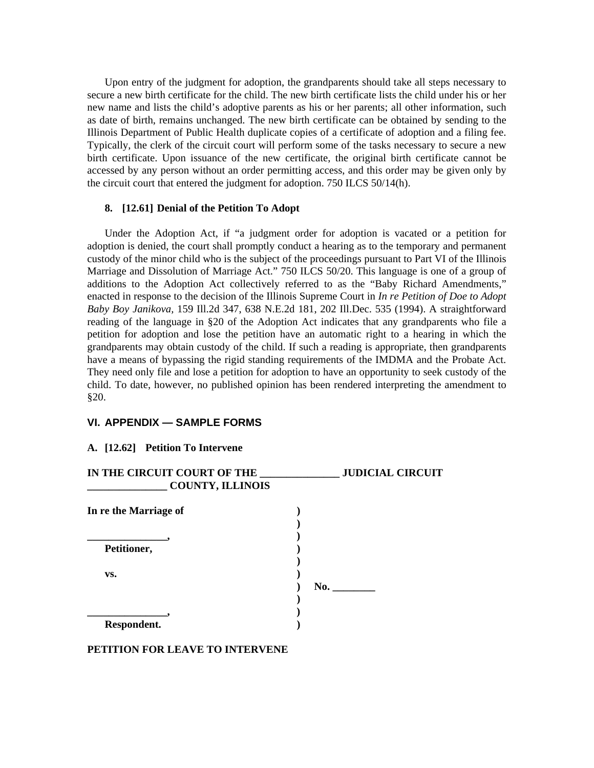Upon entry of the judgment for adoption, the grandparents should take all steps necessary to secure a new birth certificate for the child. The new birth certificate lists the child under his or her new name and lists the child's adoptive parents as his or her parents; all other information, such as date of birth, remains unchanged. The new birth certificate can be obtained by sending to the Illinois Department of Public Health duplicate copies of a certificate of adoption and a filing fee. Typically, the clerk of the circuit court will perform some of the tasks necessary to secure a new birth certificate. Upon issuance of the new certificate, the original birth certificate cannot be accessed by any person without an order permitting access, and this order may be given only by the circuit court that entered the judgment for adoption. 750 ILCS 50/14(h).

#### 8. [12.61] Denial of the Petition To Adopt

Under the Adoption Act, if "a judgment order for adoption is vacated or a petition for adoption is denied, the court shall promptly conduct a hearing as to the temporary and permanent custody of the minor child who is the subject of the proceedings pursuant to Part VI of the Illinois Marriage and Dissolution of Marriage Act." 750 ILCS 50/20. This language is one of a group of additions to the Adoption Act collectively referred to as the "Baby Richard Amendments," enacted in response to the decision of the Illinois Supreme Court in *In re Petition of Doe to Adopt Baby Boy Janikova,* 159 Ill.2d 347, 638 N.E.2d 181, 202 Ill.Dec. 535 (1994). A straightforward reading of the language in §20 of the Adoption Act indicates that any grandparents who file a petition for adoption and lose the petition have an automatic right to a hearing in which the grandparents may obtain custody of the child. If such a reading is appropriate, then grandparents have a means of bypassing the rigid standing requirements of the IMDMA and the Probate Act. They need only file and lose a petition for adoption to have an opportunity to seek custody of the child. To date, however, no published opinion has been rendered interpreting the amendment to §20.

## VI. APPENDIX — SAMPLE FORMS

### A. [12.62] Petition To Intervene

**IN THE CIRCUIT COURT OF THE _______________ JUDICIAL CIRCUIT**
**_______________ COUNTY, ILLINOIS**

**In re the Marriage of** )
)
**_______________,** )
**Petitioner,** )
)
**vs.** )
) **No. ________**
)
**_______________,** )
**Respondent.** )

**PETITION FOR LEAVE TO INTERVENE**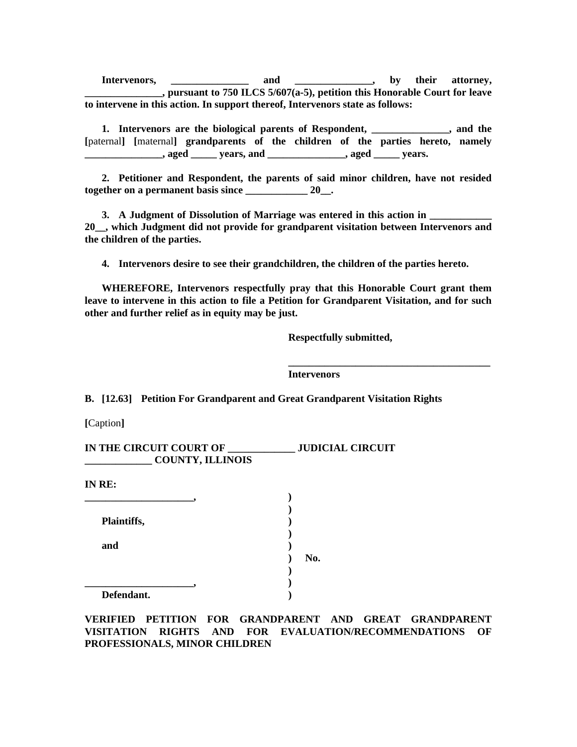**Intervenors, _______________ and _______________, by their attorney, _______________, pursuant to 750 ILCS 5/607(a-5), petition this Honorable Court for leave to intervene in this action. In support thereof, Intervenors state as follows:**

**1. Intervenors are the biological parents of Respondent, _______________, and the [**paternal**] [**maternal**] grandparents of the children of the parties hereto, namely _______________, aged _____ years, and _______________, aged _____ years.**

**2. Petitioner and Respondent, the parents of said minor children, have not resided together on a permanent basis since ____________ 20__.**

**3. A Judgment of Dissolution of Marriage was entered in this action in ____________ 20__, which Judgment did not provide for grandparent visitation between Intervenors and the children of the parties.**

**4. Intervenors desire to see their grandchildren, the children of the parties hereto.**

**WHEREFORE, Intervenors respectfully pray that this Honorable Court grant them leave to intervene in this action to file a Petition for Grandparent Visitation, and for such other and further relief as in equity may be just.**

**Respectfully submitted,**

**_________________________________________**
**Intervenors**

**B. [12.63] Petition For Grandparent and Great Grandparent Visitation Rights**

**[**Caption**]**

**IN THE CIRCUIT COURT OF _____________ JUDICIAL CIRCUIT**
**_____________ COUNTY, ILLINOIS**

**IN RE:**

| | | |
|---|---|---|
| **_____________________,** | **)** | |
| | **)** | |
| **Plaintiffs,** | **)** | |
| | **)** | |
| **and** | **)** | |
| | **)** | **No.** |
| | **)** | |
| **_____________________,** | **)** | |
| **Defendant.** | **)** | |

**VERIFIED PETITION FOR GRANDPARENT AND GREAT GRANDPARENT VISITATION RIGHTS AND FOR EVALUATION/RECOMMENDATIONS OF PROFESSIONALS, MINOR CHILDREN**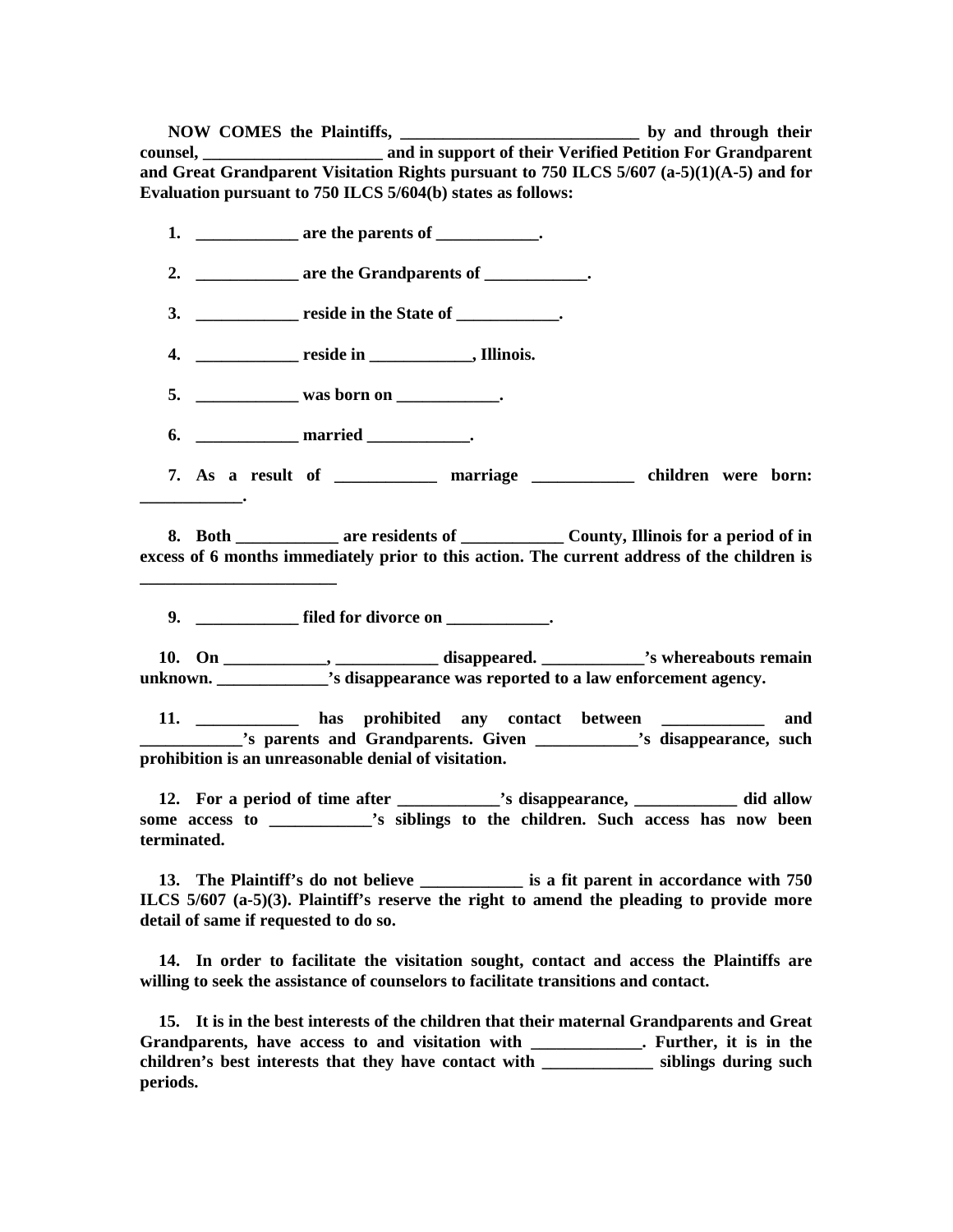**NOW COMES the Plaintiffs, ____________________________ by and through their counsel, _____________________ and in support of their Verified Petition For Grandparent and Great Grandparent Visitation Rights pursuant to 750 ILCS 5/607 (a-5)(1)(A-5) and for Evaluation pursuant to 750 ILCS 5/604(b) states as follows:**

**1. ____________ are the parents of ____________.**

**2. ____________ are the Grandparents of ____________.**

**3. ____________ reside in the State of ____________.**

**4. ____________ reside in ____________, Illinois.**

**5. ____________ was born on ____________.**

**6. ____________ married ____________.**

**7. As a result of ____________ marriage ____________ children were born: ____________.**

**8. Both ____________ are residents of ____________ County, Illinois for a period of in excess of 6 months immediately prior to this action. The current address of the children is _______________________**

**9. ____________ filed for divorce on ____________.**

**10. On ____________, ____________ disappeared. ____________'s whereabouts remain unknown. _____________'s disappearance was reported to a law enforcement agency.**

**11. ____________ has prohibited any contact between ____________ and ____________'s parents and Grandparents. Given ____________'s disappearance, such prohibition is an unreasonable denial of visitation.**

**12. For a period of time after ____________'s disappearance, ____________ did allow some access to ____________'s siblings to the children. Such access has now been terminated.**

**13. The Plaintiff's do not believe ____________ is a fit parent in accordance with 750 ILCS 5/607 (a-5)(3). Plaintiff's reserve the right to amend the pleading to provide more detail of same if requested to do so.**

**14. In order to facilitate the visitation sought, contact and access the Plaintiffs are willing to seek the assistance of counselors to facilitate transitions and contact.**

**15. It is in the best interests of the children that their maternal Grandparents and Great Grandparents, have access to and visitation with _____________. Further, it is in the children's best interests that they have contact with _____________ siblings during such periods.**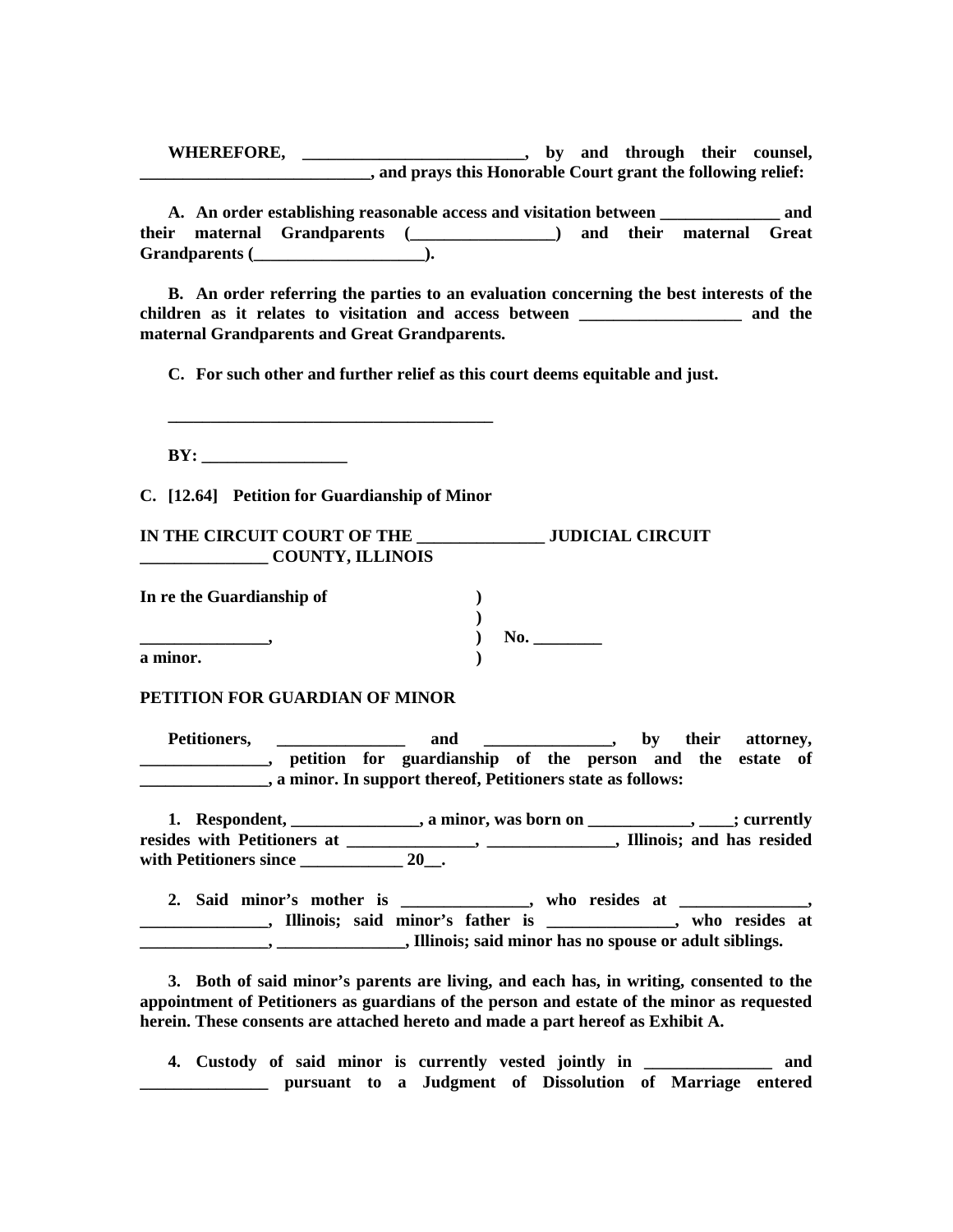**WHEREFORE, __________________________, by and through their counsel, ___________________________, and prays this Honorable Court grant the following relief:**

**A. An order establishing reasonable access and visitation between ______________ and their maternal Grandparents (_________________) and their maternal Great Grandparents (____________________).**

**B. An order referring the parties to an evaluation concerning the best interests of the children as it relates to visitation and access between ___________________ and the maternal Grandparents and Great Grandparents.**

**C. For such other and further relief as this court deems equitable and just.**

**_______________________________________**

**BY: _________________**

**C. [12.64] Petition for Guardianship of Minor**

**IN THE CIRCUIT COURT OF THE _______________ JUDICIAL CIRCUIT _______________ COUNTY, ILLINOIS**

**In re the Guardianship of )**
**)**
**_______________, ) No. ________**
**a minor. )**

**PETITION FOR GUARDIAN OF MINOR**

**Petitioners, _______________ and _______________, by their attorney, _______________, petition for guardianship of the person and the estate of _______________, a minor. In support thereof, Petitioners state as follows:**

**1. Respondent, _______________, a minor, was born on ____________, ____; currently resides with Petitioners at _______________, _______________, Illinois; and has resided with Petitioners since ____________ 20__.**

**2. Said minor's mother is _______________, who resides at _______________, _______________, Illinois; said minor's father is _______________, who resides at _______________, _______________, Illinois; said minor has no spouse or adult siblings.**

**3. Both of said minor's parents are living, and each has, in writing, consented to the appointment of Petitioners as guardians of the person and estate of the minor as requested herein. These consents are attached hereto and made a part hereof as Exhibit A.**

**4. Custody of said minor is currently vested jointly in _______________ and _______________ pursuant to a Judgment of Dissolution of Marriage entered**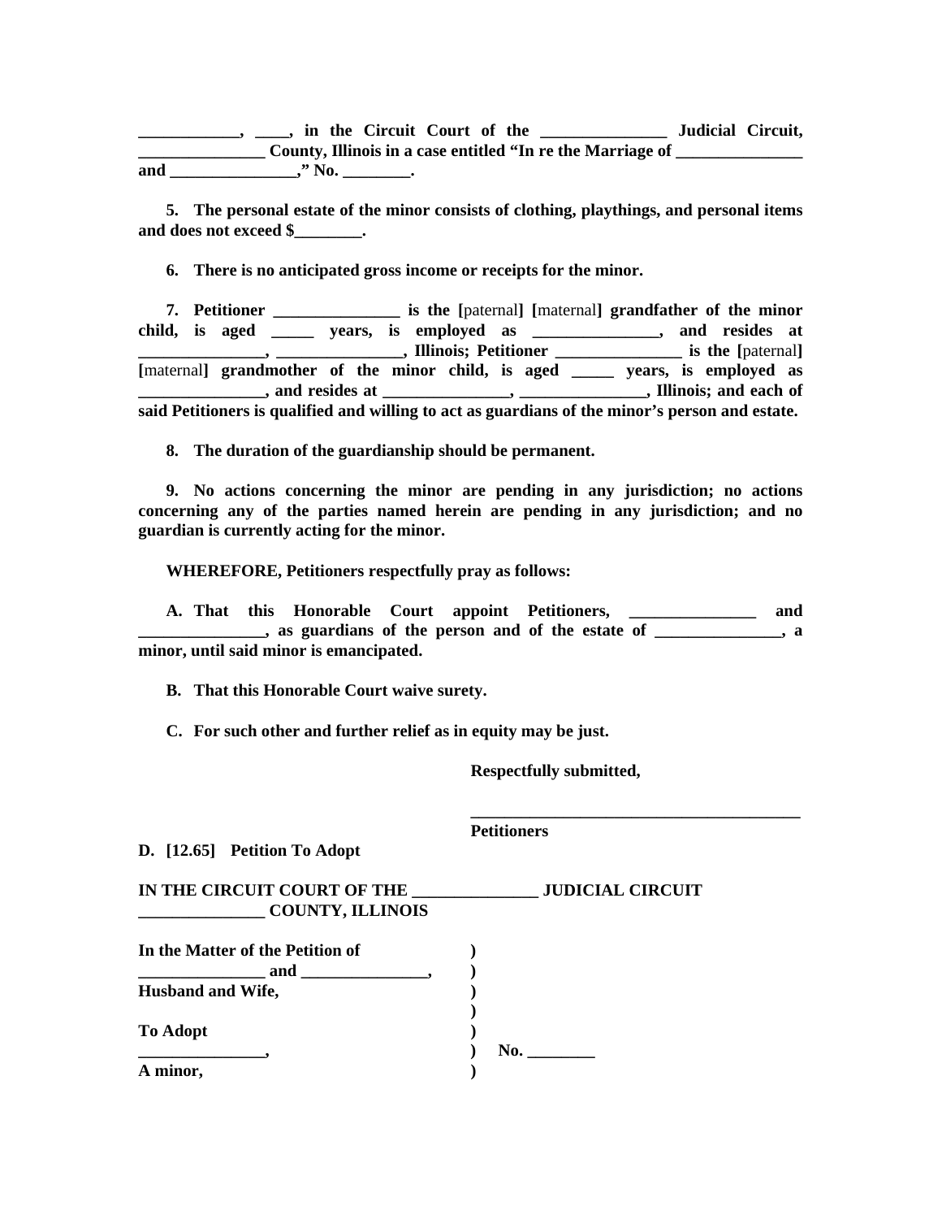**\_\_\_\_\_\_\_\_\_\_\_\_, \_\_\_\_, in the Circuit Court of the \_\_\_\_\_\_\_\_\_\_\_\_\_\_\_ Judicial Circuit, \_\_\_\_\_\_\_\_\_\_\_\_\_\_\_ County, Illinois in a case entitled "In re the Marriage of \_\_\_\_\_\_\_\_\_\_\_\_\_\_\_ and \_\_\_\_\_\_\_\_\_\_\_\_\_\_\_," No. \_\_\_\_\_\_\_\_.**

**5. The personal estate of the minor consists of clothing, playthings, and personal items and does not exceed $\_\_\_\_\_\_\_\_.**

**6. There is no anticipated gross income or receipts for the minor.**

**7. Petitioner \_\_\_\_\_\_\_\_\_\_\_\_\_\_\_ is the [**paternal**] [**maternal**] grandfather of the minor child, is aged \_\_\_\_\_ years, is employed as \_\_\_\_\_\_\_\_\_\_\_\_\_\_\_, and resides at \_\_\_\_\_\_\_\_\_\_\_\_\_\_\_, \_\_\_\_\_\_\_\_\_\_\_\_\_\_\_, Illinois; Petitioner \_\_\_\_\_\_\_\_\_\_\_\_\_\_\_ is the [**paternal**] [**maternal**] grandmother of the minor child, is aged \_\_\_\_\_ years, is employed as \_\_\_\_\_\_\_\_\_\_\_\_\_\_\_, and resides at \_\_\_\_\_\_\_\_\_\_\_\_\_\_\_, \_\_\_\_\_\_\_\_\_\_\_\_\_\_\_, Illinois; and each of said Petitioners is qualified and willing to act as guardians of the minor's person and estate.**

**8. The duration of the guardianship should be permanent.**

**9. No actions concerning the minor are pending in any jurisdiction; no actions concerning any of the parties named herein are pending in any jurisdiction; and no guardian is currently acting for the minor.**

**WHEREFORE, Petitioners respectfully pray as follows:**

**A. That this Honorable Court appoint Petitioners, \_\_\_\_\_\_\_\_\_\_\_\_\_\_\_ and \_\_\_\_\_\_\_\_\_\_\_\_\_\_\_, as guardians of the person and of the estate of \_\_\_\_\_\_\_\_\_\_\_\_\_\_\_, a minor, until said minor is emancipated.**

**B. That this Honorable Court waive surety.**

**C. For such other and further relief as in equity may be just.**

**Respectfully submitted,**

**\_\_\_\_\_\_\_\_\_\_\_\_\_\_\_\_\_\_\_\_\_\_\_\_\_\_\_\_\_\_\_\_\_\_\_\_\_\_\_\_**
**Petitioners**

### D. [12.65] Petition To Adopt

**IN THE CIRCUIT COURT OF THE \_\_\_\_\_\_\_\_\_\_\_\_\_\_\_ JUDICIAL CIRCUIT**
**\_\_\_\_\_\_\_\_\_\_\_\_\_\_\_ COUNTY, ILLINOIS**

**In the Matter of the Petition of )**
**\_\_\_\_\_\_\_\_\_\_\_\_\_\_\_ and \_\_\_\_\_\_\_\_\_\_\_\_\_\_\_, )**
**Husband and Wife, )**
**)**
**To Adopt )**
**\_\_\_\_\_\_\_\_\_\_\_\_\_\_\_, ) No. \_\_\_\_\_\_\_\_**
**A minor, )**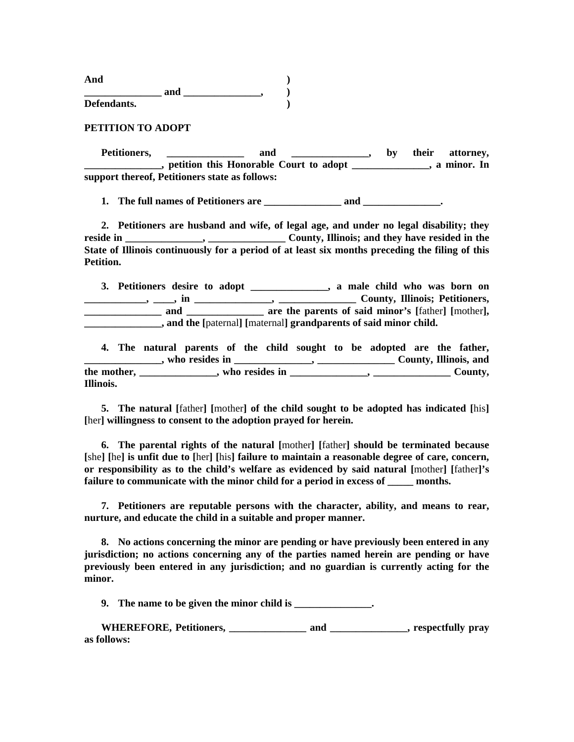**And )**
**_______________ and _______________, )**
**Defendants. )**

**PETITION TO ADOPT**

**Petitioners, _______________ and _______________, by their attorney, _______________, petition this Honorable Court to adopt _______________, a minor. In support thereof, Petitioners state as follows:**

1. **The full names of Petitioners are _______________ and _______________.**

2. **Petitioners are husband and wife, of legal age, and under no legal disability; they reside in _______________, _______________ County, Illinois; and they have resided in the State of Illinois continuously for a period of at least six months preceding the filing of this Petition.**

3. **Petitioners desire to adopt _______________, a male child who was born on ____________, ____, in _______________, _______________ County, Illinois; Petitioners, _______________ and _______________ are the parents of said minor's [**father**] [**mother**], _______________, and the [**paternal**] [**maternal**] grandparents of said minor child.**

4. **The natural parents of the child sought to be adopted are the father, _______________, who resides in _______________, _______________ County, Illinois, and the mother, _______________, who resides in _______________, _______________ County, Illinois.**

5. **The natural [**father**] [**mother**] of the child sought to be adopted has indicated [**his**] [**her**] willingness to consent to the adoption prayed for herein.**

6. **The parental rights of the natural [**mother**] [**father**] should be terminated because [**she**] [**he**] is unfit due to [**her**] [**his**] failure to maintain a reasonable degree of care, concern, or responsibility as to the child's welfare as evidenced by said natural [**mother**] [**father**]'s failure to communicate with the minor child for a period in excess of _____ months.**

7. **Petitioners are reputable persons with the character, ability, and means to rear, nurture, and educate the child in a suitable and proper manner.**

8. **No actions concerning the minor are pending or have previously been entered in any jurisdiction; no actions concerning any of the parties named herein are pending or have previously been entered in any jurisdiction; and no guardian is currently acting for the minor.**

9. **The name to be given the minor child is _______________.**

**WHEREFORE, Petitioners, _______________ and _______________, respectfully pray as follows:**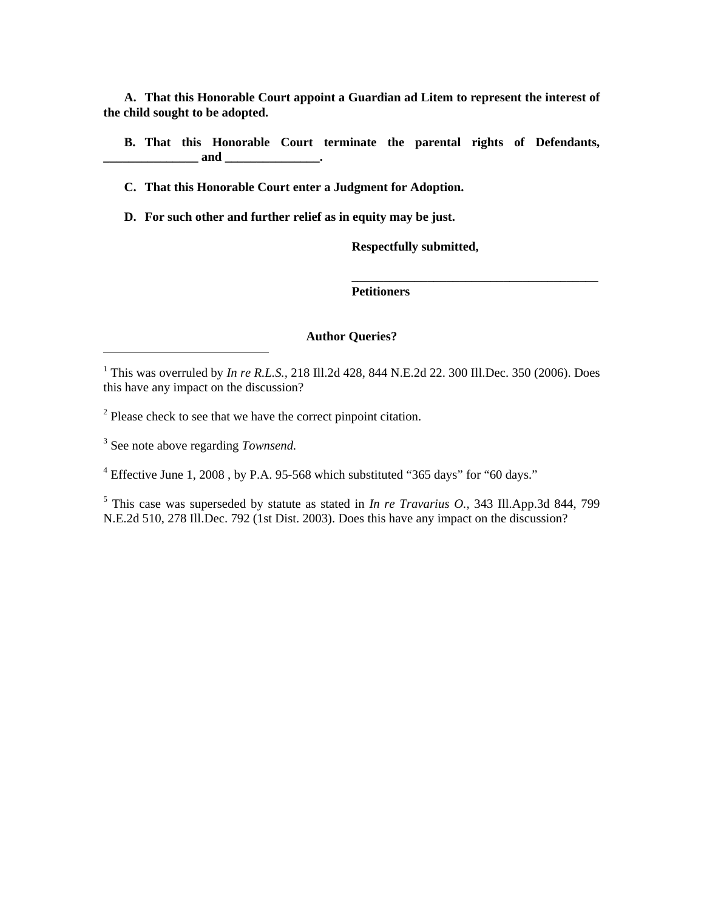**A. That this Honorable Court appoint a Guardian ad Litem to represent the interest of the child sought to be adopted.**

**B. That this Honorable Court terminate the parental rights of Defendants, _______________ and _______________.**

**C. That this Honorable Court enter a Judgment for Adoption.**

**D. For such other and further relief as in equity may be just.**

**Respectfully submitted,**

**________________________________________**
**Petitioners**

**Author Queries?**

---

[1] This was overruled by *In re R.L.S.*, 218 Ill.2d 428, 844 N.E.2d 22. 300 Ill.Dec. 350 (2006). Does this have any impact on the discussion?

[2] Please check to see that we have the correct pinpoint citation.

[3] See note above regarding *Townsend.*

[4] Effective June 1, 2008 , by P.A. 95-568 which substituted "365 days" for "60 days."

[5] This case was superseded by statute as stated in *In re Travarius O.*, 343 Ill.App.3d 844, 799 N.E.2d 510, 278 Ill.Dec. 792 (1st Dist. 2003). Does this have any impact on the discussion?